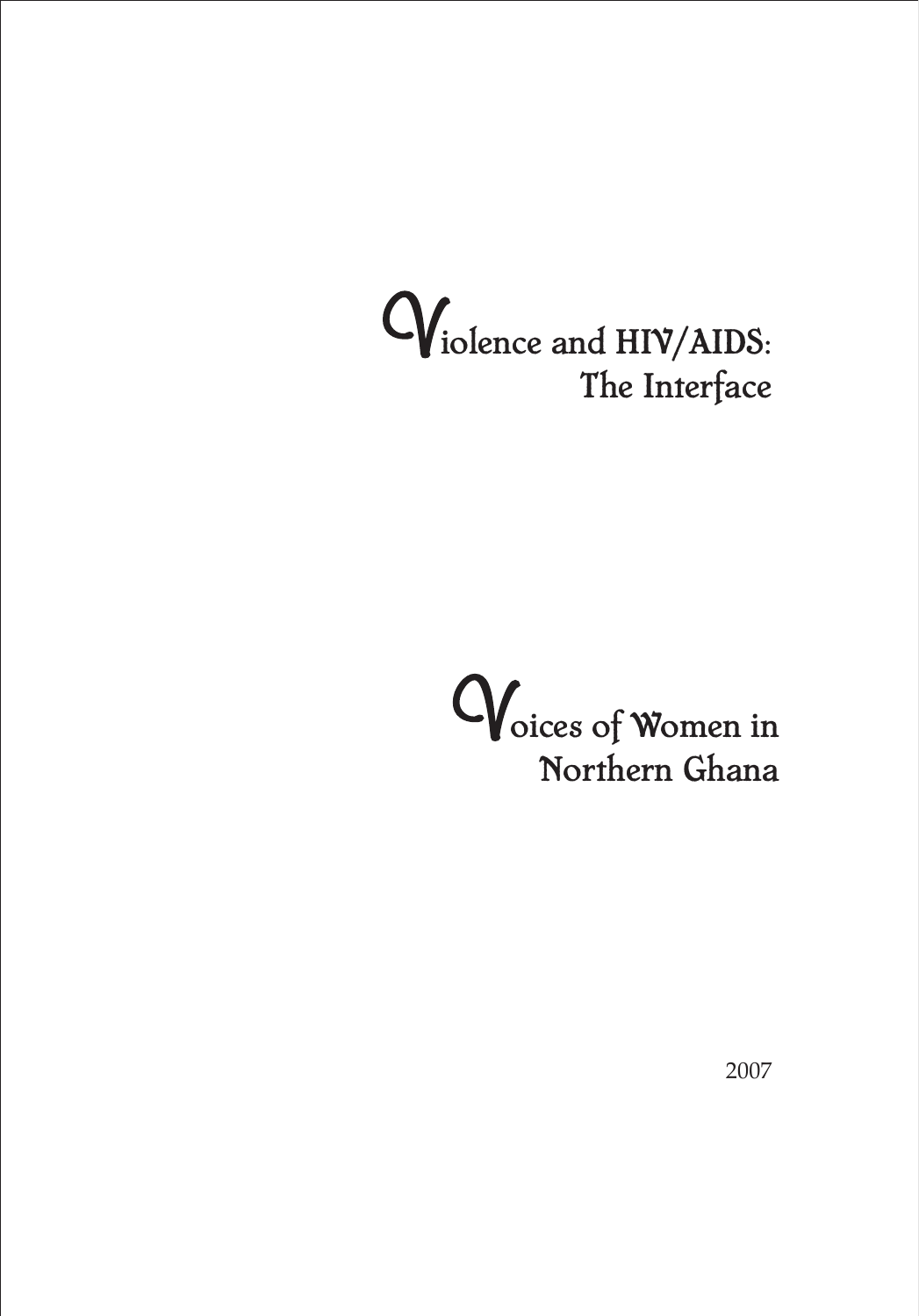# Violence and HIV/AIDS: The Interface

## Voices of Women in Northern Ghana

2007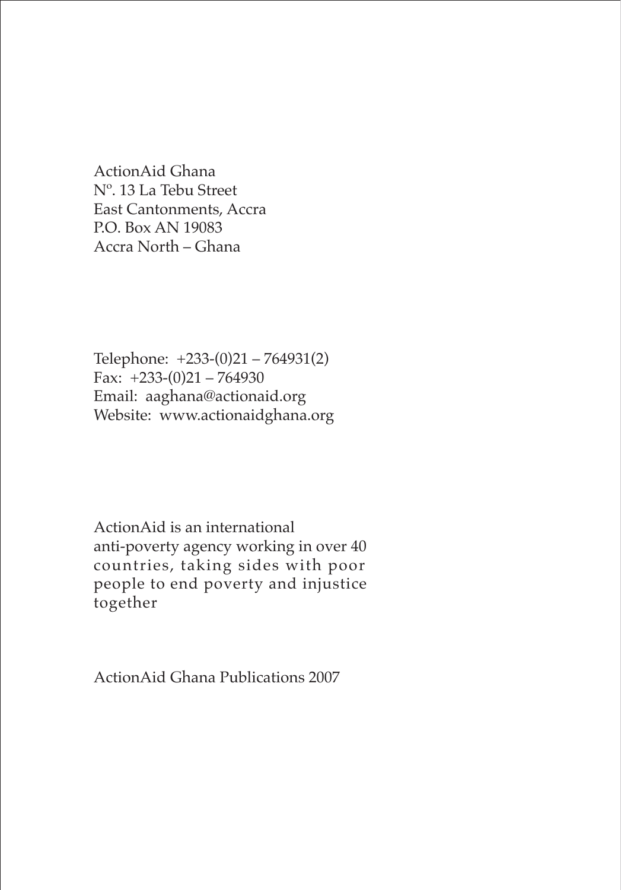ActionAid Ghana
Nº. 13 La Tebu Street
East Cantonments, Accra
P.O. Box AN 19083
Accra North – Ghana

Telephone: +233-(0)21 – 764931(2)
Fax: +233-(0)21 – 764930
Email: aaghana@actionaid.org
Website: www.actionaidghana.org

ActionAid is an international anti-poverty agency working in over 40 countries, taking sides with poor people to end poverty and injustice together

ActionAid Ghana Publications 2007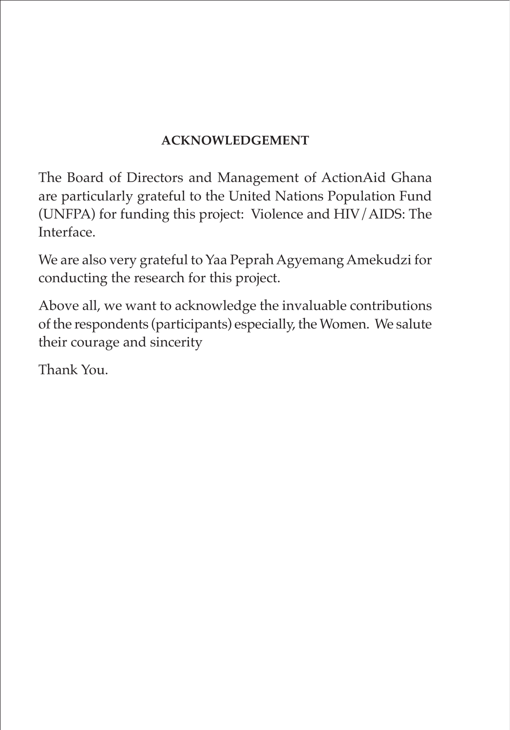# ACKNOWLEDGEMENT

The Board of Directors and Management of ActionAid Ghana are particularly grateful to the United Nations Population Fund (UNFPA) for funding this project: Violence and HIV/AIDS: The Interface.

We are also very grateful to Yaa Peprah Agyemang Amekudzi for conducting the research for this project.

Above all, we want to acknowledge the invaluable contributions of the respondents (participants) especially, the Women. We salute their courage and sincerity

Thank You.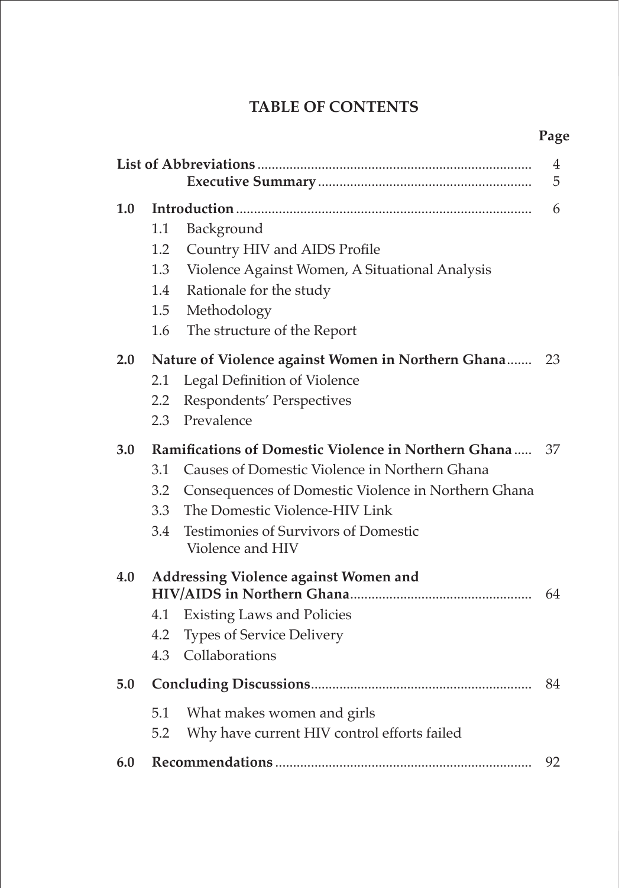# TABLE OF CONTENTS

| | | Page |
|---|---|---|
| | **List of Abbreviations** | 4 |
| | **Executive Summary** | 5 |
| **1.0** | **Introduction** | 6 |
| | 1.1 Background | |
| | 1.2 Country HIV and AIDS Profile | |
| | 1.3 Violence Against Women, A Situational Analysis | |
| | 1.4 Rationale for the study | |
| | 1.5 Methodology | |
| | 1.6 The structure of the Report | |
| **2.0** | **Nature of Violence against Women in Northern Ghana** | 23 |
| | 2.1 Legal Definition of Violence | |
| | 2.2 Respondents' Perspectives | |
| | 2.3 Prevalence | |
| **3.0** | **Ramifications of Domestic Violence in Northern Ghana** | 37 |
| | 3.1 Causes of Domestic Violence in Northern Ghana | |
| | 3.2 Consequences of Domestic Violence in Northern Ghana | |
| | 3.3 The Domestic Violence-HIV Link | |
| | 3.4 Testimonies of Survivors of Domestic Violence and HIV | |
| **4.0** | **Addressing Violence against Women and HIV/AIDS in Northern Ghana** | 64 |
| | 4.1 Existing Laws and Policies | |
| | 4.2 Types of Service Delivery | |
| | 4.3 Collaborations | |
| **5.0** | **Concluding Discussions** | 84 |
| | 5.1 What makes women and girls | |
| | 5.2 Why have current HIV control efforts failed | |
| **6.0** | **Recommendations** | 92 |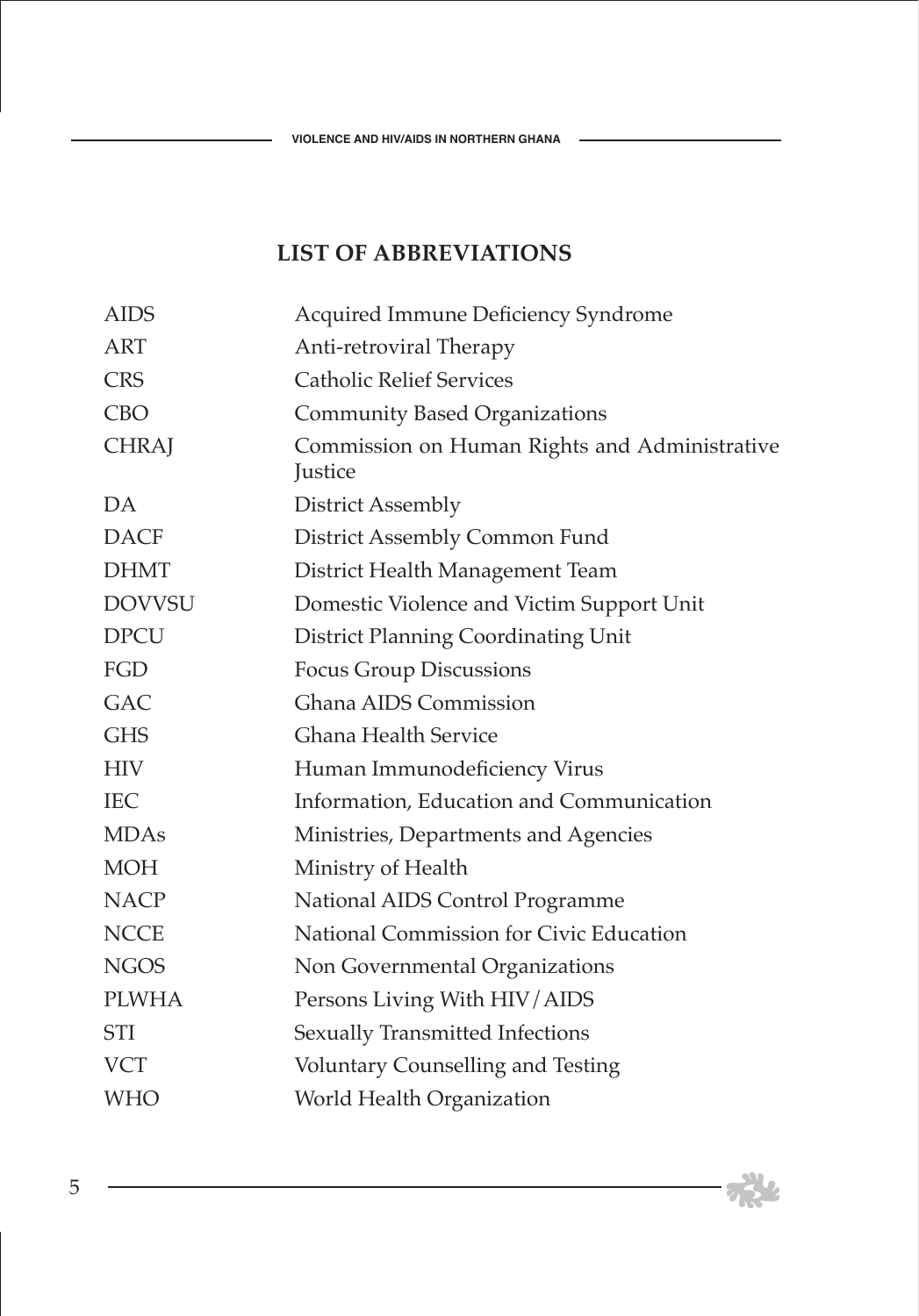## LIST OF ABBREVIATIONS

| | |
|---|---|
| AIDS | Acquired Immune Deficiency Syndrome |
| ART | Anti-retroviral Therapy |
| CRS | Catholic Relief Services |
| CBO | Community Based Organizations |
| CHRAJ | Commission on Human Rights and Administrative Justice |
| DA | District Assembly |
| DACF | District Assembly Common Fund |
| DHMT | District Health Management Team |
| DOVVSU | Domestic Violence and Victim Support Unit |
| DPCU | District Planning Coordinating Unit |
| FGD | Focus Group Discussions |
| GAC | Ghana AIDS Commission |
| GHS | Ghana Health Service |
| HIV | Human Immunodeficiency Virus |
| IEC | Information, Education and Communication |
| MDAs | Ministries, Departments and Agencies |
| MOH | Ministry of Health |
| NACP | National AIDS Control Programme |
| NCCE | National Commission for Civic Education |
| NGOS | Non Governmental Organizations |
| PLWHA | Persons Living With HIV/AIDS |
| STI | Sexually Transmitted Infections |
| VCT | Voluntary Counselling and Testing |
| WHO | World Health Organization |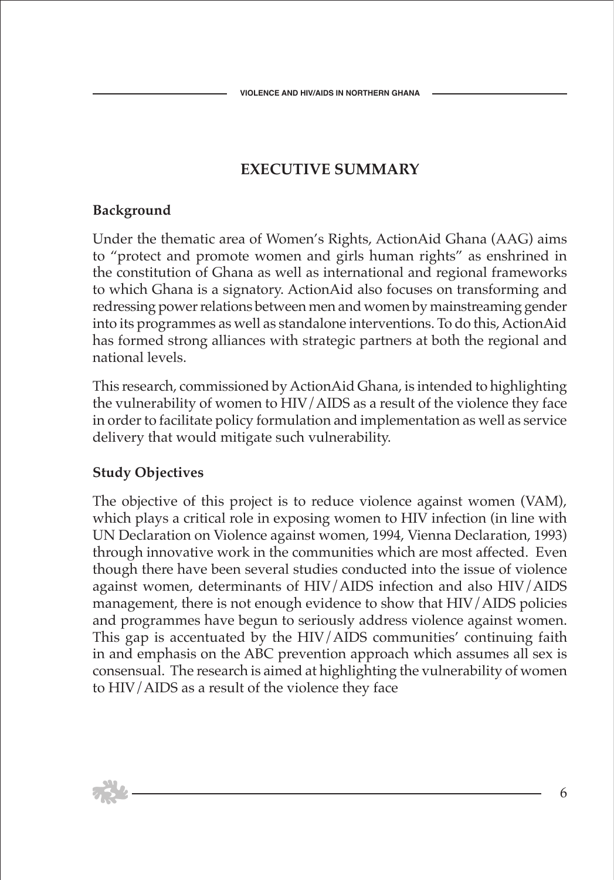# EXECUTIVE SUMMARY

## Background

Under the thematic area of Women's Rights, ActionAid Ghana (AAG) aims to "protect and promote women and girls human rights" as enshrined in the constitution of Ghana as well as international and regional frameworks to which Ghana is a signatory. ActionAid also focuses on transforming and redressing power relations between men and women by mainstreaming gender into its programmes as well as standalone interventions. To do this, ActionAid has formed strong alliances with strategic partners at both the regional and national levels.

This research, commissioned by ActionAid Ghana, is intended to highlighting the vulnerability of women to HIV/AIDS as a result of the violence they face in order to facilitate policy formulation and implementation as well as service delivery that would mitigate such vulnerability.

## Study Objectives

The objective of this project is to reduce violence against women (VAM), which plays a critical role in exposing women to HIV infection (in line with UN Declaration on Violence against women, 1994, Vienna Declaration, 1993) through innovative work in the communities which are most affected. Even though there have been several studies conducted into the issue of violence against women, determinants of HIV/AIDS infection and also HIV/AIDS management, there is not enough evidence to show that HIV/AIDS policies and programmes have begun to seriously address violence against women. This gap is accentuated by the HIV/AIDS communities' continuing faith in and emphasis on the ABC prevention approach which assumes all sex is consensual. The research is aimed at highlighting the vulnerability of women to HIV/AIDS as a result of the violence they face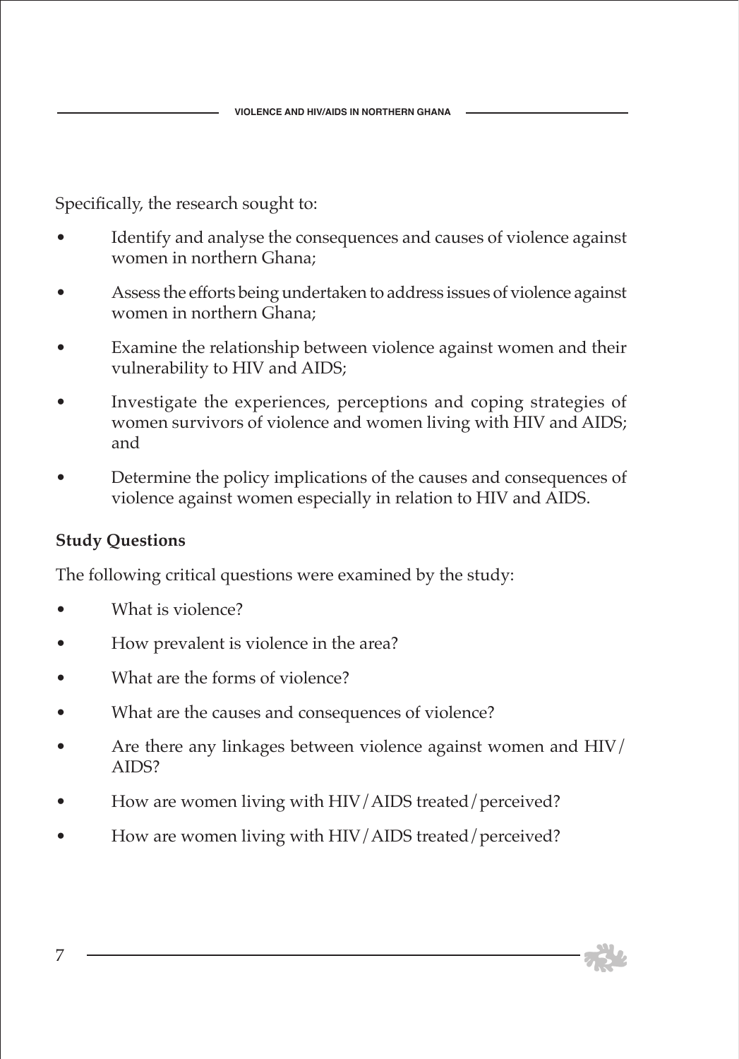Specifically, the research sought to:

- Identify and analyse the consequences and causes of violence against women in northern Ghana;
- Assess the efforts being undertaken to address issues of violence against women in northern Ghana;
- Examine the relationship between violence against women and their vulnerability to HIV and AIDS;
- Investigate the experiences, perceptions and coping strategies of women survivors of violence and women living with HIV and AIDS; and
- Determine the policy implications of the causes and consequences of violence against women especially in relation to HIV and AIDS.

**Study Questions**

The following critical questions were examined by the study:

- What is violence?
- How prevalent is violence in the area?
- What are the forms of violence?
- What are the causes and consequences of violence?
- Are there any linkages between violence against women and HIV/AIDS?
- How are women living with HIV/AIDS treated/perceived?
- How are women living with HIV/AIDS treated/perceived?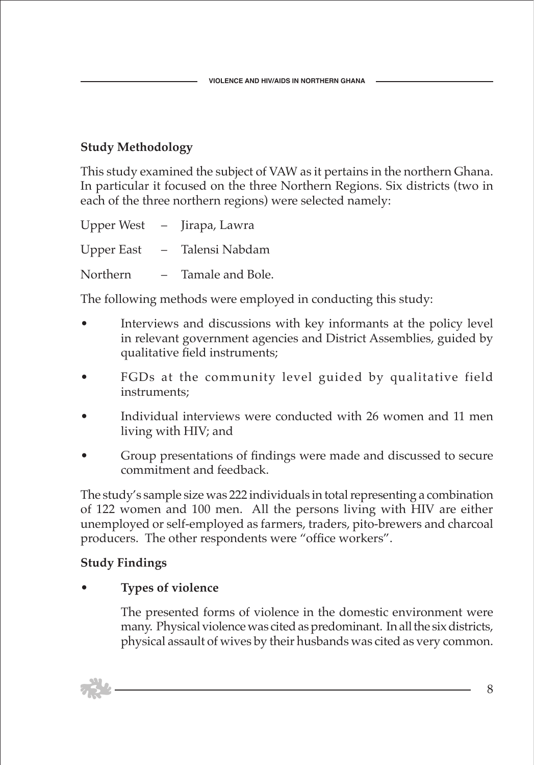## Study Methodology

This study examined the subject of VAW as it pertains in the northern Ghana. In particular it focused on the three Northern Regions. Six districts (two in each of the three northern regions) were selected namely:

Upper West – Jirapa, Lawra

Upper East – Talensi Nabdam

Northern – Tamale and Bole.

The following methods were employed in conducting this study:

- Interviews and discussions with key informants at the policy level in relevant government agencies and District Assemblies, guided by qualitative field instruments;
- FGDs at the community level guided by qualitative field instruments;
- Individual interviews were conducted with 26 women and 11 men living with HIV; and
- Group presentations of findings were made and discussed to secure commitment and feedback.

The study's sample size was 222 individuals in total representing a combination of 122 women and 100 men. All the persons living with HIV are either unemployed or self-employed as farmers, traders, pito-brewers and charcoal producers. The other respondents were "office workers".

## Study Findings

- **Types of violence**

  The presented forms of violence in the domestic environment were many. Physical violence was cited as predominant. In all the six districts, physical assault of wives by their husbands was cited as very common.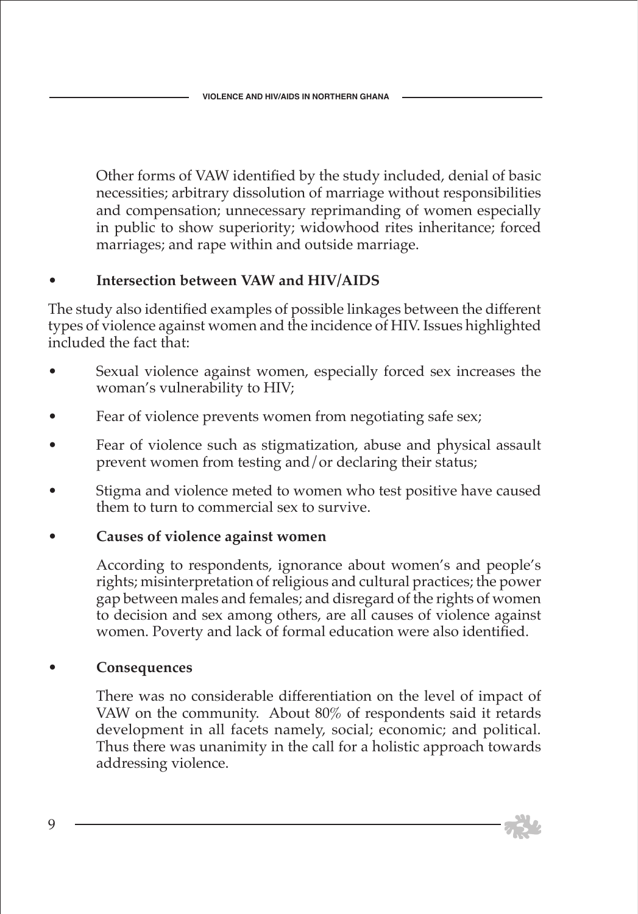Other forms of VAW identified by the study included, denial of basic necessities; arbitrary dissolution of marriage without responsibilities and compensation; unnecessary reprimanding of women especially in public to show superiority; widowhood rites inheritance; forced marriages; and rape within and outside marriage.

- **Intersection between VAW and HIV/AIDS**

The study also identified examples of possible linkages between the different types of violence against women and the incidence of HIV. Issues highlighted included the fact that:

- Sexual violence against women, especially forced sex increases the woman's vulnerability to HIV;
- Fear of violence prevents women from negotiating safe sex;
- Fear of violence such as stigmatization, abuse and physical assault prevent women from testing and/or declaring their status;
- Stigma and violence meted to women who test positive have caused them to turn to commercial sex to survive.

- **Causes of violence against women**

According to respondents, ignorance about women's and people's rights; misinterpretation of religious and cultural practices; the power gap between males and females; and disregard of the rights of women to decision and sex among others, are all causes of violence against women. Poverty and lack of formal education were also identified.

- **Consequences**

There was no considerable differentiation on the level of impact of VAW on the community. About 80% of respondents said it retards development in all facets namely, social; economic; and political. Thus there was unanimity in the call for a holistic approach towards addressing violence.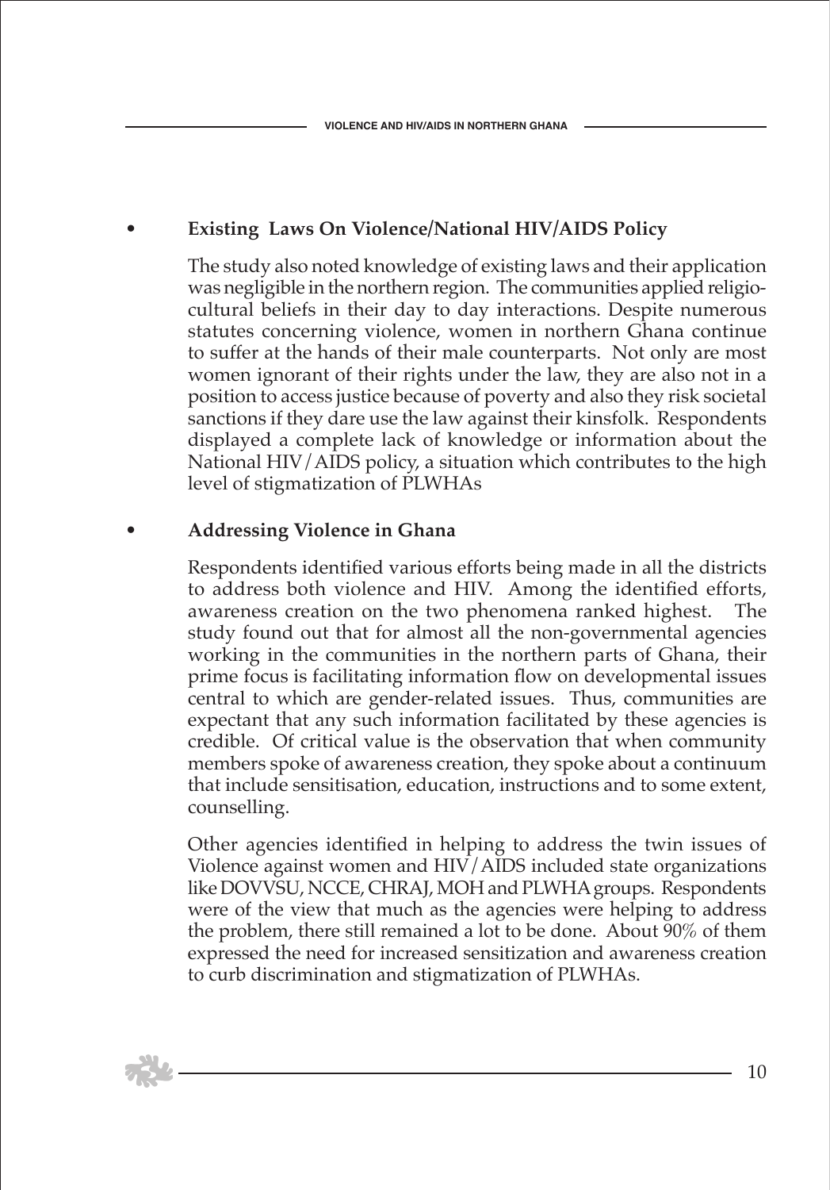- **Existing Laws On Violence/National HIV/AIDS Policy**

  The study also noted knowledge of existing laws and their application was negligible in the northern region. The communities applied religio-cultural beliefs in their day to day interactions. Despite numerous statutes concerning violence, women in northern Ghana continue to suffer at the hands of their male counterparts. Not only are most women ignorant of their rights under the law, they are also not in a position to access justice because of poverty and also they risk societal sanctions if they dare use the law against their kinsfolk. Respondents displayed a complete lack of knowledge or information about the National HIV/AIDS policy, a situation which contributes to the high level of stigmatization of PLWHAs

- **Addressing Violence in Ghana**

  Respondents identified various efforts being made in all the districts to address both violence and HIV. Among the identified efforts, awareness creation on the two phenomena ranked highest. The study found out that for almost all the non-governmental agencies working in the communities in the northern parts of Ghana, their prime focus is facilitating information flow on developmental issues central to which are gender-related issues. Thus, communities are expectant that any such information facilitated by these agencies is credible. Of critical value is the observation that when community members spoke of awareness creation, they spoke about a continuum that include sensitisation, education, instructions and to some extent, counselling.

  Other agencies identified in helping to address the twin issues of Violence against women and HIV/AIDS included state organizations like DOVVSU, NCCE, CHRAJ, MOH and PLWHA groups. Respondents were of the view that much as the agencies were helping to address the problem, there still remained a lot to be done. About 90% of them expressed the need for increased sensitization and awareness creation to curb discrimination and stigmatization of PLWHAs.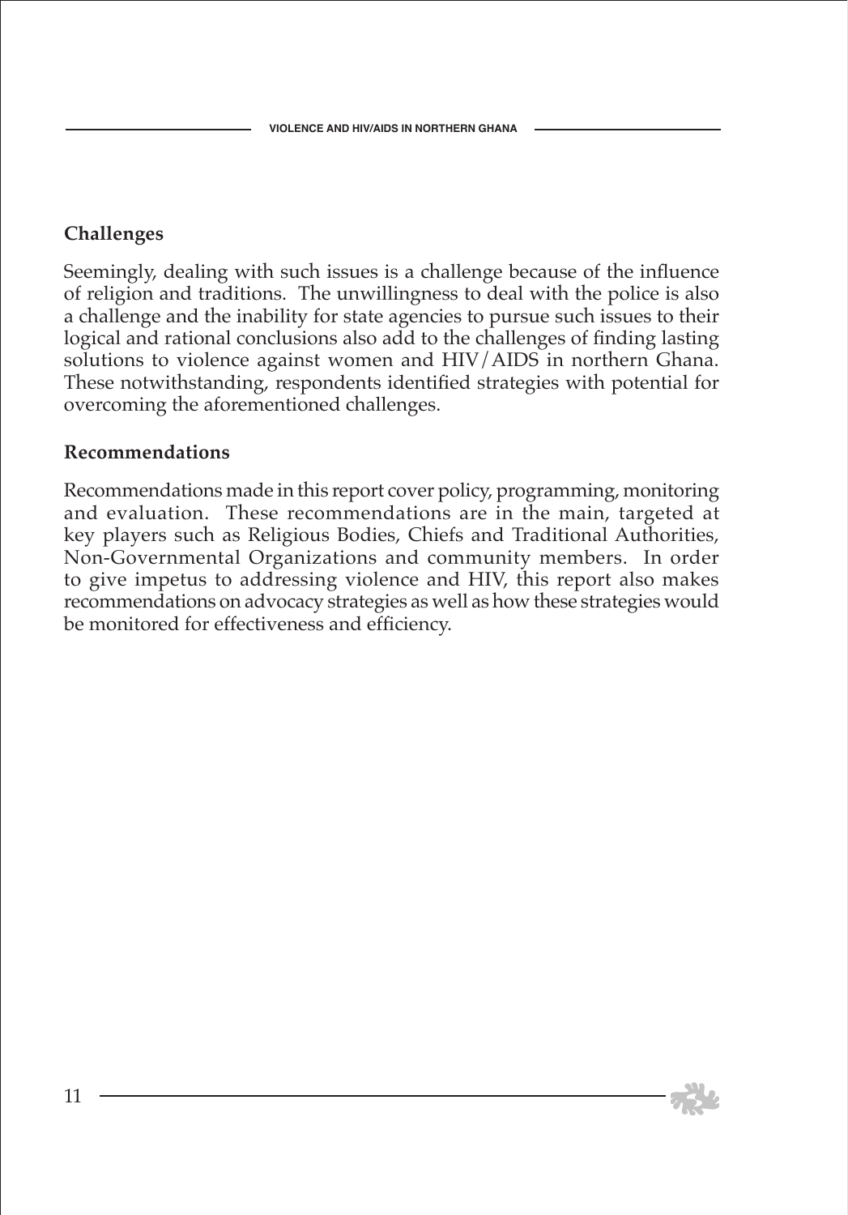## Challenges

Seemingly, dealing with such issues is a challenge because of the influence of religion and traditions. The unwillingness to deal with the police is also a challenge and the inability for state agencies to pursue such issues to their logical and rational conclusions also add to the challenges of finding lasting solutions to violence against women and HIV/AIDS in northern Ghana. These notwithstanding, respondents identified strategies with potential for overcoming the aforementioned challenges.

## Recommendations

Recommendations made in this report cover policy, programming, monitoring and evaluation. These recommendations are in the main, targeted at key players such as Religious Bodies, Chiefs and Traditional Authorities, Non-Governmental Organizations and community members. In order to give impetus to addressing violence and HIV, this report also makes recommendations on advocacy strategies as well as how these strategies would be monitored for effectiveness and efficiency.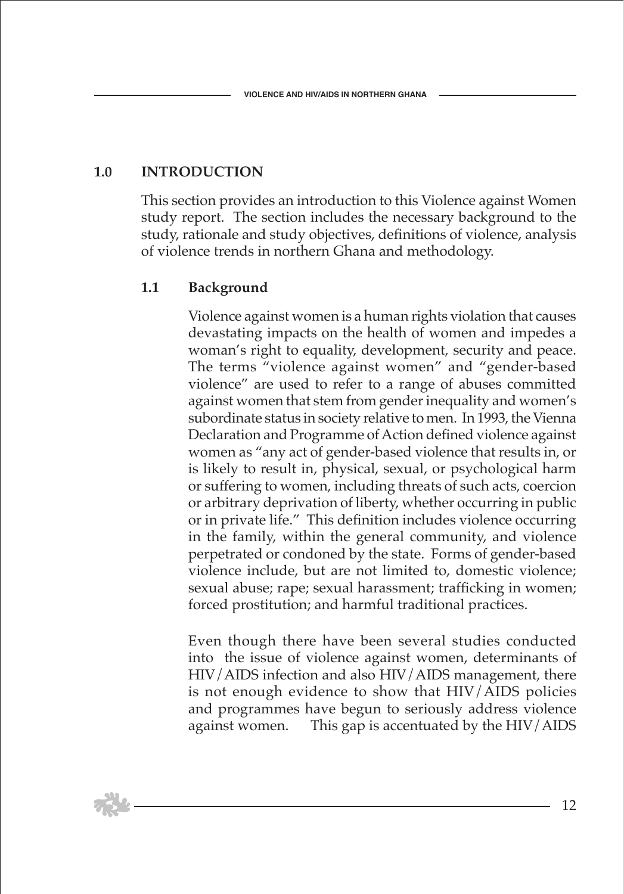# 1.0 INTRODUCTION

This section provides an introduction to this Violence against Women study report. The section includes the necessary background to the study, rationale and study objectives, definitions of violence, analysis of violence trends in northern Ghana and methodology.

## 1.1 Background

Violence against women is a human rights violation that causes devastating impacts on the health of women and impedes a woman's right to equality, development, security and peace. The terms "violence against women" and "gender-based violence" are used to refer to a range of abuses committed against women that stem from gender inequality and women's subordinate status in society relative to men. In 1993, the Vienna Declaration and Programme of Action defined violence against women as "any act of gender-based violence that results in, or is likely to result in, physical, sexual, or psychological harm or suffering to women, including threats of such acts, coercion or arbitrary deprivation of liberty, whether occurring in public or in private life." This definition includes violence occurring in the family, within the general community, and violence perpetrated or condoned by the state. Forms of gender-based violence include, but are not limited to, domestic violence; sexual abuse; rape; sexual harassment; trafficking in women; forced prostitution; and harmful traditional practices.

Even though there have been several studies conducted into the issue of violence against women, determinants of HIV/AIDS infection and also HIV/AIDS management, there is not enough evidence to show that HIV/AIDS policies and programmes have begun to seriously address violence against women. This gap is accentuated by the HIV/AIDS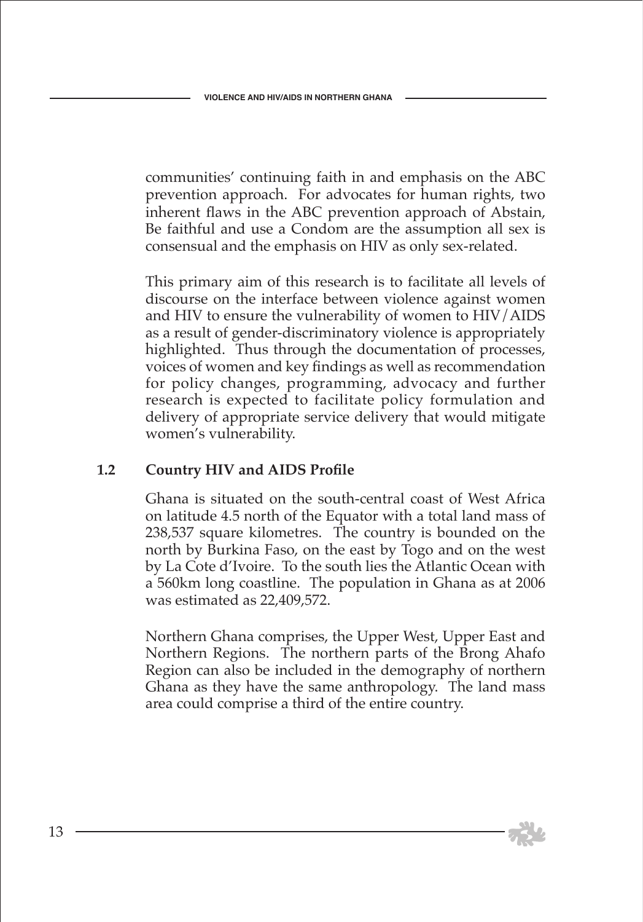communities' continuing faith in and emphasis on the ABC prevention approach. For advocates for human rights, two inherent flaws in the ABC prevention approach of Abstain, Be faithful and use a Condom are the assumption all sex is consensual and the emphasis on HIV as only sex-related.

This primary aim of this research is to facilitate all levels of discourse on the interface between violence against women and HIV to ensure the vulnerability of women to HIV/AIDS as a result of gender-discriminatory violence is appropriately highlighted. Thus through the documentation of processes, voices of women and key findings as well as recommendation for policy changes, programming, advocacy and further research is expected to facilitate policy formulation and delivery of appropriate service delivery that would mitigate women's vulnerability.

### 1.2 Country HIV and AIDS Profile

Ghana is situated on the south-central coast of West Africa on latitude 4.5 north of the Equator with a total land mass of 238,537 square kilometres. The country is bounded on the north by Burkina Faso, on the east by Togo and on the west by La Cote d'Ivoire. To the south lies the Atlantic Ocean with a 560km long coastline. The population in Ghana as at 2006 was estimated as 22,409,572.

Northern Ghana comprises, the Upper West, Upper East and Northern Regions. The northern parts of the Brong Ahafo Region can also be included in the demography of northern Ghana as they have the same anthropology. The land mass area could comprise a third of the entire country.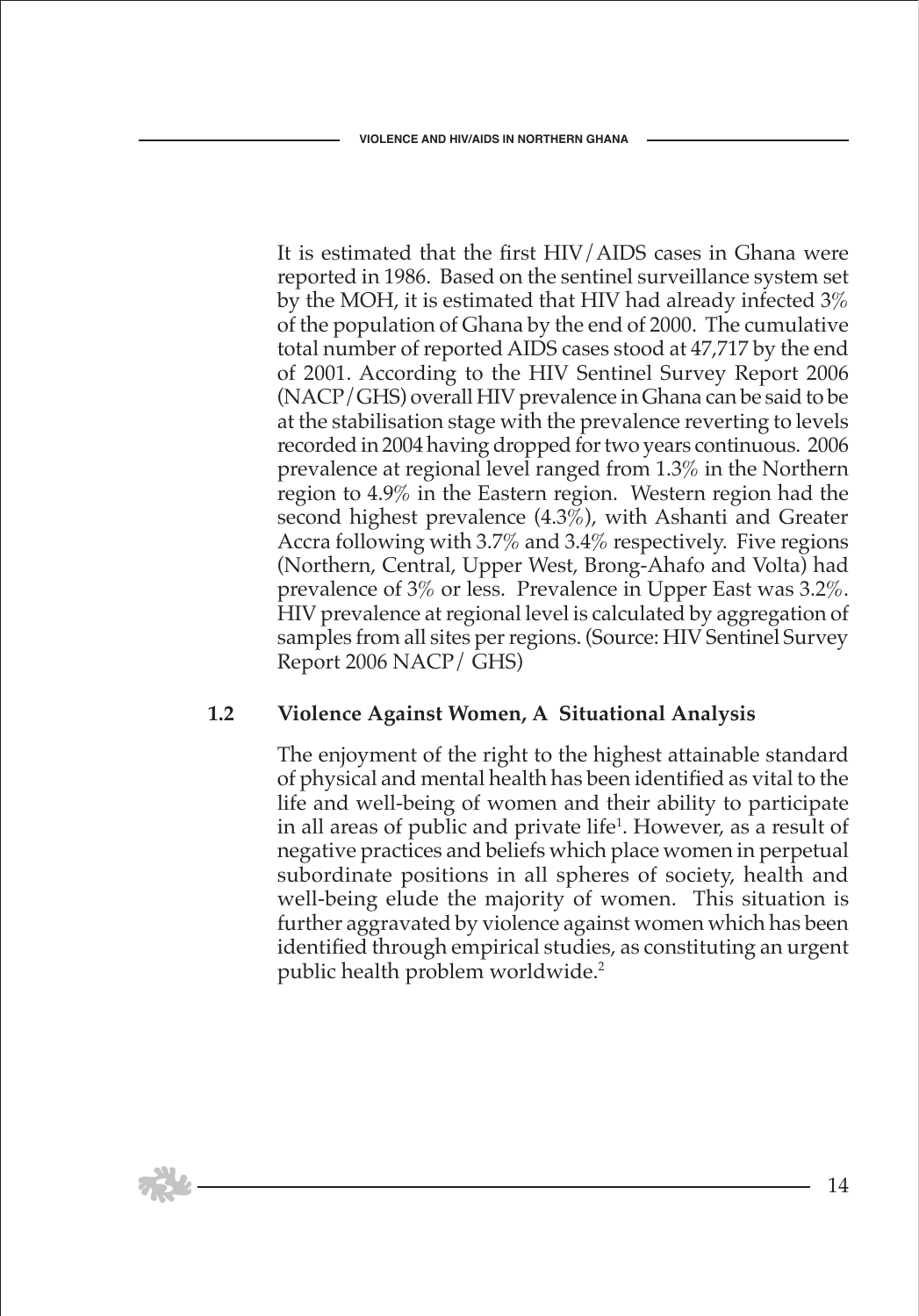It is estimated that the first HIV/AIDS cases in Ghana were reported in 1986. Based on the sentinel surveillance system set by the MOH, it is estimated that HIV had already infected 3% of the population of Ghana by the end of 2000. The cumulative total number of reported AIDS cases stood at 47,717 by the end of 2001. According to the HIV Sentinel Survey Report 2006 (NACP/GHS) overall HIV prevalence in Ghana can be said to be at the stabilisation stage with the prevalence reverting to levels recorded in 2004 having dropped for two years continuous. 2006 prevalence at regional level ranged from 1.3% in the Northern region to 4.9% in the Eastern region. Western region had the second highest prevalence (4.3%), with Ashanti and Greater Accra following with 3.7% and 3.4% respectively. Five regions (Northern, Central, Upper West, Brong-Ahafo and Volta) had prevalence of 3% or less. Prevalence in Upper East was 3.2%. HIV prevalence at regional level is calculated by aggregation of samples from all sites per regions. (Source: HIV Sentinel Survey Report 2006 NACP/ GHS)

## 1.2 Violence Against Women, A Situational Analysis

The enjoyment of the right to the highest attainable standard of physical and mental health has been identified as vital to the life and well-being of women and their ability to participate in all areas of public and private life[1]. However, as a result of negative practices and beliefs which place women in perpetual subordinate positions in all spheres of society, health and well-being elude the majority of women. This situation is further aggravated by violence against women which has been identified through empirical studies, as constituting an urgent public health problem worldwide.[2]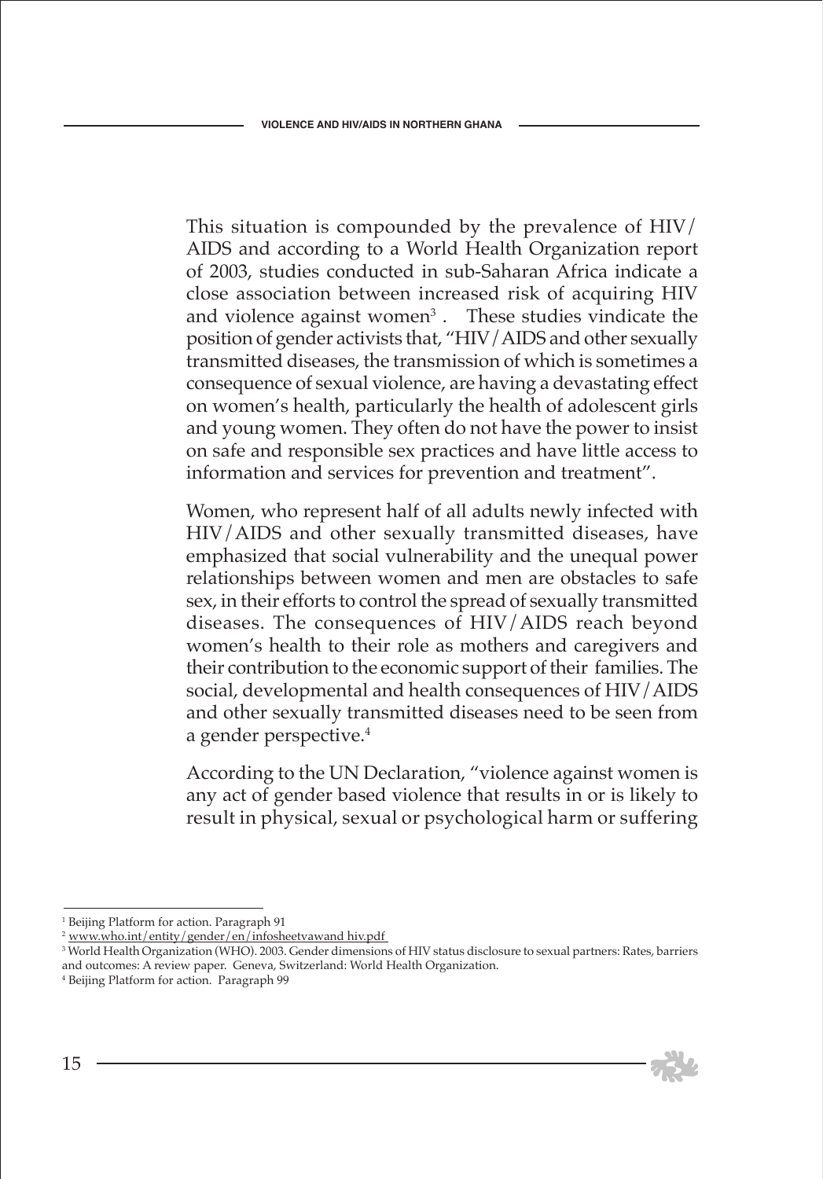This situation is compounded by the prevalence of HIV/AIDS and according to a World Health Organization report of 2003, studies conducted in sub-Saharan Africa indicate a close association between increased risk of acquiring HIV and violence against women[3]. These studies vindicate the position of gender activists that, "HIV/AIDS and other sexually transmitted diseases, the transmission of which is sometimes a consequence of sexual violence, are having a devastating effect on women's health, particularly the health of adolescent girls and young women. They often do not have the power to insist on safe and responsible sex practices and have little access to information and services for prevention and treatment".

Women, who represent half of all adults newly infected with HIV/AIDS and other sexually transmitted diseases, have emphasized that social vulnerability and the unequal power relationships between women and men are obstacles to safe sex, in their efforts to control the spread of sexually transmitted diseases. The consequences of HIV/AIDS reach beyond women's health to their role as mothers and caregivers and their contribution to the economic support of their families. The social, developmental and health consequences of HIV/AIDS and other sexually transmitted diseases need to be seen from a gender perspective.[4]

According to the UN Declaration, "violence against women is any act of gender based violence that results in or is likely to result in physical, sexual or psychological harm or suffering

---

[1] Beijing Platform for action. Paragraph 91

[2] www.who.int/entity/gender/en/infosheetvawand hiv.pdf

[3] World Health Organization (WHO). 2003. Gender dimensions of HIV status disclosure to sexual partners: Rates, barriers and outcomes: A review paper. Geneva, Switzerland: World Health Organization.

[4] Beijing Platform for action. Paragraph 99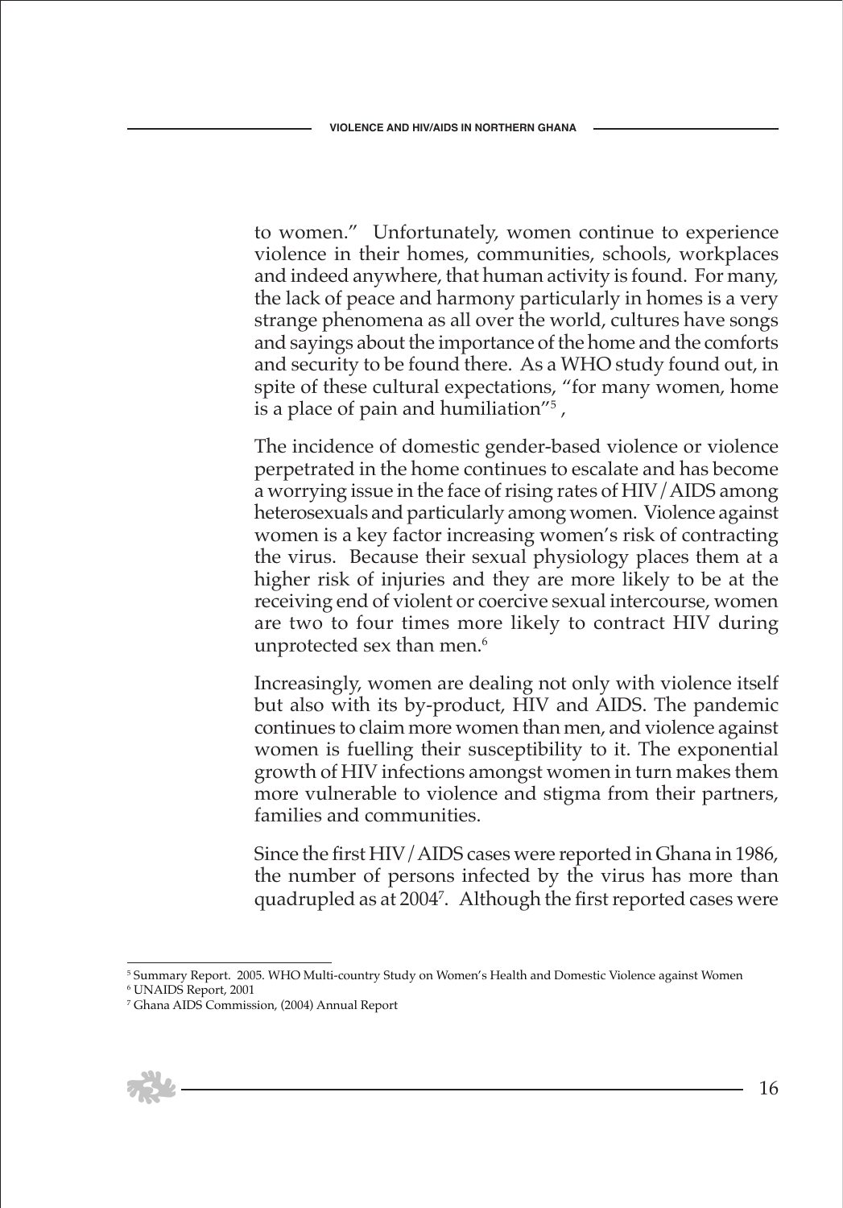to women." Unfortunately, women continue to experience violence in their homes, communities, schools, workplaces and indeed anywhere, that human activity is found. For many, the lack of peace and harmony particularly in homes is a very strange phenomena as all over the world, cultures have songs and sayings about the importance of the home and the comforts and security to be found there. As a WHO study found out, in spite of these cultural expectations, "for many women, home is a place of pain and humiliation"[5] ,

The incidence of domestic gender-based violence or violence perpetrated in the home continues to escalate and has become a worrying issue in the face of rising rates of HIV/AIDS among heterosexuals and particularly among women. Violence against women is a key factor increasing women's risk of contracting the virus. Because their sexual physiology places them at a higher risk of injuries and they are more likely to be at the receiving end of violent or coercive sexual intercourse, women are two to four times more likely to contract HIV during unprotected sex than men.[6]

Increasingly, women are dealing not only with violence itself but also with its by-product, HIV and AIDS. The pandemic continues to claim more women than men, and violence against women is fuelling their susceptibility to it. The exponential growth of HIV infections amongst women in turn makes them more vulnerable to violence and stigma from their partners, families and communities.

Since the first HIV/AIDS cases were reported in Ghana in 1986, the number of persons infected by the virus has more than quadrupled as at 2004[7]. Although the first reported cases were

---

[5] Summary Report. 2005. WHO Multi-country Study on Women's Health and Domestic Violence against Women

[6] UNAIDS Report, 2001

[7] Ghana AIDS Commission, (2004) Annual Report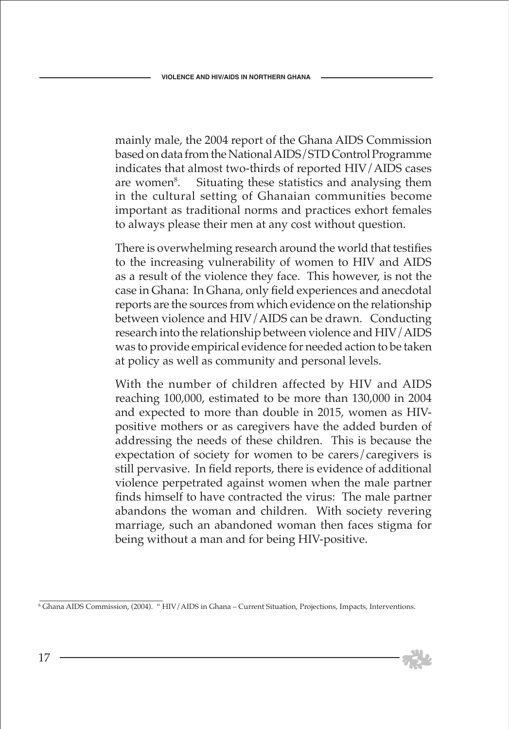mainly male, the 2004 report of the Ghana AIDS Commission based on data from the National AIDS/STD Control Programme indicates that almost two-thirds of reported HIV/AIDS cases are women[8]. Situating these statistics and analysing them in the cultural setting of Ghanaian communities become important as traditional norms and practices exhort females to always please their men at any cost without question.

There is overwhelming research around the world that testifies to the increasing vulnerability of women to HIV and AIDS as a result of the violence they face. This however, is not the case in Ghana: In Ghana, only field experiences and anecdotal reports are the sources from which evidence on the relationship between violence and HIV/AIDS can be drawn. Conducting research into the relationship between violence and HIV/AIDS was to provide empirical evidence for needed action to be taken at policy as well as community and personal levels.

With the number of children affected by HIV and AIDS reaching 100,000, estimated to be more than 130,000 in 2004 and expected to more than double in 2015, women as HIV-positive mothers or as caregivers have the added burden of addressing the needs of these children. This is because the expectation of society for women to be carers/caregivers is still pervasive. In field reports, there is evidence of additional violence perpetrated against women when the male partner finds himself to have contracted the virus: The male partner abandons the woman and children. With society revering marriage, such an abandoned woman then faces stigma for being without a man and for being HIV-positive.

[8] Ghana AIDS Commission, (2004). " HIV/AIDS in Ghana – Current Situation, Projections, Impacts, Interventions.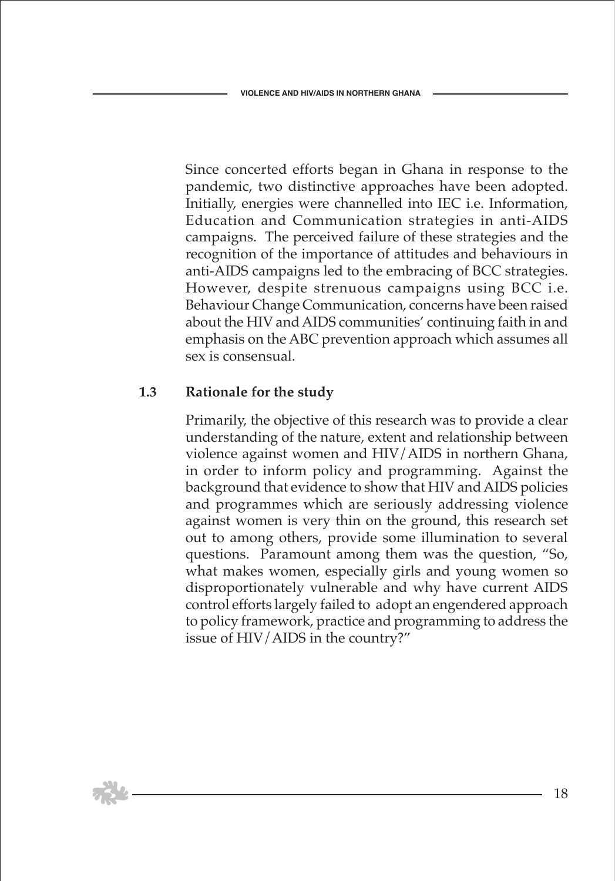Since concerted efforts began in Ghana in response to the pandemic, two distinctive approaches have been adopted. Initially, energies were channelled into IEC i.e. Information, Education and Communication strategies in anti-AIDS campaigns. The perceived failure of these strategies and the recognition of the importance of attitudes and behaviours in anti-AIDS campaigns led to the embracing of BCC strategies. However, despite strenuous campaigns using BCC i.e. Behaviour Change Communication, concerns have been raised about the HIV and AIDS communities' continuing faith in and emphasis on the ABC prevention approach which assumes all sex is consensual.

### 1.3 Rationale for the study

Primarily, the objective of this research was to provide a clear understanding of the nature, extent and relationship between violence against women and HIV/AIDS in northern Ghana, in order to inform policy and programming. Against the background that evidence to show that HIV and AIDS policies and programmes which are seriously addressing violence against women is very thin on the ground, this research set out to among others, provide some illumination to several questions. Paramount among them was the question, "So, what makes women, especially girls and young women so disproportionately vulnerable and why have current AIDS control efforts largely failed to adopt an engendered approach to policy framework, practice and programming to address the issue of HIV/AIDS in the country?"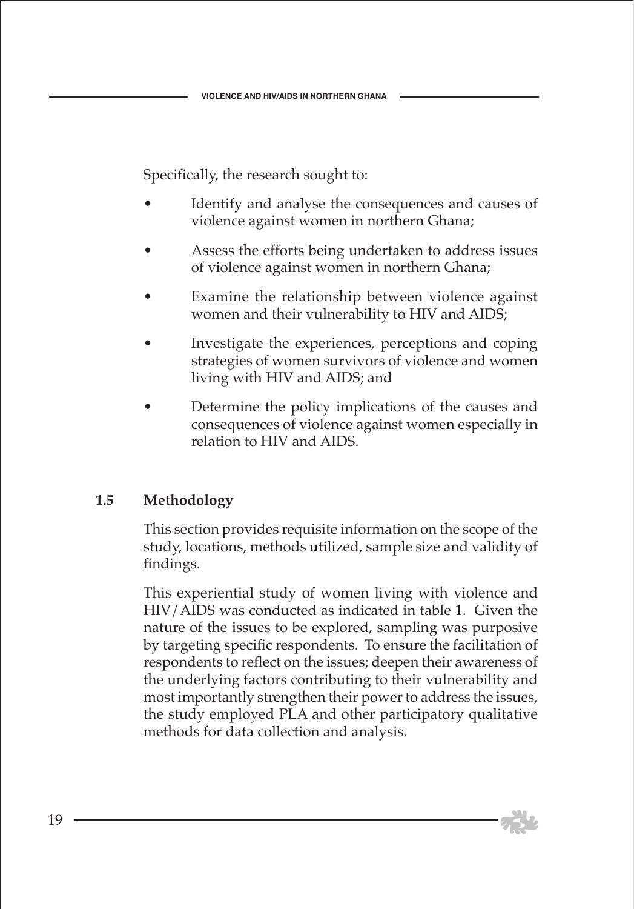Specifically, the research sought to:

- Identify and analyse the consequences and causes of violence against women in northern Ghana;
- Assess the efforts being undertaken to address issues of violence against women in northern Ghana;
- Examine the relationship between violence against women and their vulnerability to HIV and AIDS;
- Investigate the experiences, perceptions and coping strategies of women survivors of violence and women living with HIV and AIDS; and
- Determine the policy implications of the causes and consequences of violence against women especially in relation to HIV and AIDS.

### 1.5 Methodology

This section provides requisite information on the scope of the study, locations, methods utilized, sample size and validity of findings.

This experiential study of women living with violence and HIV/AIDS was conducted as indicated in table 1. Given the nature of the issues to be explored, sampling was purposive by targeting specific respondents. To ensure the facilitation of respondents to reflect on the issues; deepen their awareness of the underlying factors contributing to their vulnerability and most importantly strengthen their power to address the issues, the study employed PLA and other participatory qualitative methods for data collection and analysis.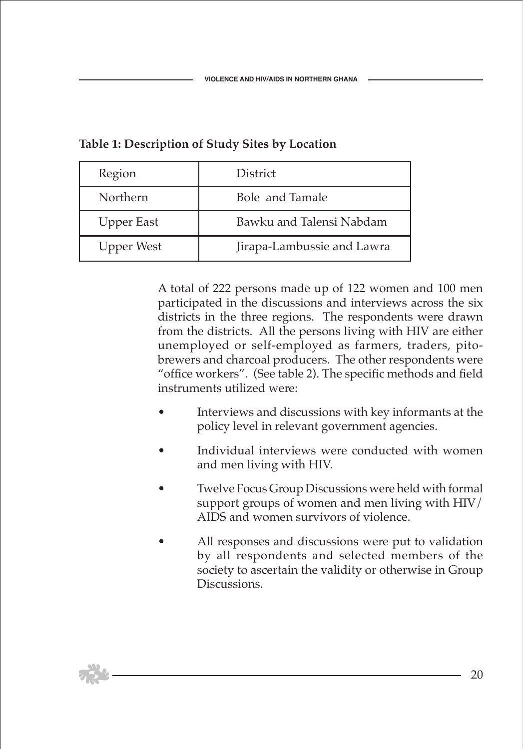**Table 1: Description of Study Sites by Location**

| Region | District |
|---|---|
| Northern | Bole and Tamale |
| Upper East | Bawku and Talensi Nabdam |
| Upper West | Jirapa-Lambussie and Lawra |

A total of 222 persons made up of 122 women and 100 men participated in the discussions and interviews across the six districts in the three regions. The respondents were drawn from the districts. All the persons living with HIV are either unemployed or self-employed as farmers, traders, pito-brewers and charcoal producers. The other respondents were "office workers". (See table 2). The specific methods and field instruments utilized were:

- Interviews and discussions with key informants at the policy level in relevant government agencies.
- Individual interviews were conducted with women and men living with HIV.
- Twelve Focus Group Discussions were held with formal support groups of women and men living with HIV/AIDS and women survivors of violence.
- All responses and discussions were put to validation by all respondents and selected members of the society to ascertain the validity or otherwise in Group Discussions.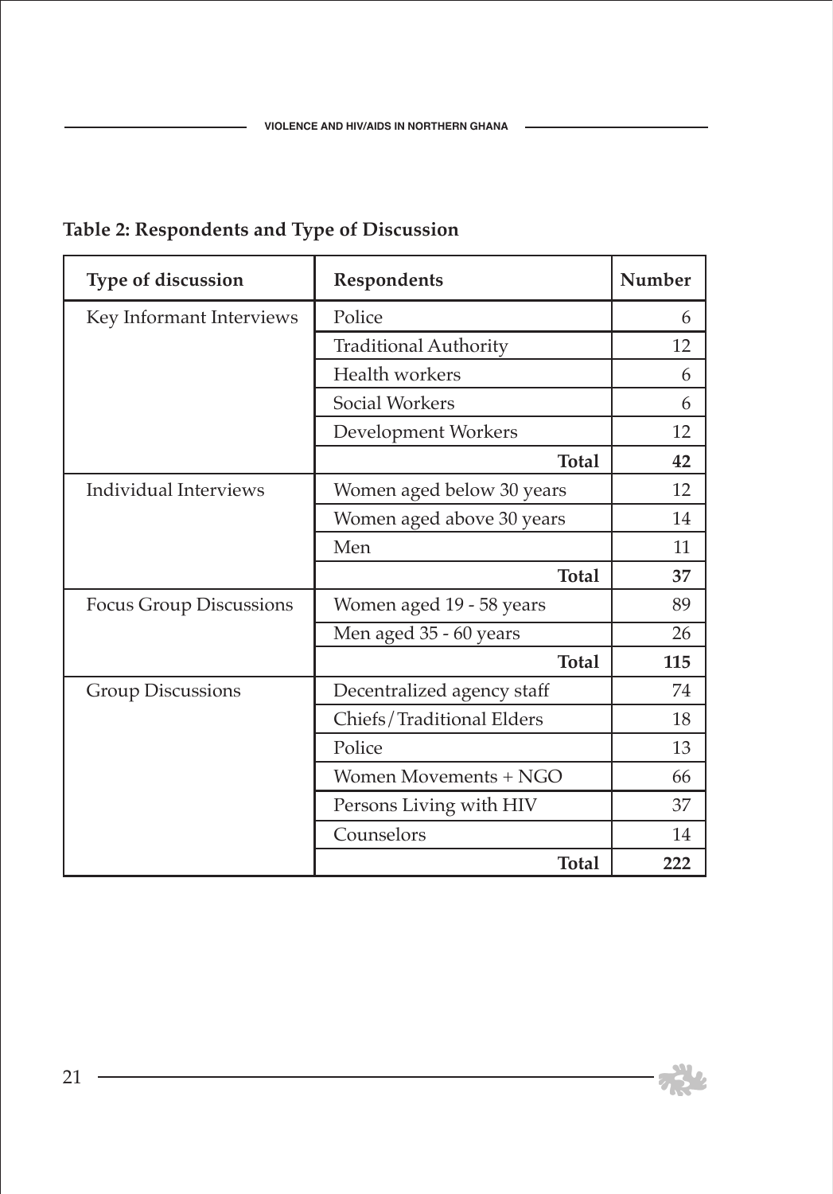**Table 2: Respondents and Type of Discussion**

| Type of discussion | Respondents | Number |
|---|---|---|
| Key Informant Interviews | Police | 6 |
| | Traditional Authority | 12 |
| | Health workers | 6 |
| | Social Workers | 6 |
| | Development Workers | 12 |
| | **Total** | **42** |
| Individual Interviews | Women aged below 30 years | 12 |
| | Women aged above 30 years | 14 |
| | Men | 11 |
| | **Total** | **37** |
| Focus Group Discussions | Women aged 19 - 58 years | 89 |
| | Men aged 35 - 60 years | 26 |
| | **Total** | **115** |
| Group Discussions | Decentralized agency staff | 74 |
| | Chiefs/Traditional Elders | 18 |
| | Police | 13 |
| | Women Movements + NGO | 66 |
| | Persons Living with HIV | 37 |
| | Counselors | 14 |
| | **Total** | **222** |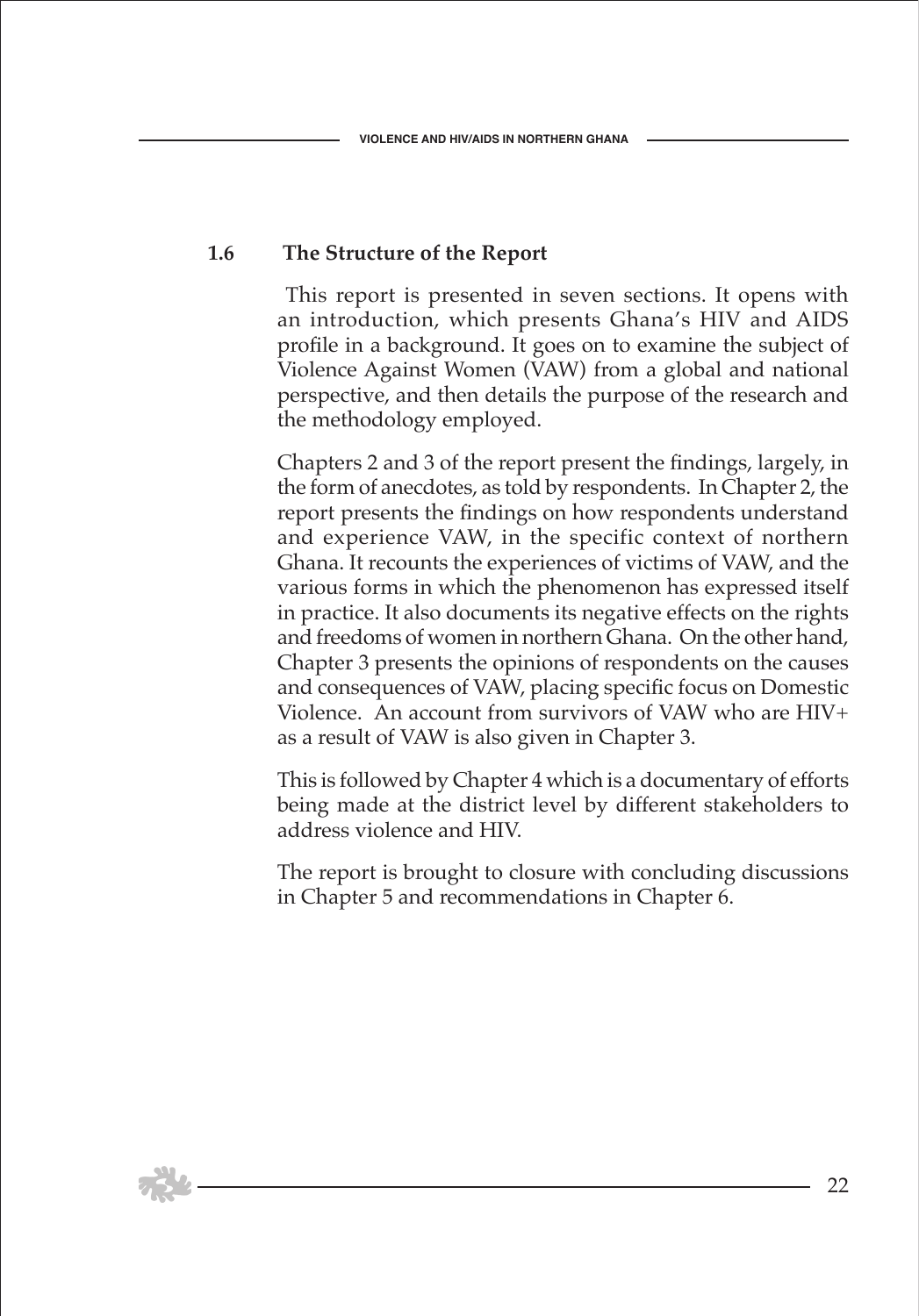## 1.6 The Structure of the Report

This report is presented in seven sections. It opens with an introduction, which presents Ghana's HIV and AIDS profile in a background. It goes on to examine the subject of Violence Against Women (VAW) from a global and national perspective, and then details the purpose of the research and the methodology employed.

Chapters 2 and 3 of the report present the findings, largely, in the form of anecdotes, as told by respondents. In Chapter 2, the report presents the findings on how respondents understand and experience VAW, in the specific context of northern Ghana. It recounts the experiences of victims of VAW, and the various forms in which the phenomenon has expressed itself in practice. It also documents its negative effects on the rights and freedoms of women in northern Ghana. On the other hand, Chapter 3 presents the opinions of respondents on the causes and consequences of VAW, placing specific focus on Domestic Violence. An account from survivors of VAW who are HIV+ as a result of VAW is also given in Chapter 3.

This is followed by Chapter 4 which is a documentary of efforts being made at the district level by different stakeholders to address violence and HIV.

The report is brought to closure with concluding discussions in Chapter 5 and recommendations in Chapter 6.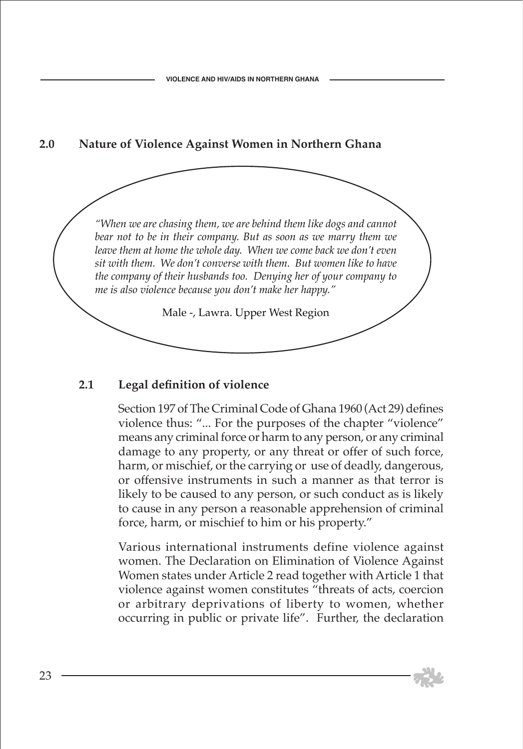## 2.0 Nature of Violence Against Women in Northern Ghana

*"When we are chasing them, we are behind them like dogs and cannot bear not to be in their company. But as soon as we marry them we leave them at home the whole day. When we come back we don't even sit with them. We don't converse with them. But women like to have the company of their husbands too. Denying her of your company to me is also violence because you don't make her happy."*

Male -, Lawra. Upper West Region

### 2.1 Legal definition of violence

Section 197 of The Criminal Code of Ghana 1960 (Act 29) defines violence thus: "... For the purposes of the chapter "violence" means any criminal force or harm to any person, or any criminal damage to any property, or any threat or offer of such force, harm, or mischief, or the carrying or use of deadly, dangerous, or offensive instruments in such a manner as that terror is likely to be caused to any person, or such conduct as is likely to cause in any person a reasonable apprehension of criminal force, harm, or mischief to him or his property."

Various international instruments define violence against women. The Declaration on Elimination of Violence Against Women states under Article 2 read together with Article 1 that violence against women constitutes "threats of acts, coercion or arbitrary deprivations of liberty to women, whether occurring in public or private life". Further, the declaration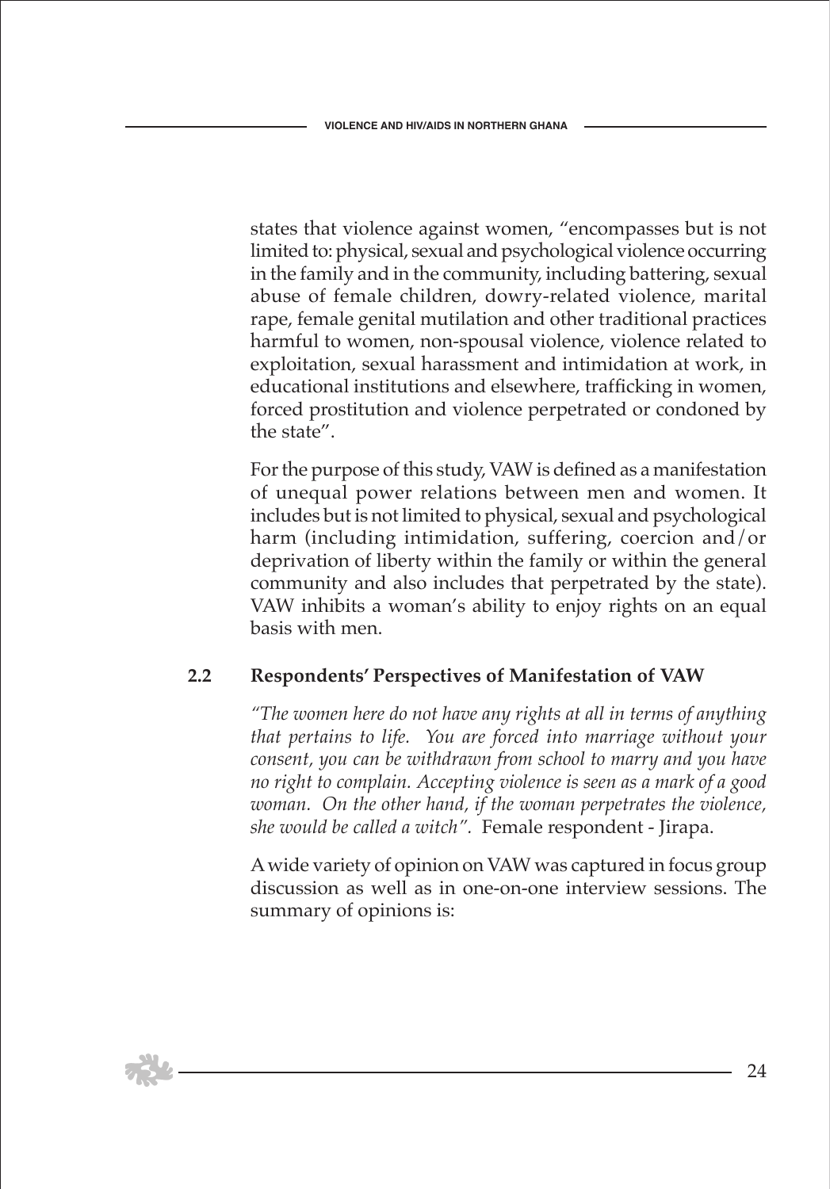states that violence against women, "encompasses but is not limited to: physical, sexual and psychological violence occurring in the family and in the community, including battering, sexual abuse of female children, dowry-related violence, marital rape, female genital mutilation and other traditional practices harmful to women, non-spousal violence, violence related to exploitation, sexual harassment and intimidation at work, in educational institutions and elsewhere, trafficking in women, forced prostitution and violence perpetrated or condoned by the state".

For the purpose of this study, VAW is defined as a manifestation of unequal power relations between men and women. It includes but is not limited to physical, sexual and psychological harm (including intimidation, suffering, coercion and/or deprivation of liberty within the family or within the general community and also includes that perpetrated by the state). VAW inhibits a woman's ability to enjoy rights on an equal basis with men.

## 2.2 Respondents' Perspectives of Manifestation of VAW

*"The women here do not have any rights at all in terms of anything that pertains to life. You are forced into marriage without your consent, you can be withdrawn from school to marry and you have no right to complain. Accepting violence is seen as a mark of a good woman. On the other hand, if the woman perpetrates the violence, she would be called a witch".* Female respondent - Jirapa.

A wide variety of opinion on VAW was captured in focus group discussion as well as in one-on-one interview sessions. The summary of opinions is: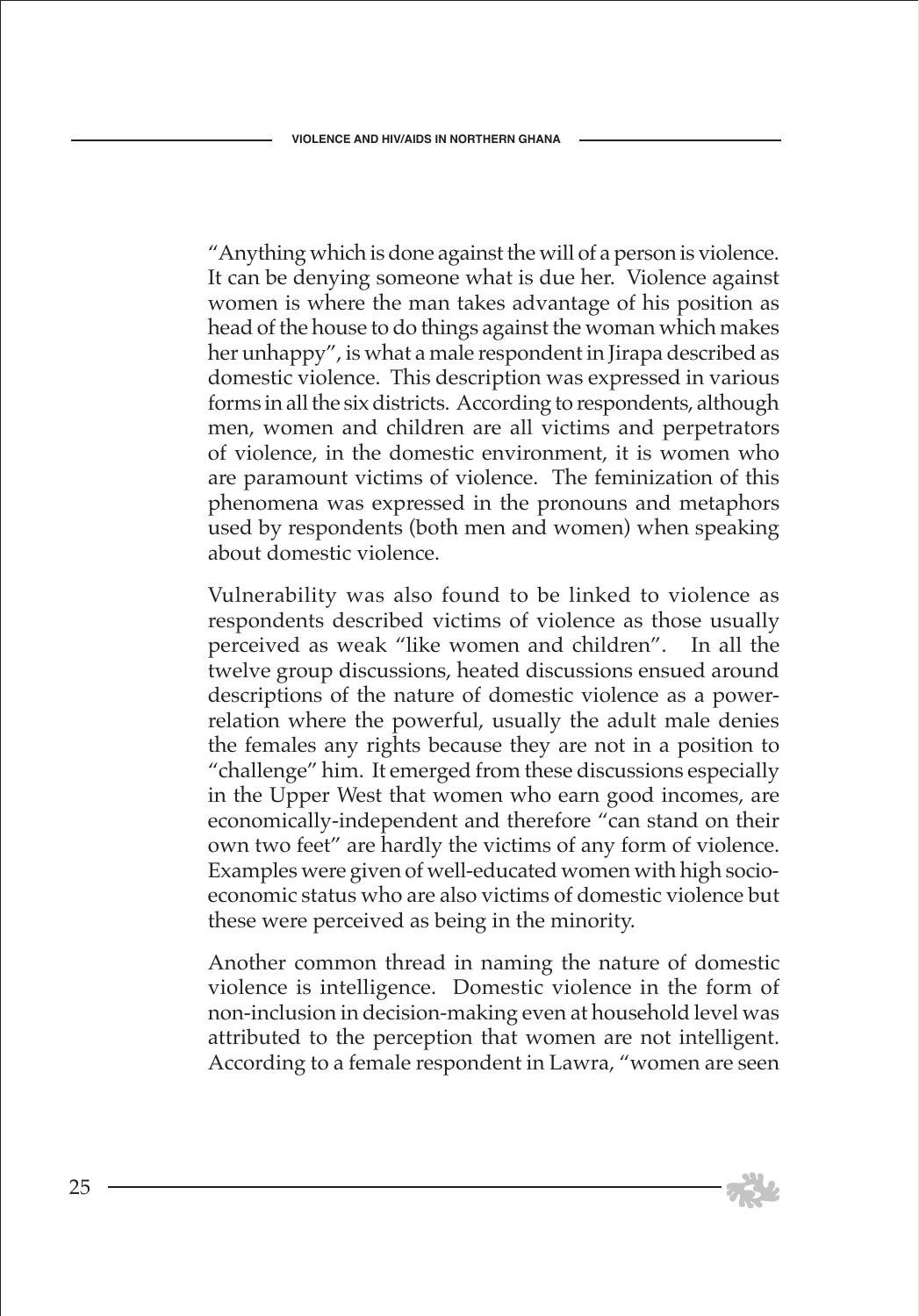"Anything which is done against the will of a person is violence. It can be denying someone what is due her. Violence against women is where the man takes advantage of his position as head of the house to do things against the woman which makes her unhappy", is what a male respondent in Jirapa described as domestic violence. This description was expressed in various forms in all the six districts. According to respondents, although men, women and children are all victims and perpetrators of violence, in the domestic environment, it is women who are paramount victims of violence. The feminization of this phenomena was expressed in the pronouns and metaphors used by respondents (both men and women) when speaking about domestic violence.

Vulnerability was also found to be linked to violence as respondents described victims of violence as those usually perceived as weak "like women and children". In all the twelve group discussions, heated discussions ensued around descriptions of the nature of domestic violence as a power-relation where the powerful, usually the adult male denies the females any rights because they are not in a position to "challenge" him. It emerged from these discussions especially in the Upper West that women who earn good incomes, are economically-independent and therefore "can stand on their own two feet" are hardly the victims of any form of violence. Examples were given of well-educated women with high socio-economic status who are also victims of domestic violence but these were perceived as being in the minority.

Another common thread in naming the nature of domestic violence is intelligence. Domestic violence in the form of non-inclusion in decision-making even at household level was attributed to the perception that women are not intelligent. According to a female respondent in Lawra, "women are seen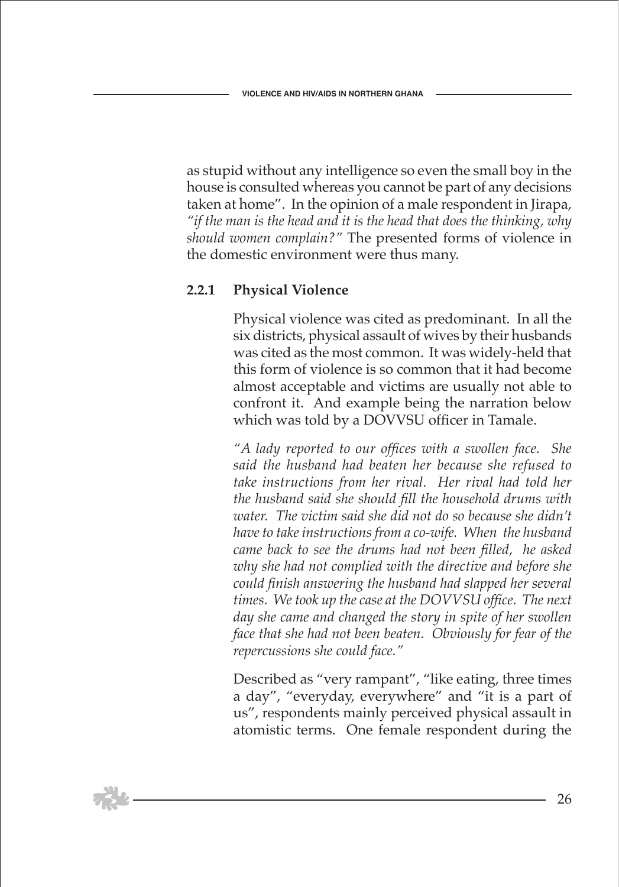as stupid without any intelligence so even the small boy in the house is consulted whereas you cannot be part of any decisions taken at home". In the opinion of a male respondent in Jirapa, *"if the man is the head and it is the head that does the thinking, why should women complain?"* The presented forms of violence in the domestic environment were thus many.

### 2.2.1 Physical Violence

Physical violence was cited as predominant. In all the six districts, physical assault of wives by their husbands was cited as the most common. It was widely-held that this form of violence is so common that it had become almost acceptable and victims are usually not able to confront it. And example being the narration below which was told by a DOVVSU officer in Tamale.

*"A lady reported to our offices with a swollen face. She said the husband had beaten her because she refused to take instructions from her rival. Her rival had told her the husband said she should fill the household drums with water. The victim said she did not do so because she didn't have to take instructions from a co-wife. When the husband came back to see the drums had not been filled, he asked why she had not complied with the directive and before she could finish answering the husband had slapped her several times. We took up the case at the DOVVSU office. The next day she came and changed the story in spite of her swollen face that she had not been beaten. Obviously for fear of the repercussions she could face."*

Described as "very rampant", "like eating, three times a day", "everyday, everywhere" and "it is a part of us", respondents mainly perceived physical assault in atomistic terms. One female respondent during the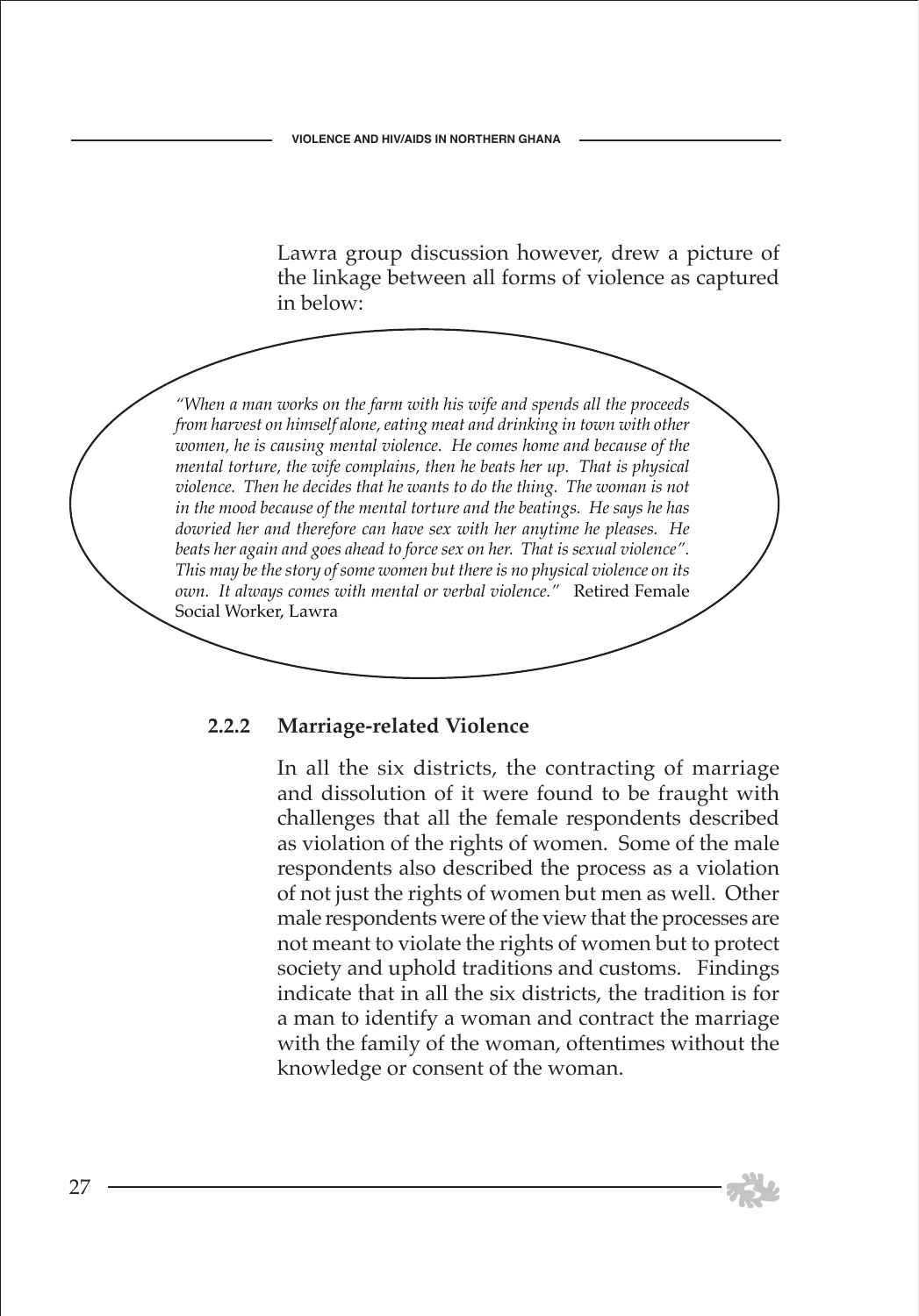Lawra group discussion however, drew a picture of the linkage between all forms of violence as captured in below:

> *"When a man works on the farm with his wife and spends all the proceeds from harvest on himself alone, eating meat and drinking in town with other women, he is causing mental violence. He comes home and because of the mental torture, the wife complains, then he beats her up. That is physical violence. Then he decides that he wants to do the thing. The woman is not in the mood because of the mental torture and the beatings. He says he has dowried her and therefore can have sex with her anytime he pleases. He beats her again and goes ahead to force sex on her. That is sexual violence". This may be the story of some women but there is no physical violence on its own. It always comes with mental or verbal violence."* Retired Female Social Worker, Lawra

### 2.2.2 Marriage-related Violence

In all the six districts, the contracting of marriage and dissolution of it were found to be fraught with challenges that all the female respondents described as violation of the rights of women. Some of the male respondents also described the process as a violation of not just the rights of women but men as well. Other male respondents were of the view that the processes are not meant to violate the rights of women but to protect society and uphold traditions and customs. Findings indicate that in all the six districts, the tradition is for a man to identify a woman and contract the marriage with the family of the woman, oftentimes without the knowledge or consent of the woman.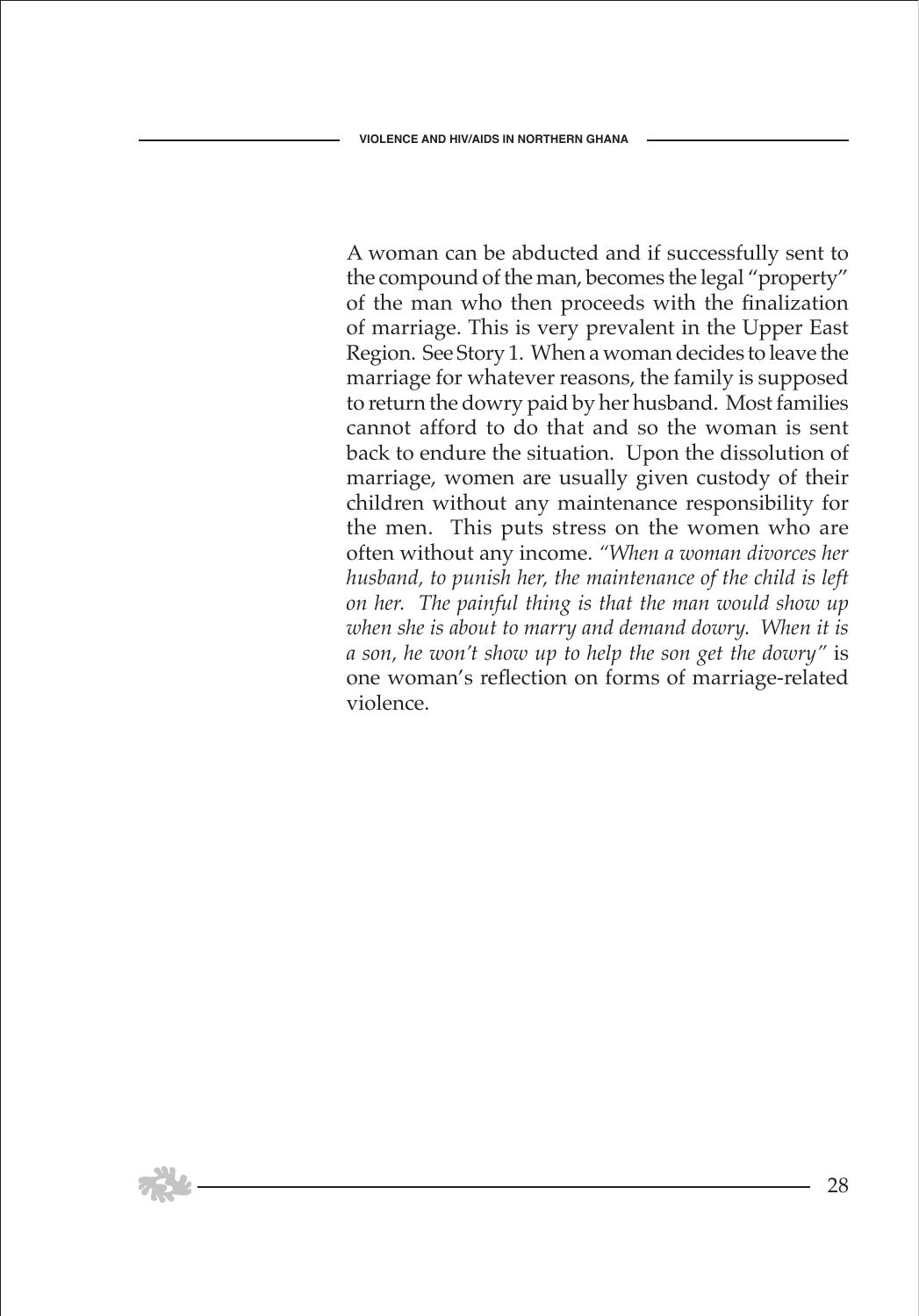A woman can be abducted and if successfully sent to the compound of the man, becomes the legal "property" of the man who then proceeds with the finalization of marriage. This is very prevalent in the Upper East Region. See Story 1. When a woman decides to leave the marriage for whatever reasons, the family is supposed to return the dowry paid by her husband. Most families cannot afford to do that and so the woman is sent back to endure the situation. Upon the dissolution of marriage, women are usually given custody of their children without any maintenance responsibility for the men. This puts stress on the women who are often without any income. *"When a woman divorces her husband, to punish her, the maintenance of the child is left on her. The painful thing is that the man would show up when she is about to marry and demand dowry. When it is a son, he won't show up to help the son get the dowry"* is one woman's reflection on forms of marriage-related violence.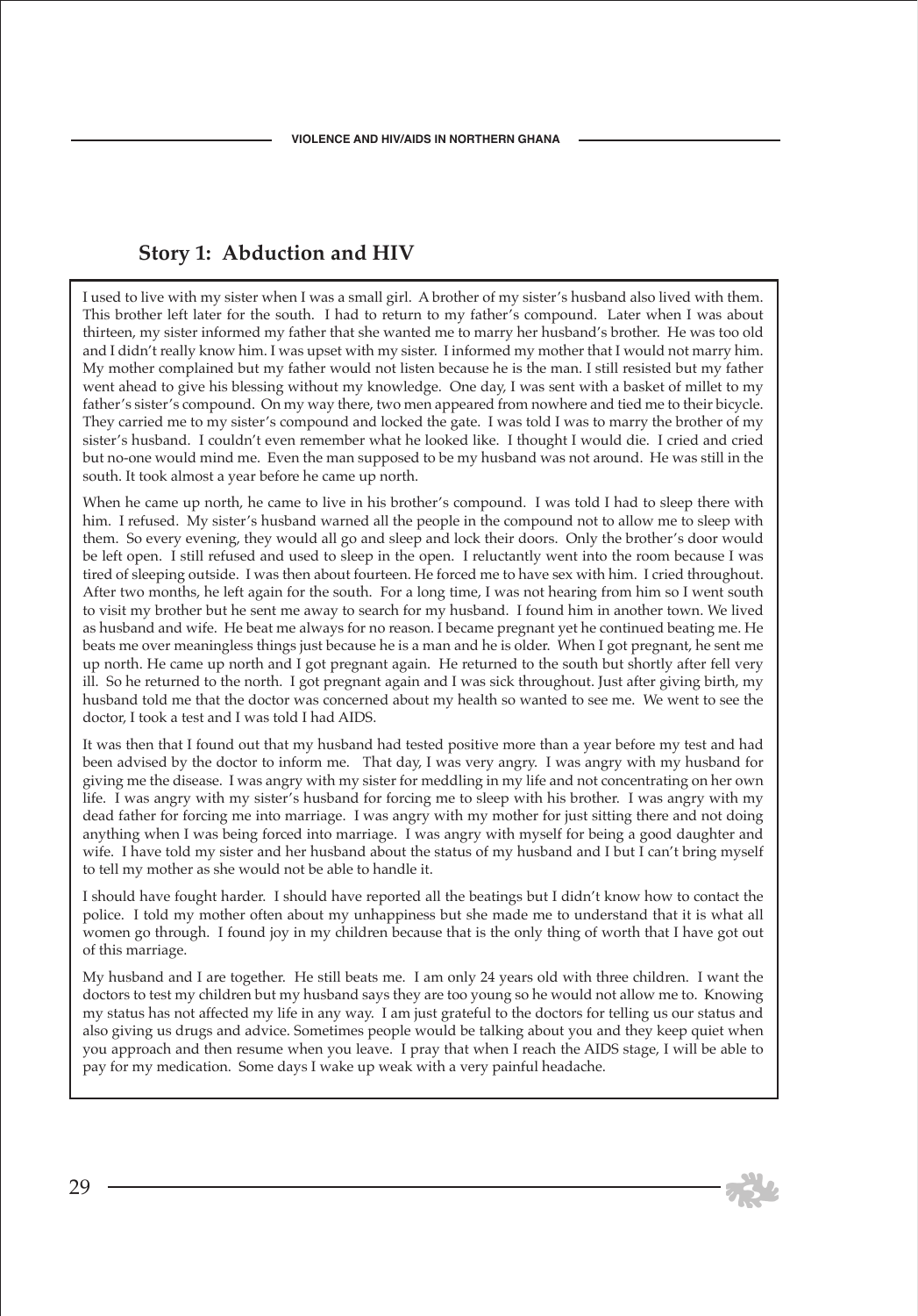## Story 1: Abduction and HIV

I used to live with my sister when I was a small girl. A brother of my sister's husband also lived with them. This brother left later for the south. I had to return to my father's compound. Later when I was about thirteen, my sister informed my father that she wanted me to marry her husband's brother. He was too old and I didn't really know him. I was upset with my sister. I informed my mother that I would not marry him. My mother complained but my father would not listen because he is the man. I still resisted but my father went ahead to give his blessing without my knowledge. One day, I was sent with a basket of millet to my father's sister's compound. On my way there, two men appeared from nowhere and tied me to their bicycle. They carried me to my sister's compound and locked the gate. I was told I was to marry the brother of my sister's husband. I couldn't even remember what he looked like. I thought I would die. I cried and cried but no-one would mind me. Even the man supposed to be my husband was not around. He was still in the south. It took almost a year before he came up north.

When he came up north, he came to live in his brother's compound. I was told I had to sleep there with him. I refused. My sister's husband warned all the people in the compound not to allow me to sleep with them. So every evening, they would all go and sleep and lock their doors. Only the brother's door would be left open. I still refused and used to sleep in the open. I reluctantly went into the room because I was tired of sleeping outside. I was then about fourteen. He forced me to have sex with him. I cried throughout. After two months, he left again for the south. For a long time, I was not hearing from him so I went south to visit my brother but he sent me away to search for my husband. I found him in another town. We lived as husband and wife. He beat me always for no reason. I became pregnant yet he continued beating me. He beats me over meaningless things just because he is a man and he is older. When I got pregnant, he sent me up north. He came up north and I got pregnant again. He returned to the south but shortly after fell very ill. So he returned to the north. I got pregnant again and I was sick throughout. Just after giving birth, my husband told me that the doctor was concerned about my health so wanted to see me. We went to see the doctor, I took a test and I was told I had AIDS.

It was then that I found out that my husband had tested positive more than a year before my test and had been advised by the doctor to inform me. That day, I was very angry. I was angry with my husband for giving me the disease. I was angry with my sister for meddling in my life and not concentrating on her own life. I was angry with my sister's husband for forcing me to sleep with his brother. I was angry with my dead father for forcing me into marriage. I was angry with my mother for just sitting there and not doing anything when I was being forced into marriage. I was angry with myself for being a good daughter and wife. I have told my sister and her husband about the status of my husband and I but I can't bring myself to tell my mother as she would not be able to handle it.

I should have fought harder. I should have reported all the beatings but I didn't know how to contact the police. I told my mother often about my unhappiness but she made me to understand that it is what all women go through. I found joy in my children because that is the only thing of worth that I have got out of this marriage.

My husband and I are together. He still beats me. I am only 24 years old with three children. I want the doctors to test my children but my husband says they are too young so he would not allow me to. Knowing my status has not affected my life in any way. I am just grateful to the doctors for telling us our status and also giving us drugs and advice. Sometimes people would be talking about you and they keep quiet when you approach and then resume when you leave. I pray that when I reach the AIDS stage, I will be able to pay for my medication. Some days I wake up weak with a very painful headache.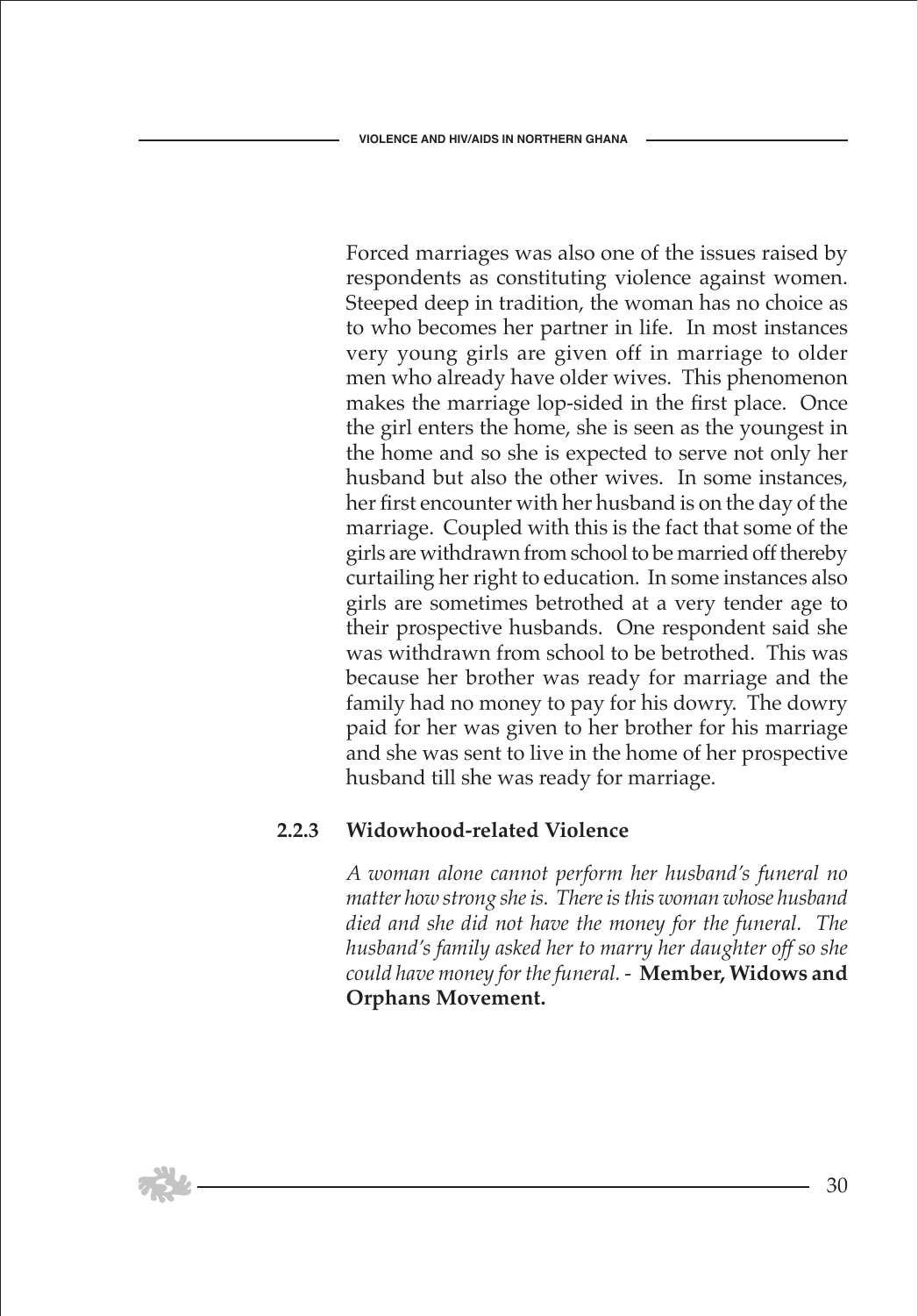Forced marriages was also one of the issues raised by respondents as constituting violence against women. Steeped deep in tradition, the woman has no choice as to who becomes her partner in life. In most instances very young girls are given off in marriage to older men who already have older wives. This phenomenon makes the marriage lop-sided in the first place. Once the girl enters the home, she is seen as the youngest in the home and so she is expected to serve not only her husband but also the other wives. In some instances, her first encounter with her husband is on the day of the marriage. Coupled with this is the fact that some of the girls are withdrawn from school to be married off thereby curtailing her right to education. In some instances also girls are sometimes betrothed at a very tender age to their prospective husbands. One respondent said she was withdrawn from school to be betrothed. This was because her brother was ready for marriage and the family had no money to pay for his dowry. The dowry paid for her was given to her brother for his marriage and she was sent to live in the home of her prospective husband till she was ready for marriage.

### 2.2.3 Widowhood-related Violence

*A woman alone cannot perform her husband's funeral no matter how strong she is. There is this woman whose husband died and she did not have the money for the funeral. The husband's family asked her to marry her daughter off so she could have money for the funeral.* - **Member, Widows and Orphans Movement.**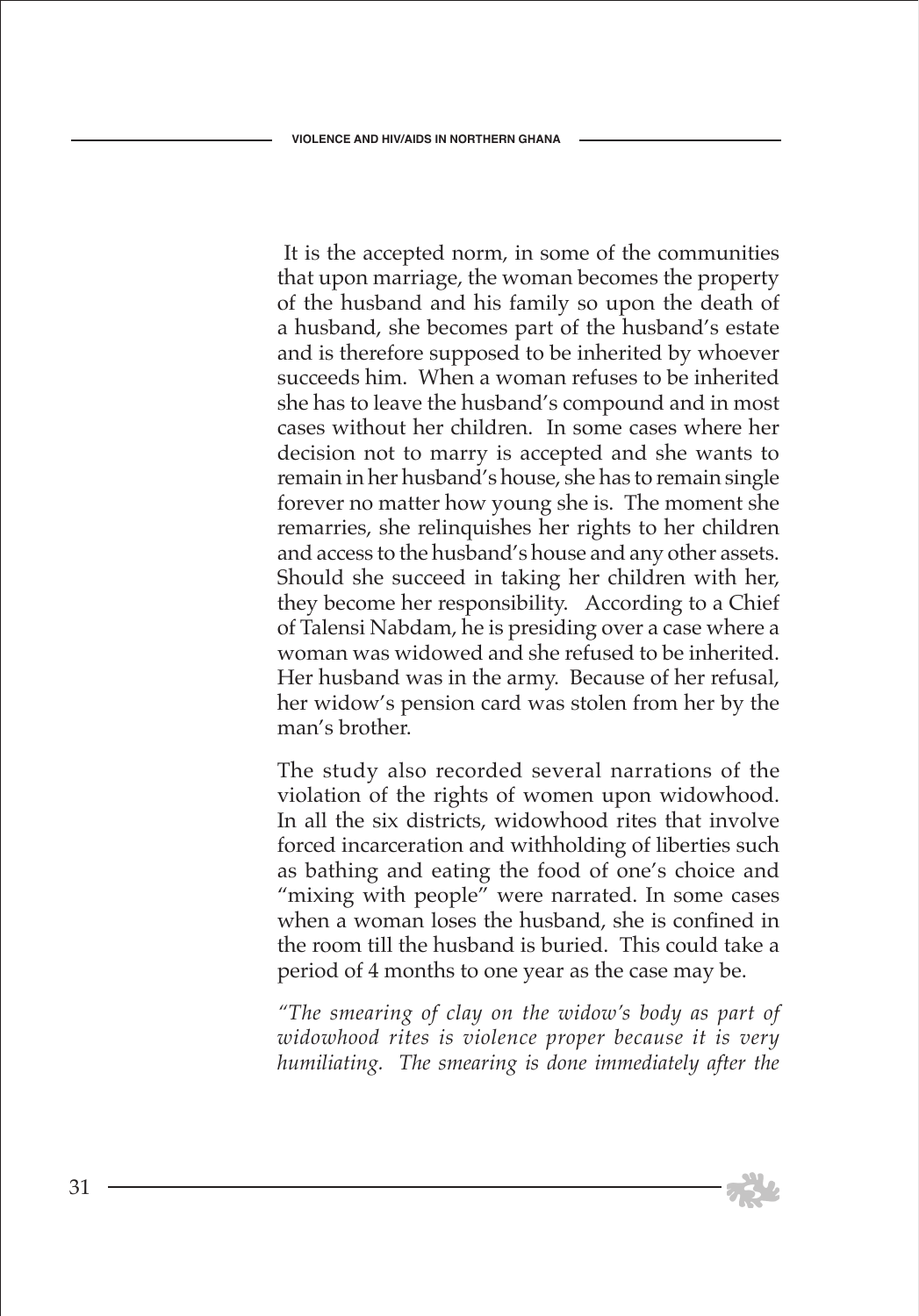It is the accepted norm, in some of the communities that upon marriage, the woman becomes the property of the husband and his family so upon the death of a husband, she becomes part of the husband's estate and is therefore supposed to be inherited by whoever succeeds him. When a woman refuses to be inherited she has to leave the husband's compound and in most cases without her children. In some cases where her decision not to marry is accepted and she wants to remain in her husband's house, she has to remain single forever no matter how young she is. The moment she remarries, she relinquishes her rights to her children and access to the husband's house and any other assets. Should she succeed in taking her children with her, they become her responsibility. According to a Chief of Talensi Nabdam, he is presiding over a case where a woman was widowed and she refused to be inherited. Her husband was in the army. Because of her refusal, her widow's pension card was stolen from her by the man's brother.

The study also recorded several narrations of the violation of the rights of women upon widowhood. In all the six districts, widowhood rites that involve forced incarceration and withholding of liberties such as bathing and eating the food of one's choice and "mixing with people" were narrated. In some cases when a woman loses the husband, she is confined in the room till the husband is buried. This could take a period of 4 months to one year as the case may be.

*"The smearing of clay on the widow's body as part of widowhood rites is violence proper because it is very humiliating. The smearing is done immediately after the*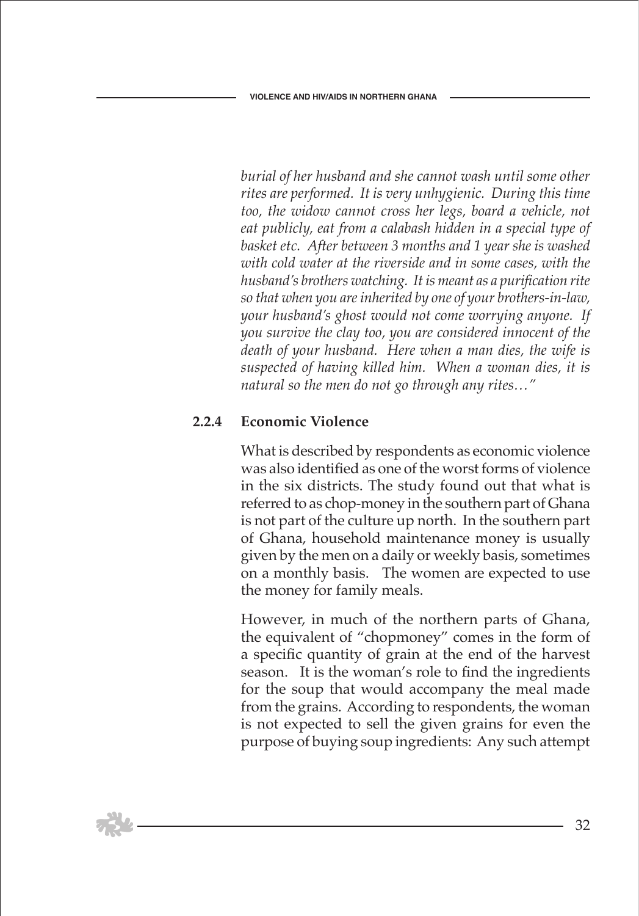*burial of her husband and she cannot wash until some other rites are performed. It is very unhygienic. During this time too, the widow cannot cross her legs, board a vehicle, not eat publicly, eat from a calabash hidden in a special type of basket etc. After between 3 months and 1 year she is washed with cold water at the riverside and in some cases, with the husband's brothers watching. It is meant as a purification rite so that when you are inherited by one of your brothers-in-law, your husband's ghost would not come worrying anyone. If you survive the clay too, you are considered innocent of the death of your husband. Here when a man dies, the wife is suspected of having killed him. When a woman dies, it is natural so the men do not go through any rites…"*

### 2.2.4 Economic Violence

What is described by respondents as economic violence was also identified as one of the worst forms of violence in the six districts. The study found out that what is referred to as chop-money in the southern part of Ghana is not part of the culture up north. In the southern part of Ghana, household maintenance money is usually given by the men on a daily or weekly basis, sometimes on a monthly basis. The women are expected to use the money for family meals.

However, in much of the northern parts of Ghana, the equivalent of "chopmoney" comes in the form of a specific quantity of grain at the end of the harvest season. It is the woman's role to find the ingredients for the soup that would accompany the meal made from the grains. According to respondents, the woman is not expected to sell the given grains for even the purpose of buying soup ingredients: Any such attempt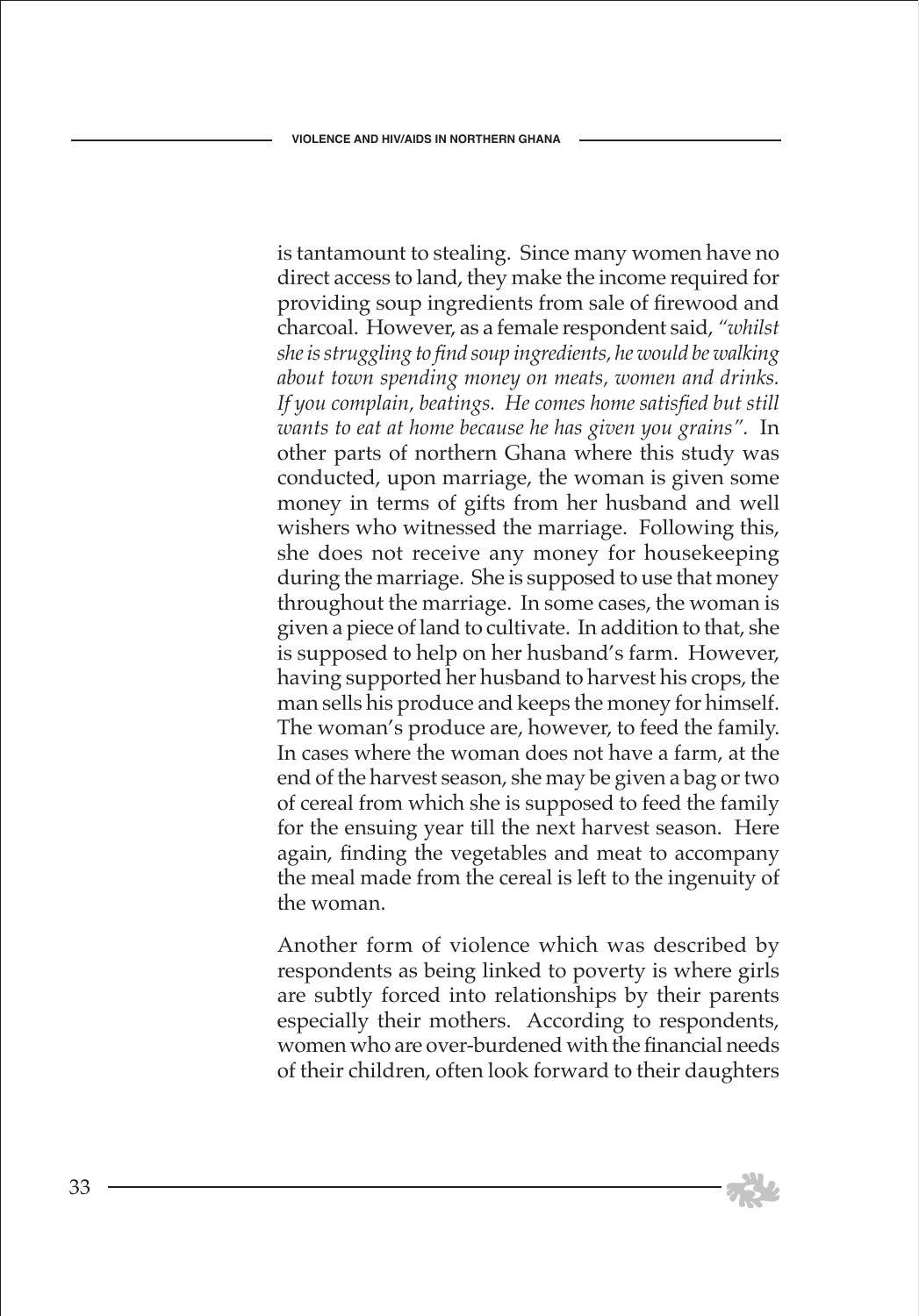is tantamount to stealing. Since many women have no direct access to land, they make the income required for providing soup ingredients from sale of firewood and charcoal. However, as a female respondent said, *"whilst she is struggling to find soup ingredients, he would be walking about town spending money on meats, women and drinks. If you complain, beatings. He comes home satisfied but still wants to eat at home because he has given you grains".* In other parts of northern Ghana where this study was conducted, upon marriage, the woman is given some money in terms of gifts from her husband and well wishers who witnessed the marriage. Following this, she does not receive any money for housekeeping during the marriage. She is supposed to use that money throughout the marriage. In some cases, the woman is given a piece of land to cultivate. In addition to that, she is supposed to help on her husband's farm. However, having supported her husband to harvest his crops, the man sells his produce and keeps the money for himself. The woman's produce are, however, to feed the family. In cases where the woman does not have a farm, at the end of the harvest season, she may be given a bag or two of cereal from which she is supposed to feed the family for the ensuing year till the next harvest season. Here again, finding the vegetables and meat to accompany the meal made from the cereal is left to the ingenuity of the woman.

Another form of violence which was described by respondents as being linked to poverty is where girls are subtly forced into relationships by their parents especially their mothers. According to respondents, women who are over-burdened with the financial needs of their children, often look forward to their daughters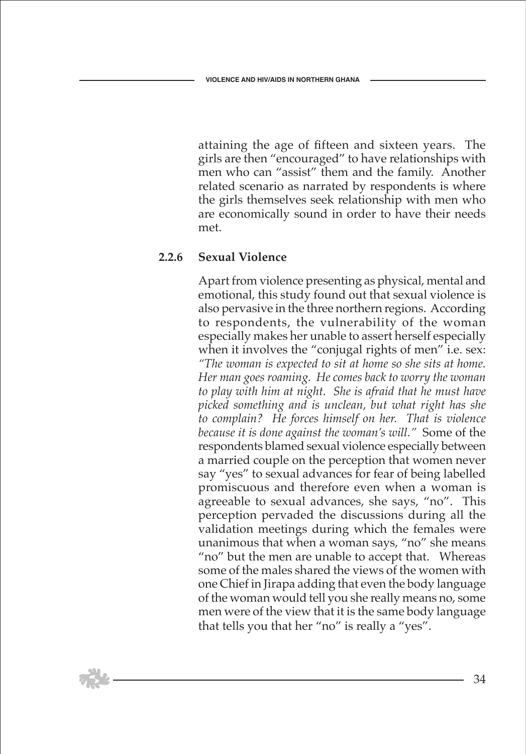attaining the age of fifteen and sixteen years. The girls are then "encouraged" to have relationships with men who can "assist" them and the family. Another related scenario as narrated by respondents is where the girls themselves seek relationship with men who are economically sound in order to have their needs met.

### 2.2.6 Sexual Violence

Apart from violence presenting as physical, mental and emotional, this study found out that sexual violence is also pervasive in the three northern regions. According to respondents, the vulnerability of the woman especially makes her unable to assert herself especially when it involves the "conjugal rights of men" i.e. sex: *"The woman is expected to sit at home so she sits at home. Her man goes roaming. He comes back to worry the woman to play with him at night. She is afraid that he must have picked something and is unclean, but what right has she to complain? He forces himself on her. That is violence because it is done against the woman's will."* Some of the respondents blamed sexual violence especially between a married couple on the perception that women never say "yes" to sexual advances for fear of being labelled promiscuous and therefore even when a woman is agreeable to sexual advances, she says, "no". This perception pervaded the discussions during all the validation meetings during which the females were unanimous that when a woman says, "no" she means "no" but the men are unable to accept that. Whereas some of the males shared the views of the women with one Chief in Jirapa adding that even the body language of the woman would tell you she really means no, some men were of the view that it is the same body language that tells you that her "no" is really a "yes".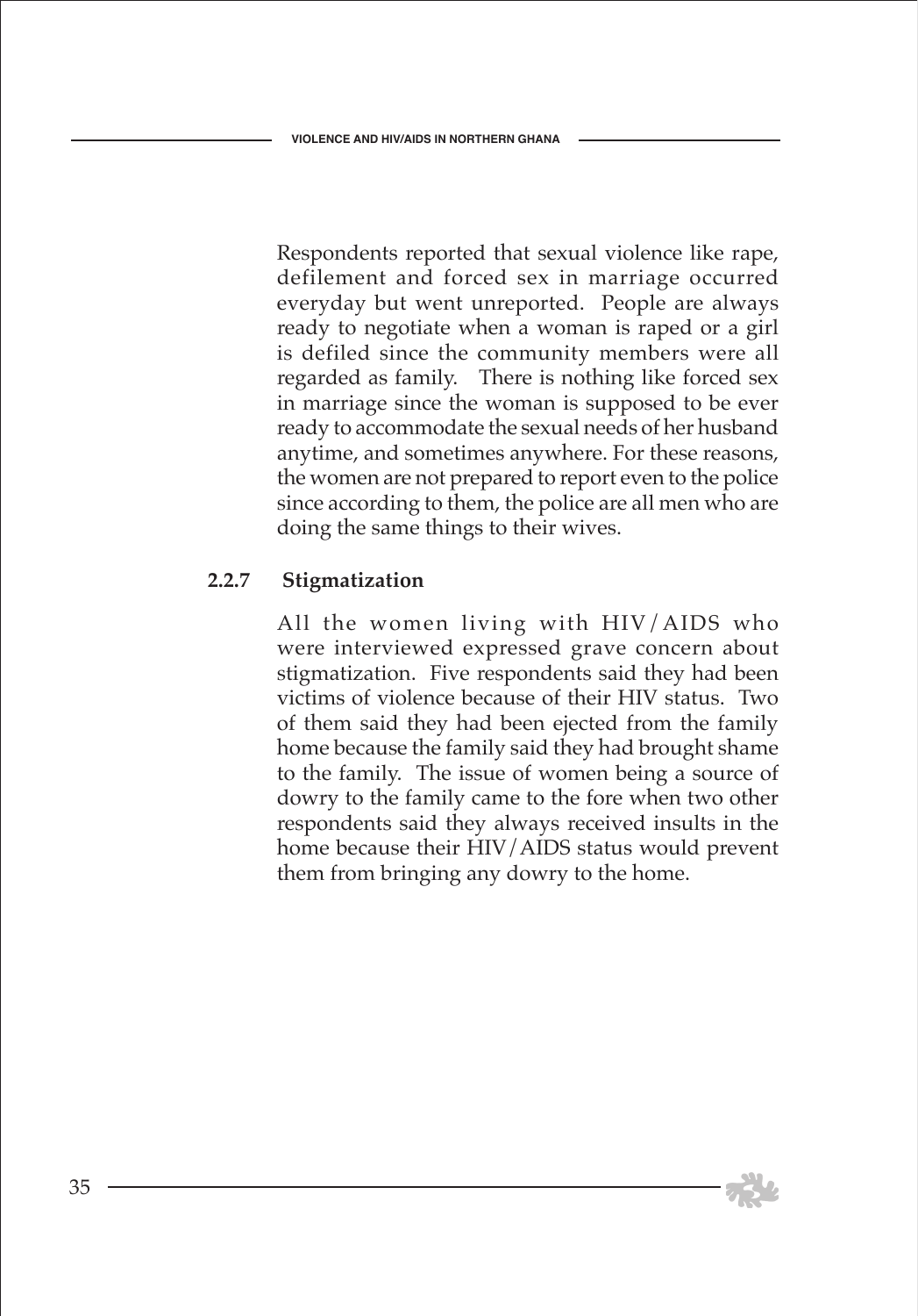Respondents reported that sexual violence like rape, defilement and forced sex in marriage occurred everyday but went unreported. People are always ready to negotiate when a woman is raped or a girl is defiled since the community members were all regarded as family. There is nothing like forced sex in marriage since the woman is supposed to be ever ready to accommodate the sexual needs of her husband anytime, and sometimes anywhere. For these reasons, the women are not prepared to report even to the police since according to them, the police are all men who are doing the same things to their wives.

### 2.2.7 Stigmatization

All the women living with HIV/AIDS who were interviewed expressed grave concern about stigmatization. Five respondents said they had been victims of violence because of their HIV status. Two of them said they had been ejected from the family home because the family said they had brought shame to the family. The issue of women being a source of dowry to the family came to the fore when two other respondents said they always received insults in the home because their HIV/AIDS status would prevent them from bringing any dowry to the home.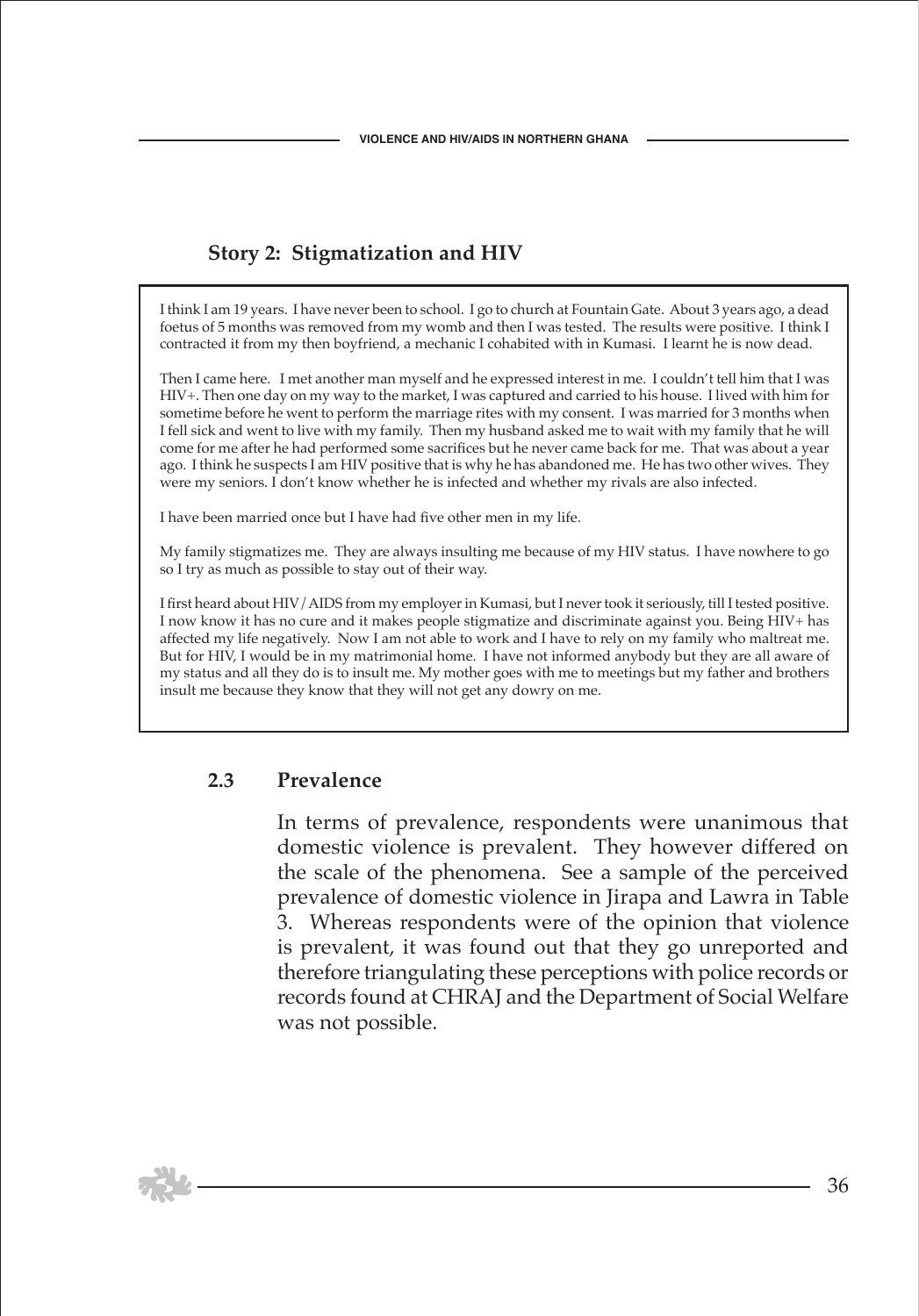### Story 2: Stigmatization and HIV

> I think I am 19 years. I have never been to school. I go to church at Fountain Gate. About 3 years ago, a dead foetus of 5 months was removed from my womb and then I was tested. The results were positive. I think I contracted it from my then boyfriend, a mechanic I cohabited with in Kumasi. I learnt he is now dead.
>
> Then I came here. I met another man myself and he expressed interest in me. I couldn't tell him that I was HIV+. Then one day on my way to the market, I was captured and carried to his house. I lived with him for sometime before he went to perform the marriage rites with my consent. I was married for 3 months when I fell sick and went to live with my family. Then my husband asked me to wait with my family that he will come for me after he had performed some sacrifices but he never came back for me. That was about a year ago. I think he suspects I am HIV positive that is why he has abandoned me. He has two other wives. They were my seniors. I don't know whether he is infected and whether my rivals are also infected.
>
> I have been married once but I have had five other men in my life.
>
> My family stigmatizes me. They are always insulting me because of my HIV status. I have nowhere to go so I try as much as possible to stay out of their way.
>
> I first heard about HIV/AIDS from my employer in Kumasi, but I never took it seriously, till I tested positive. I now know it has no cure and it makes people stigmatize and discriminate against you. Being HIV+ has affected my life negatively. Now I am not able to work and I have to rely on my family who maltreat me. But for HIV, I would be in my matrimonial home. I have not informed anybody but they are all aware of my status and all they do is to insult me. My mother goes with me to meetings but my father and brothers insult me because they know that they will not get any dowry on me.

### 2.3 Prevalence

In terms of prevalence, respondents were unanimous that domestic violence is prevalent. They however differed on the scale of the phenomena. See a sample of the perceived prevalence of domestic violence in Jirapa and Lawra in Table 3. Whereas respondents were of the opinion that violence is prevalent, it was found out that they go unreported and therefore triangulating these perceptions with police records or records found at CHRAJ and the Department of Social Welfare was not possible.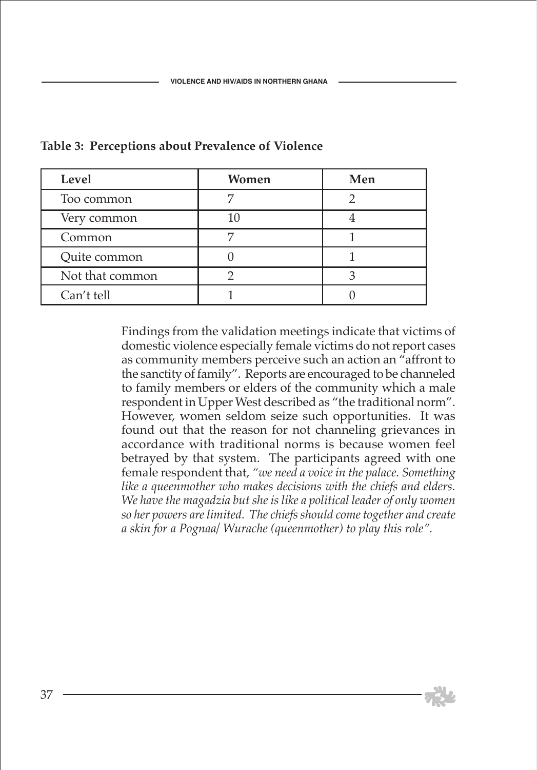**Table 3: Perceptions about Prevalence of Violence**

| Level | Women | Men |
|---|---|---|
| Too common | 7 | 2 |
| Very common | 10 | 4 |
| Common | 7 | 1 |
| Quite common | 0 | 1 |
| Not that common | 2 | 3 |
| Can't tell | 1 | 0 |

Findings from the validation meetings indicate that victims of domestic violence especially female victims do not report cases as community members perceive such an action an "affront to the sanctity of family". Reports are encouraged to be channeled to family members or elders of the community which a male respondent in Upper West described as "the traditional norm". However, women seldom seize such opportunities. It was found out that the reason for not channeling grievances in accordance with traditional norms is because women feel betrayed by that system. The participants agreed with one female respondent that, *"we need a voice in the palace. Something like a queenmother who makes decisions with the chiefs and elders. We have the magadzia but she is like a political leader of only women so her powers are limited. The chiefs should come together and create a skin for a Pognaa/ Wurache (queenmother) to play this role".*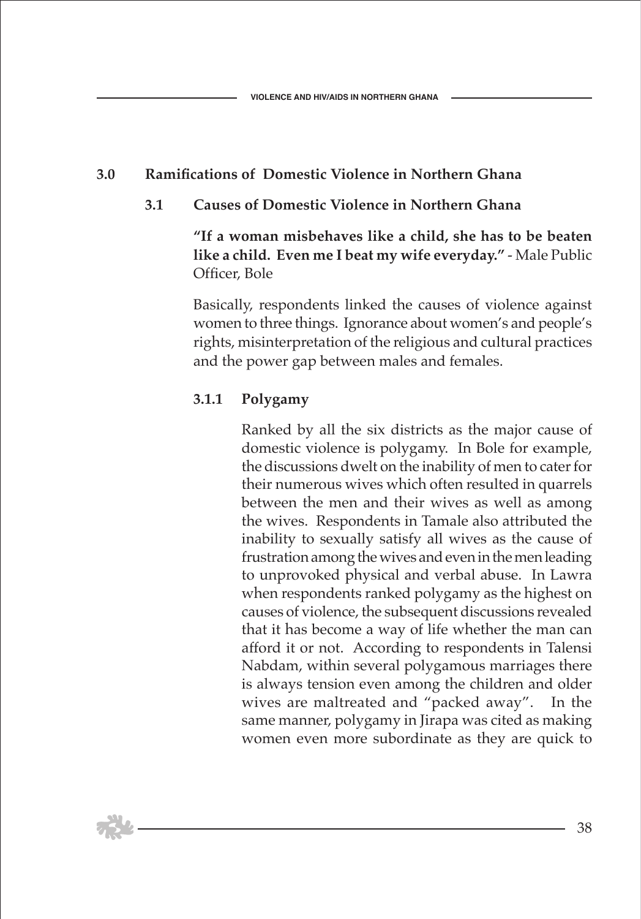## 3.0 Ramifications of Domestic Violence in Northern Ghana

### 3.1 Causes of Domestic Violence in Northern Ghana

**"If a woman misbehaves like a child, she has to be beaten like a child. Even me I beat my wife everyday."** - Male Public Officer, Bole

Basically, respondents linked the causes of violence against women to three things. Ignorance about women's and people's rights, misinterpretation of the religious and cultural practices and the power gap between males and females.

#### 3.1.1 Polygamy

Ranked by all the six districts as the major cause of domestic violence is polygamy. In Bole for example, the discussions dwelt on the inability of men to cater for their numerous wives which often resulted in quarrels between the men and their wives as well as among the wives. Respondents in Tamale also attributed the inability to sexually satisfy all wives as the cause of frustration among the wives and even in the men leading to unprovoked physical and verbal abuse. In Lawra when respondents ranked polygamy as the highest on causes of violence, the subsequent discussions revealed that it has become a way of life whether the man can afford it or not. According to respondents in Talensi Nabdam, within several polygamous marriages there is always tension even among the children and older wives are maltreated and "packed away". In the same manner, polygamy in Jirapa was cited as making women even more subordinate as they are quick to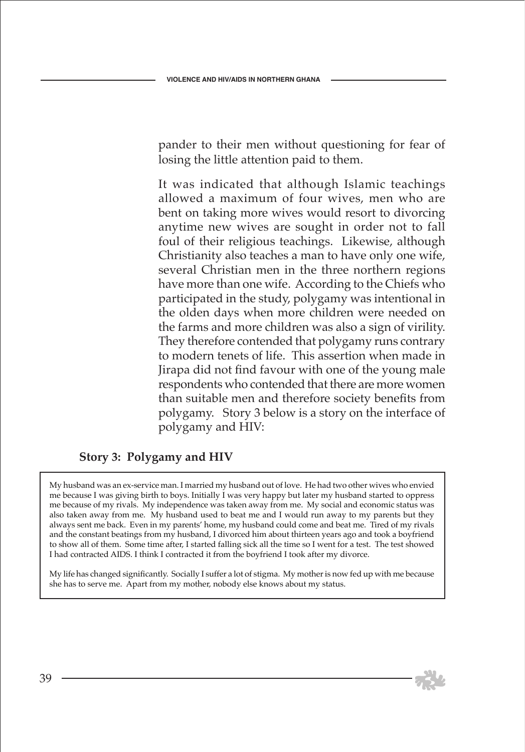pander to their men without questioning for fear of losing the little attention paid to them.

It was indicated that although Islamic teachings allowed a maximum of four wives, men who are bent on taking more wives would resort to divorcing anytime new wives are sought in order not to fall foul of their religious teachings. Likewise, although Christianity also teaches a man to have only one wife, several Christian men in the three northern regions have more than one wife. According to the Chiefs who participated in the study, polygamy was intentional in the olden days when more children were needed on the farms and more children was also a sign of virility. They therefore contended that polygamy runs contrary to modern tenets of life. This assertion when made in Jirapa did not find favour with one of the young male respondents who contended that there are more women than suitable men and therefore society benefits from polygamy. Story 3 below is a story on the interface of polygamy and HIV:

### Story 3: Polygamy and HIV

My husband was an ex-service man. I married my husband out of love. He had two other wives who envied me because I was giving birth to boys. Initially I was very happy but later my husband started to oppress me because of my rivals. My independence was taken away from me. My social and economic status was also taken away from me. My husband used to beat me and I would run away to my parents but they always sent me back. Even in my parents' home, my husband could come and beat me. Tired of my rivals and the constant beatings from my husband, I divorced him about thirteen years ago and took a boyfriend to show all of them. Some time after, I started falling sick all the time so I went for a test. The test showed I had contracted AIDS. I think I contracted it from the boyfriend I took after my divorce.

My life has changed significantly. Socially I suffer a lot of stigma. My mother is now fed up with me because she has to serve me. Apart from my mother, nobody else knows about my status.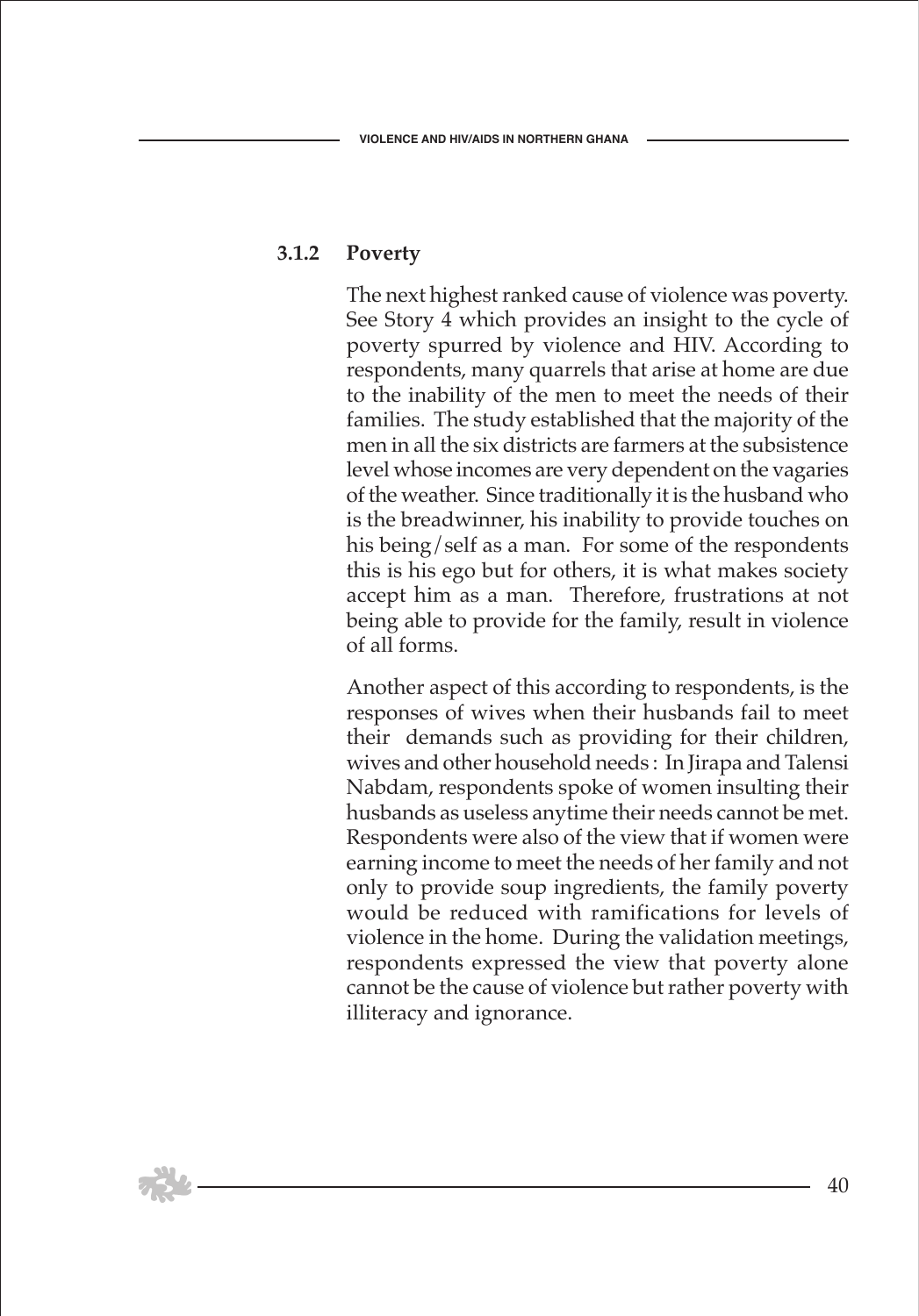### 3.1.2 Poverty

The next highest ranked cause of violence was poverty. See Story 4 which provides an insight to the cycle of poverty spurred by violence and HIV. According to respondents, many quarrels that arise at home are due to the inability of the men to meet the needs of their families. The study established that the majority of the men in all the six districts are farmers at the subsistence level whose incomes are very dependent on the vagaries of the weather. Since traditionally it is the husband who is the breadwinner, his inability to provide touches on his being/self as a man. For some of the respondents this is his ego but for others, it is what makes society accept him as a man. Therefore, frustrations at not being able to provide for the family, result in violence of all forms.

Another aspect of this according to respondents, is the responses of wives when their husbands fail to meet their demands such as providing for their children, wives and other household needs : In Jirapa and Talensi Nabdam, respondents spoke of women insulting their husbands as useless anytime their needs cannot be met. Respondents were also of the view that if women were earning income to meet the needs of her family and not only to provide soup ingredients, the family poverty would be reduced with ramifications for levels of violence in the home. During the validation meetings, respondents expressed the view that poverty alone cannot be the cause of violence but rather poverty with illiteracy and ignorance.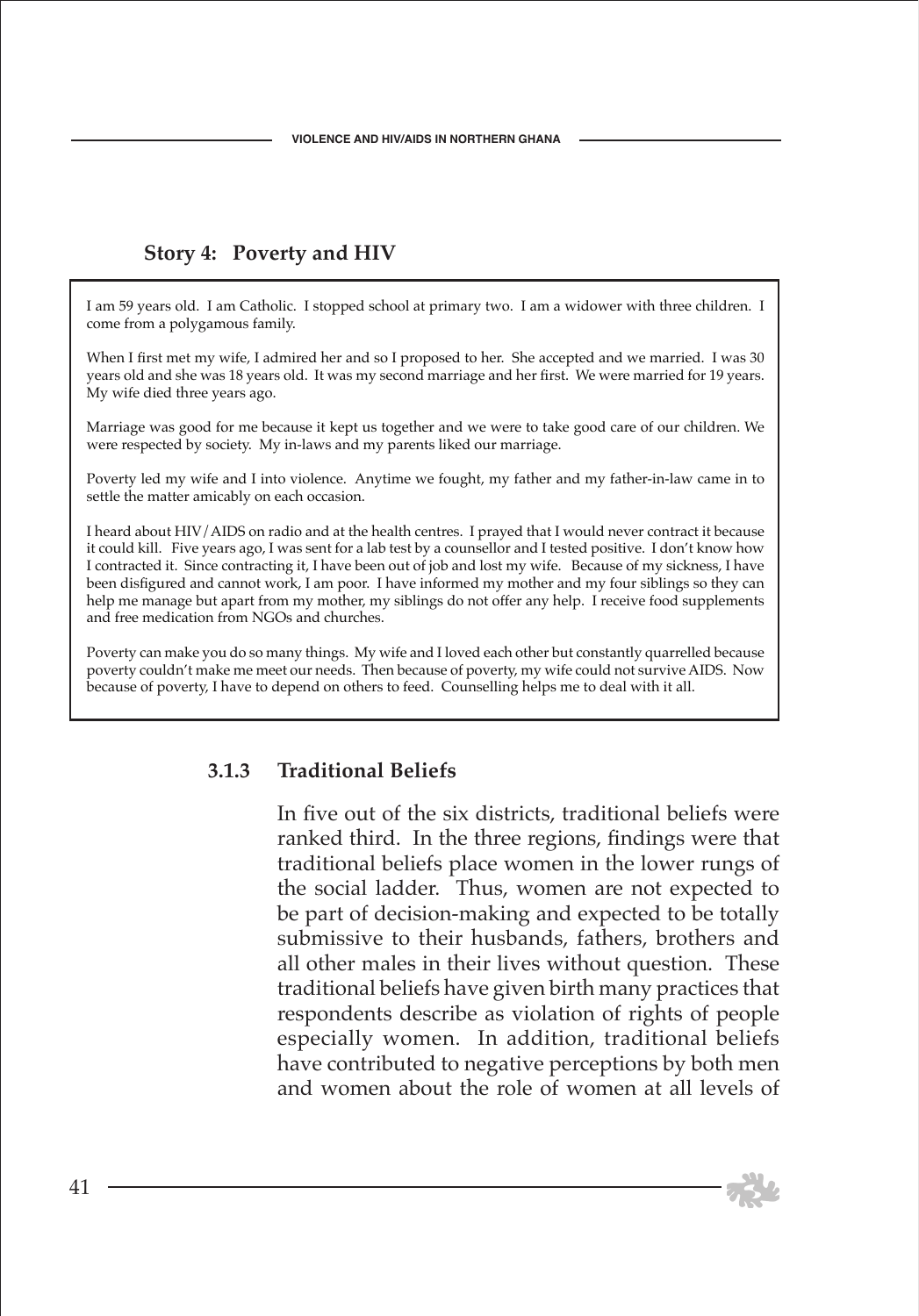### Story 4: Poverty and HIV

I am 59 years old. I am Catholic. I stopped school at primary two. I am a widower with three children. I come from a polygamous family.

When I first met my wife, I admired her and so I proposed to her. She accepted and we married. I was 30 years old and she was 18 years old. It was my second marriage and her first. We were married for 19 years. My wife died three years ago.

Marriage was good for me because it kept us together and we were to take good care of our children. We were respected by society. My in-laws and my parents liked our marriage.

Poverty led my wife and I into violence. Anytime we fought, my father and my father-in-law came in to settle the matter amicably on each occasion.

I heard about HIV/AIDS on radio and at the health centres. I prayed that I would never contract it because it could kill. Five years ago, I was sent for a lab test by a counsellor and I tested positive. I don't know how I contracted it. Since contracting it, I have been out of job and lost my wife. Because of my sickness, I have been disfigured and cannot work, I am poor. I have informed my mother and my four siblings so they can help me manage but apart from my mother, my siblings do not offer any help. I receive food supplements and free medication from NGOs and churches.

Poverty can make you do so many things. My wife and I loved each other but constantly quarrelled because poverty couldn't make me meet our needs. Then because of poverty, my wife could not survive AIDS. Now because of poverty, I have to depend on others to feed. Counselling helps me to deal with it all.

#### 3.1.3 Traditional Beliefs

In five out of the six districts, traditional beliefs were ranked third. In the three regions, findings were that traditional beliefs place women in the lower rungs of the social ladder. Thus, women are not expected to be part of decision-making and expected to be totally submissive to their husbands, fathers, brothers and all other males in their lives without question. These traditional beliefs have given birth many practices that respondents describe as violation of rights of people especially women. In addition, traditional beliefs have contributed to negative perceptions by both men and women about the role of women at all levels of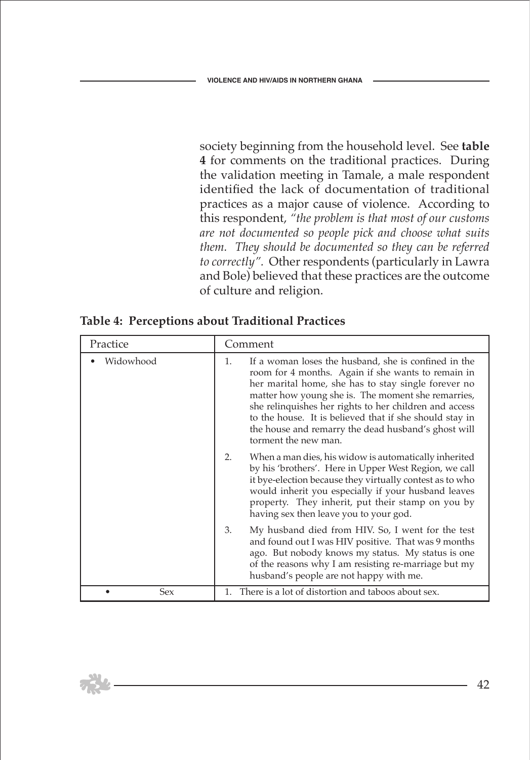society beginning from the household level. See **table 4** for comments on the traditional practices. During the validation meeting in Tamale, a male respondent identified the lack of documentation of traditional practices as a major cause of violence. According to this respondent, *"the problem is that most of our customs are not documented so people pick and choose what suits them. They should be documented so they can be referred to correctly"*. Other respondents (particularly in Lawra and Bole) believed that these practices are the outcome of culture and religion.

**Table 4: Perceptions about Traditional Practices**

| Practice | Comment |
|---|---|
| • Widowhood | 1. If a woman loses the husband, she is confined in the room for 4 months. Again if she wants to remain in her marital home, she has to stay single forever no matter how young she is. The moment she remarries, she relinquishes her rights to her children and access to the house. It is believed that if she should stay in the house and remarry the dead husband's ghost will torment the new man. |
| | 2. When a man dies, his widow is automatically inherited by his 'brothers'. Here in Upper West Region, we call it bye-election because they virtually contest as to who would inherit you especially if your husband leaves property. They inherit, put their stamp on you by having sex then leave you to your god. |
| | 3. My husband died from HIV. So, I went for the test and found out I was HIV positive. That was 9 months ago. But nobody knows my status. My status is one of the reasons why I am resisting re-marriage but my husband's people are not happy with me. |
| • Sex | 1. There is a lot of distortion and taboos about sex. |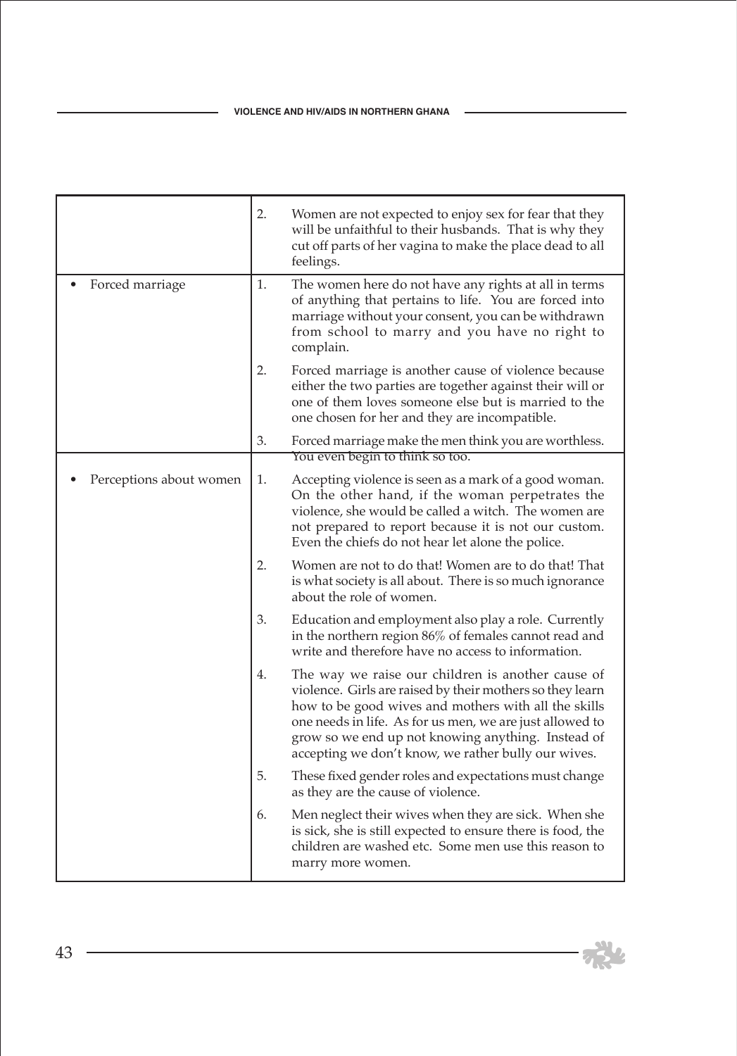| | |
|---|---|
| | 2. Women are not expected to enjoy sex for fear that they will be unfaithful to their husbands. That is why they cut off parts of her vagina to make the place dead to all feelings. |
| • Forced marriage | 1. The women here do not have any rights at all in terms of anything that pertains to life. You are forced into marriage without your consent, you can be withdrawn from school to marry and you have no right to complain. |
| | 2. Forced marriage is another cause of violence because either the two parties are together against their will or one of them loves someone else but is married to the one chosen for her and they are incompatible. |
| | 3. Forced marriage make the men think you are worthless. You even begin to think so too. |
| • Perceptions about women | 1. Accepting violence is seen as a mark of a good woman. On the other hand, if the woman perpetrates the violence, she would be called a witch. The women are not prepared to report because it is not our custom. Even the chiefs do not hear let alone the police. |
| | 2. Women are not to do that! Women are to do that! That is what society is all about. There is so much ignorance about the role of women. |
| | 3. Education and employment also play a role. Currently in the northern region 86% of females cannot read and write and therefore have no access to information. |
| | 4. The way we raise our children is another cause of violence. Girls are raised by their mothers so they learn how to be good wives and mothers with all the skills one needs in life. As for us men, we are just allowed to grow so we end up not knowing anything. Instead of accepting we don't know, we rather bully our wives. |
| | 5. These fixed gender roles and expectations must change as they are the cause of violence. |
| | 6. Men neglect their wives when they are sick. When she is sick, she is still expected to ensure there is food, the children are washed etc. Some men use this reason to marry more women. |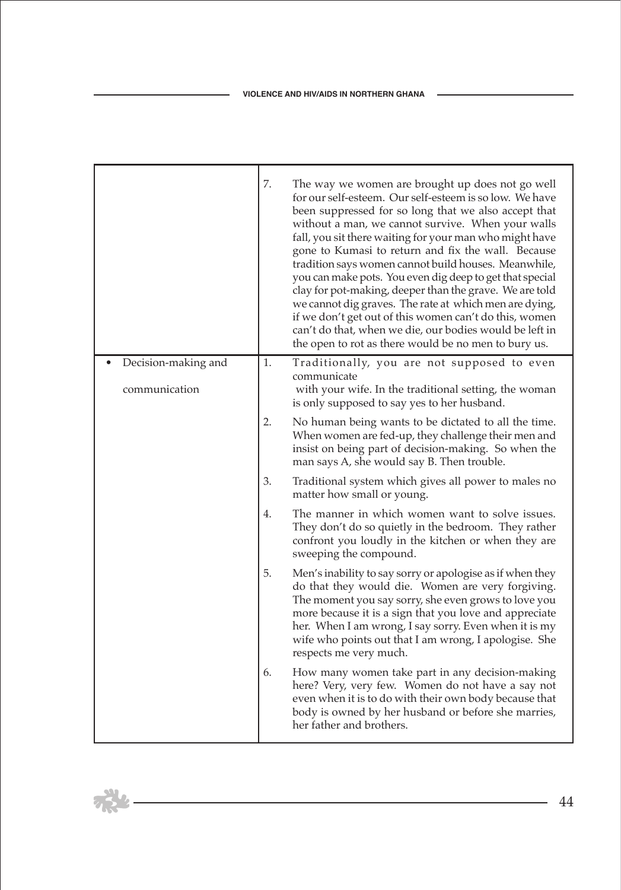| | |
|---|---|
| | 7. The way we women are brought up does not go well for our self-esteem. Our self-esteem is so low. We have been suppressed for so long that we also accept that without a man, we cannot survive. When your walls fall, you sit there waiting for your man who might have gone to Kumasi to return and fix the wall. Because tradition says women cannot build houses. Meanwhile, you can make pots. You even dig deep to get that special clay for pot-making, deeper than the grave. We are told we cannot dig graves. The rate at which men are dying, if we don't get out of this women can't do this, women can't do that, when we die, our bodies would be left in the open to rot as there would be no men to bury us. |
| • Decision-making and communication | 1. Traditionally, you are not supposed to even communicate with your wife. In the traditional setting, the woman is only supposed to say yes to her husband. |
| | 2. No human being wants to be dictated to all the time. When women are fed-up, they challenge their men and insist on being part of decision-making. So when the man says A, she would say B. Then trouble. |
| | 3. Traditional system which gives all power to males no matter how small or young. |
| | 4. The manner in which women want to solve issues. They don't do so quietly in the bedroom. They rather confront you loudly in the kitchen or when they are sweeping the compound. |
| | 5. Men's inability to say sorry or apologise as if when they do that they would die. Women are very forgiving. The moment you say sorry, she even grows to love you more because it is a sign that you love and appreciate her. When I am wrong, I say sorry. Even when it is my wife who points out that I am wrong, I apologise. She respects me very much. |
| | 6. How many women take part in any decision-making here? Very, very few. Women do not have a say not even when it is to do with their own body because that body is owned by her husband or before she marries, her father and brothers. |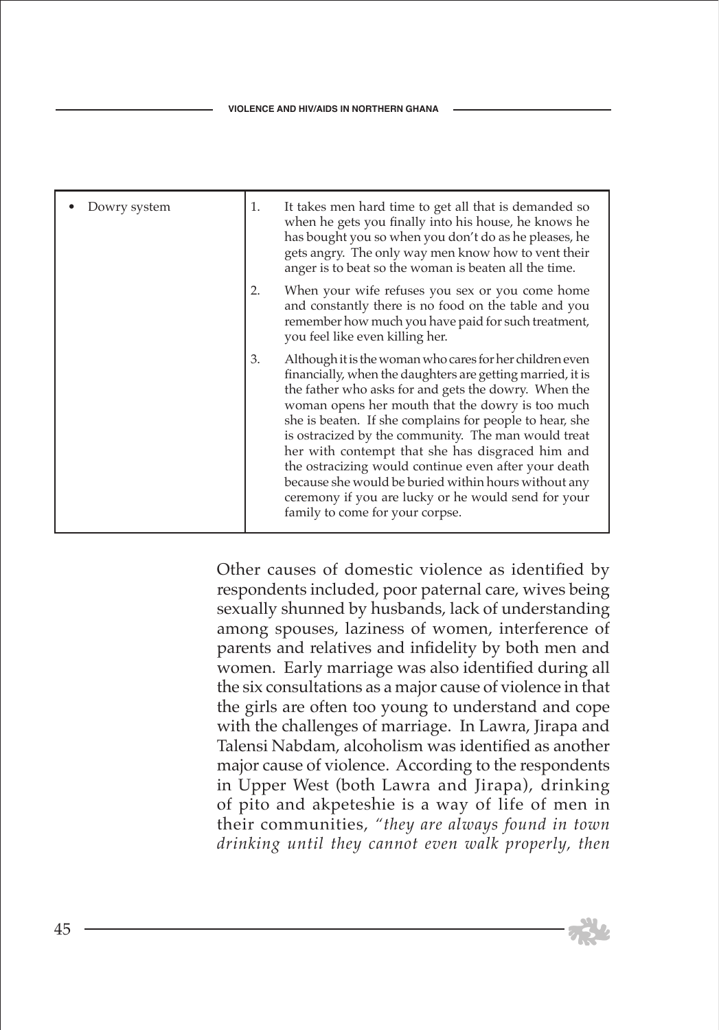| | |
|---|---|
| • Dowry system | 1. It takes men hard time to get all that is demanded so when he gets you finally into his house, he knows he has bought you so when you don't do as he pleases, he gets angry. The only way men know how to vent their anger is to beat so the woman is beaten all the time. |
| | 2. When your wife refuses you sex or you come home and constantly there is no food on the table and you remember how much you have paid for such treatment, you feel like even killing her. |
| | 3. Although it is the woman who cares for her children even financially, when the daughters are getting married, it is the father who asks for and gets the dowry. When the woman opens her mouth that the dowry is too much she is beaten. If she complains for people to hear, she is ostracized by the community. The man would treat her with contempt that she has disgraced him and the ostracizing would continue even after your death because she would be buried within hours without any ceremony if you are lucky or he would send for your family to come for your corpse. |

Other causes of domestic violence as identified by respondents included, poor paternal care, wives being sexually shunned by husbands, lack of understanding among spouses, laziness of women, interference of parents and relatives and infidelity by both men and women. Early marriage was also identified during all the six consultations as a major cause of violence in that the girls are often too young to understand and cope with the challenges of marriage. In Lawra, Jirapa and Talensi Nabdam, alcoholism was identified as another major cause of violence. According to the respondents in Upper West (both Lawra and Jirapa), drinking of pito and akpeteshie is a way of life of men in their communities, *"they are always found in town drinking until they cannot even walk properly, then*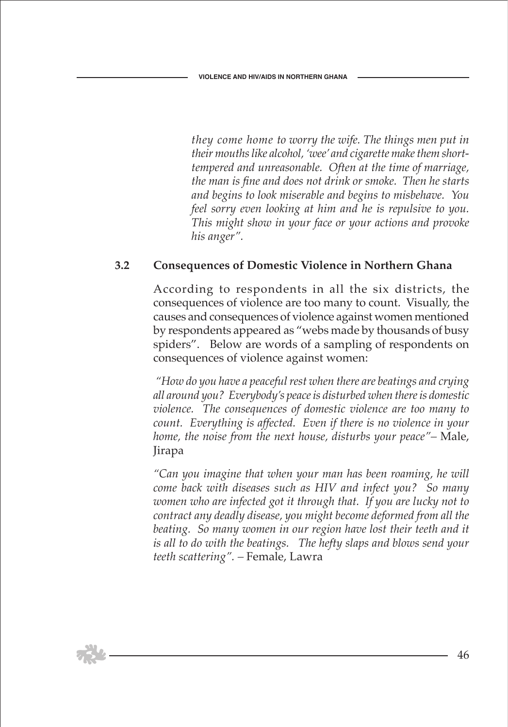*they come home to worry the wife. The things men put in their mouths like alcohol, 'wee' and cigarette make them short-tempered and unreasonable. Often at the time of marriage, the man is fine and does not drink or smoke. Then he starts and begins to look miserable and begins to misbehave. You feel sorry even looking at him and he is repulsive to you. This might show in your face or your actions and provoke his anger".*

## 3.2 Consequences of Domestic Violence in Northern Ghana

According to respondents in all the six districts, the consequences of violence are too many to count. Visually, the causes and consequences of violence against women mentioned by respondents appeared as "webs made by thousands of busy spiders". Below are words of a sampling of respondents on consequences of violence against women:

*"How do you have a peaceful rest when there are beatings and crying all around you? Everybody's peace is disturbed when there is domestic violence. The consequences of domestic violence are too many to count. Everything is affected. Even if there is no violence in your home, the noise from the next house, disturbs your peace"*– Male, Jirapa

*"Can you imagine that when your man has been roaming, he will come back with diseases such as HIV and infect you? So many women who are infected got it through that. If you are lucky not to contract any deadly disease, you might become deformed from all the beating. So many women in our region have lost their teeth and it is all to do with the beatings. The hefty slaps and blows send your teeth scattering".* – Female, Lawra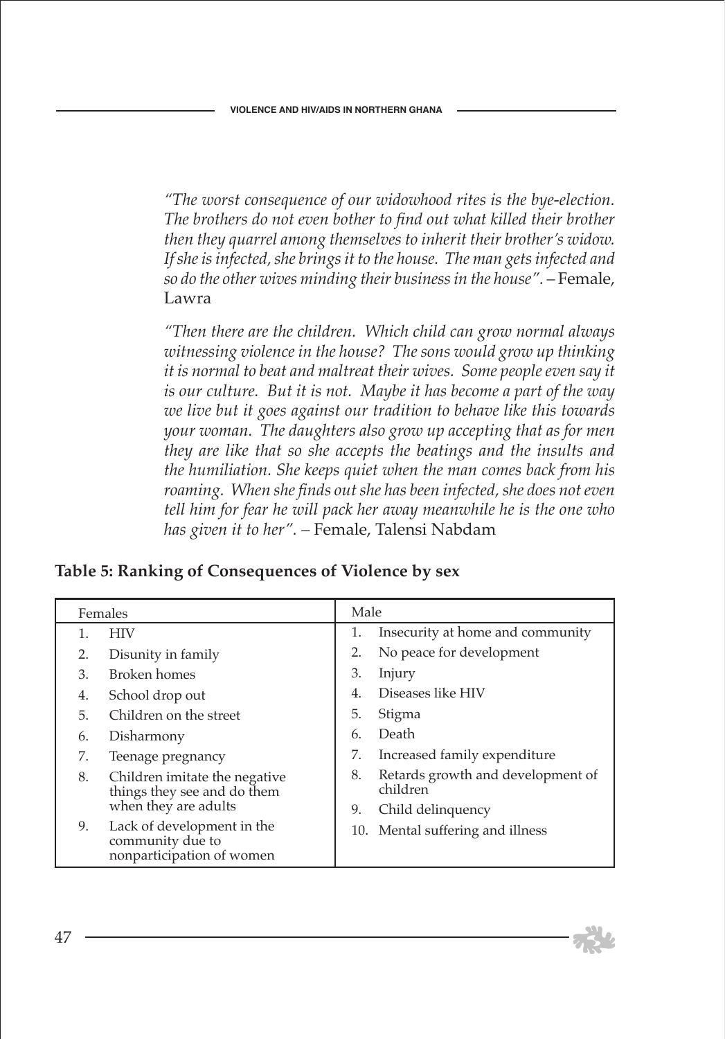*"The worst consequence of our widowhood rites is the bye-election. The brothers do not even bother to find out what killed their brother then they quarrel among themselves to inherit their brother's widow. If she is infected, she brings it to the house. The man gets infected and so do the other wives minding their business in the house".* – Female, Lawra

*"Then there are the children. Which child can grow normal always witnessing violence in the house? The sons would grow up thinking it is normal to beat and maltreat their wives. Some people even say it is our culture. But it is not. Maybe it has become a part of the way we live but it goes against our tradition to behave like this towards your woman. The daughters also grow up accepting that as for men they are like that so she accepts the beatings and the insults and the humiliation. She keeps quiet when the man comes back from his roaming. When she finds out she has been infected, she does not even tell him for fear he will pack her away meanwhile he is the one who has given it to her".* – Female, Talensi Nabdam

**Table 5: Ranking of Consequences of Violence by sex**

| Females | Male |
|---|---|
| 1. HIV | 1. Insecurity at home and community |
| 2. Disunity in family | 2. No peace for development |
| 3. Broken homes | 3. Injury |
| 4. School drop out | 4. Diseases like HIV |
| 5. Children on the street | 5. Stigma |
| 6. Disharmony | 6. Death |
| 7. Teenage pregnancy | 7. Increased family expenditure |
| 8. Children imitate the negative things they see and do them when they are adults | 8. Retards growth and development of children |
| 9. Lack of development in the community due to nonparticipation of women | 9. Child delinquency |
| | 10. Mental suffering and illness |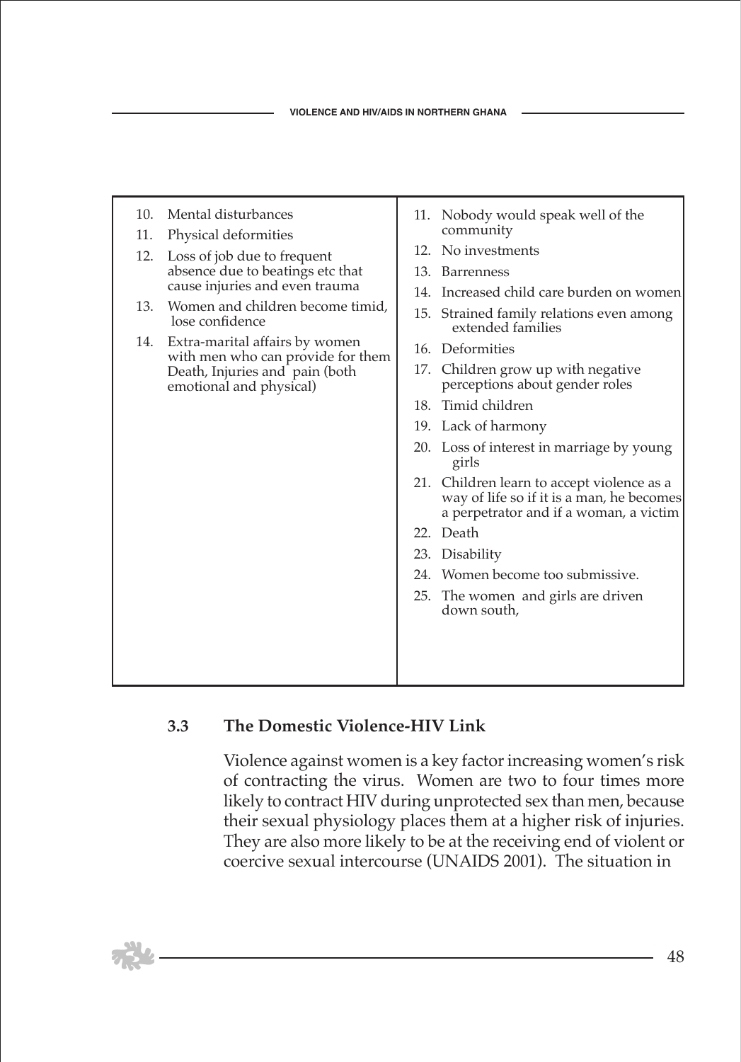| | |
|---|---|
| 10. Mental disturbances<br>11. Physical deformities<br>12. Loss of job due to frequent absence due to beatings etc that cause injuries and even trauma<br>13. Women and children become timid, lose confidence<br>14. Extra-marital affairs by women with men who can provide for them Death, Injuries and pain (both emotional and physical) | 11. Nobody would speak well of the community<br>12. No investments<br>13. Barrenness<br>14. Increased child care burden on women<br>15. Strained family relations even among extended families<br>16. Deformities<br>17. Children grow up with negative perceptions about gender roles<br>18. Timid children<br>19. Lack of harmony<br>20. Loss of interest in marriage by young girls<br>21. Children learn to accept violence as a way of life so if it is a man, he becomes a perpetrator and if a woman, a victim<br>22. Death<br>23. Disability<br>24. Women become too submissive.<br>25. The women and girls are driven down south, |

### 3.3 The Domestic Violence-HIV Link

Violence against women is a key factor increasing women's risk of contracting the virus. Women are two to four times more likely to contract HIV during unprotected sex than men, because their sexual physiology places them at a higher risk of injuries. They are also more likely to be at the receiving end of violent or coercive sexual intercourse (UNAIDS 2001). The situation in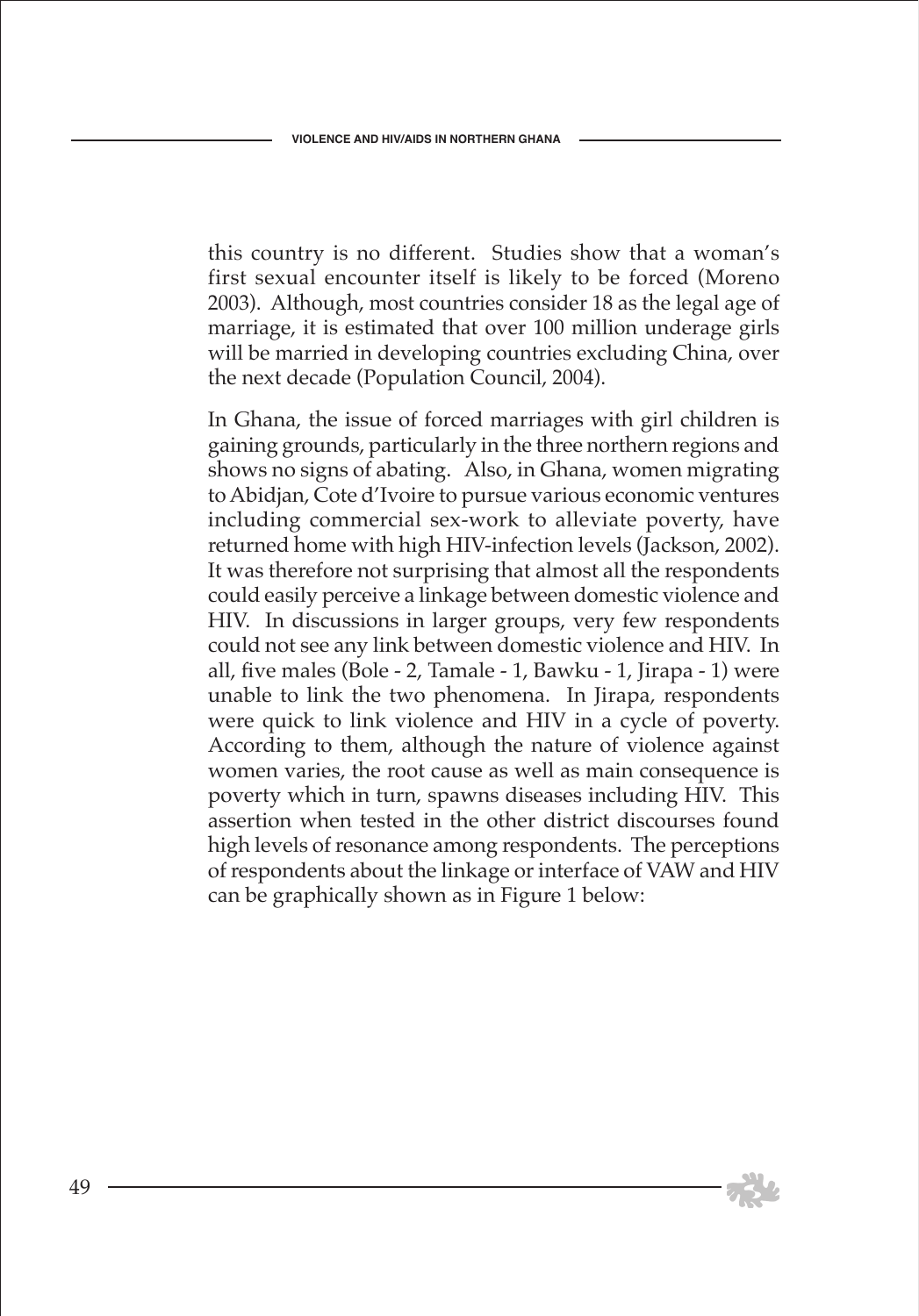this country is no different. Studies show that a woman's first sexual encounter itself is likely to be forced (Moreno 2003). Although, most countries consider 18 as the legal age of marriage, it is estimated that over 100 million underage girls will be married in developing countries excluding China, over the next decade (Population Council, 2004).

In Ghana, the issue of forced marriages with girl children is gaining grounds, particularly in the three northern regions and shows no signs of abating. Also, in Ghana, women migrating to Abidjan, Cote d'Ivoire to pursue various economic ventures including commercial sex-work to alleviate poverty, have returned home with high HIV-infection levels (Jackson, 2002). It was therefore not surprising that almost all the respondents could easily perceive a linkage between domestic violence and HIV. In discussions in larger groups, very few respondents could not see any link between domestic violence and HIV. In all, five males (Bole - 2, Tamale - 1, Bawku - 1, Jirapa - 1) were unable to link the two phenomena. In Jirapa, respondents were quick to link violence and HIV in a cycle of poverty. According to them, although the nature of violence against women varies, the root cause as well as main consequence is poverty which in turn, spawns diseases including HIV. This assertion when tested in the other district discourses found high levels of resonance among respondents. The perceptions of respondents about the linkage or interface of VAW and HIV can be graphically shown as in Figure 1 below: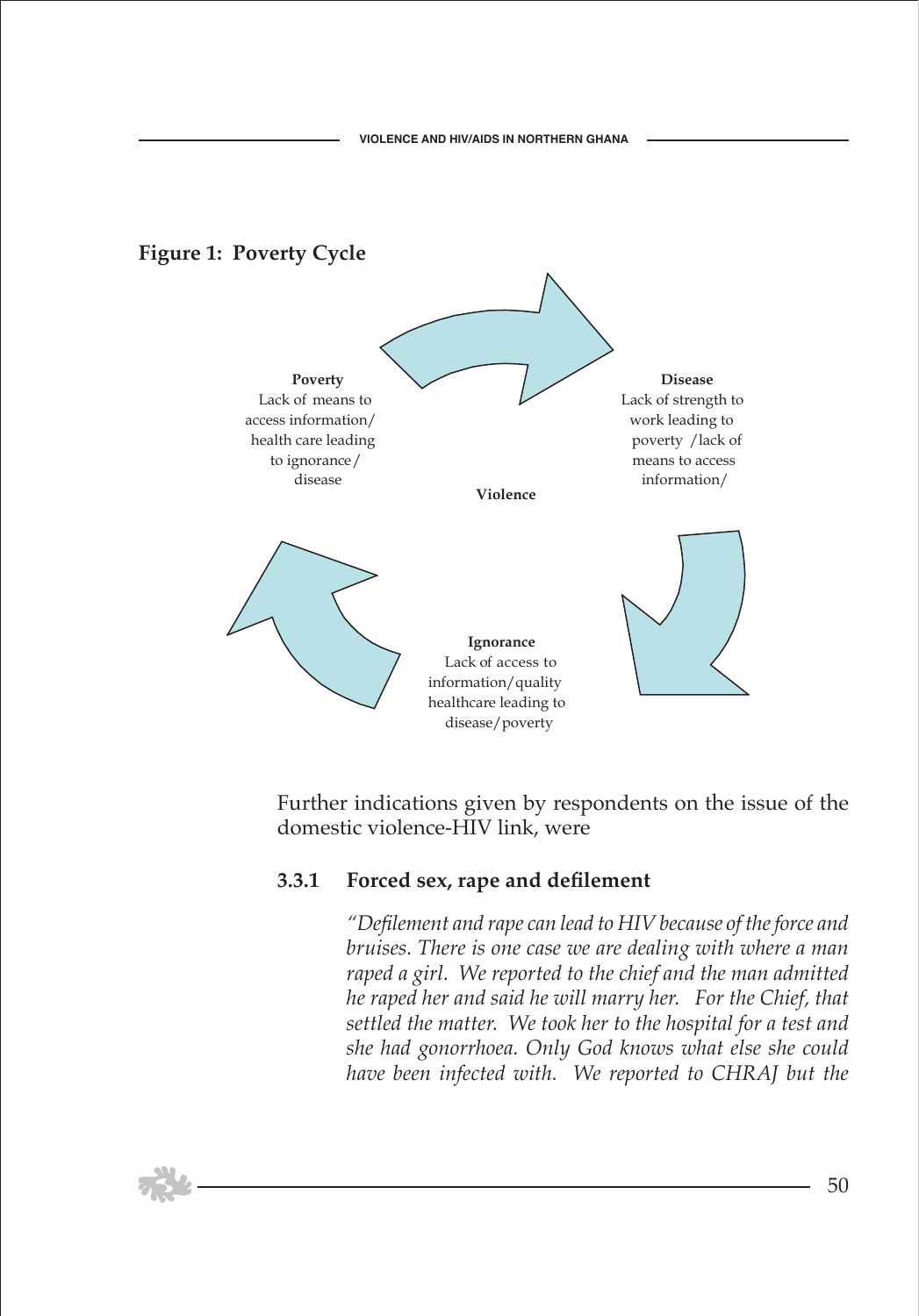**Figure 1: Poverty Cycle**

**Poverty**
Lack of means to access information/ health care leading to ignorance/ disease

**Disease**
Lack of strength to work leading to poverty /lack of means to access information/

**Violence**

**Ignorance**
Lack of access to information/quality healthcare leading to disease/poverty

Further indications given by respondents on the issue of the domestic violence-HIV link, were

### 3.3.1 Forced sex, rape and defilement

> *"Defilement and rape can lead to HIV because of the force and bruises. There is one case we are dealing with where a man raped a girl. We reported to the chief and the man admitted he raped her and said he will marry her. For the Chief, that settled the matter. We took her to the hospital for a test and she had gonorrhoea. Only God knows what else she could have been infected with. We reported to CHRAJ but the*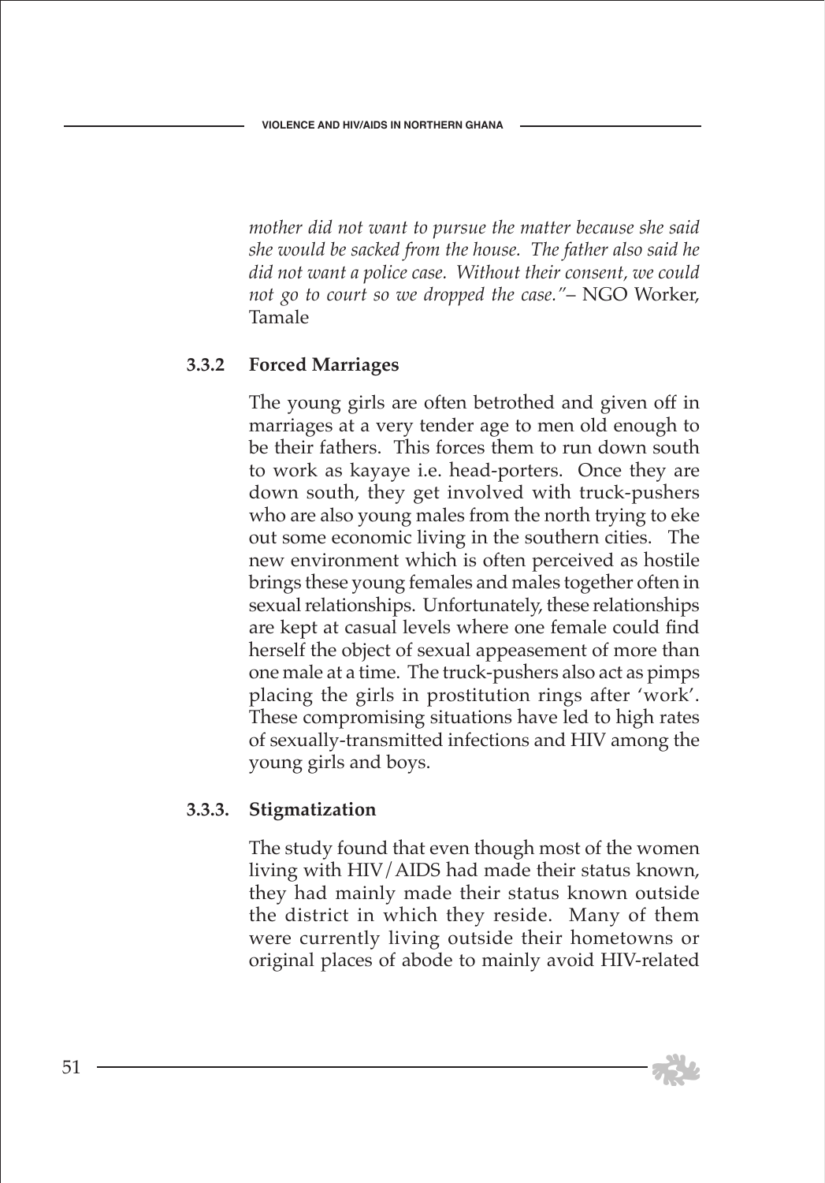*mother did not want to pursue the matter because she said she would be sacked from the house. The father also said he did not want a police case. Without their consent, we could not go to court so we dropped the case."*– NGO Worker, Tamale

### 3.3.2 Forced Marriages

The young girls are often betrothed and given off in marriages at a very tender age to men old enough to be their fathers. This forces them to run down south to work as kayaye i.e. head-porters. Once they are down south, they get involved with truck-pushers who are also young males from the north trying to eke out some economic living in the southern cities. The new environment which is often perceived as hostile brings these young females and males together often in sexual relationships. Unfortunately, these relationships are kept at casual levels where one female could find herself the object of sexual appeasement of more than one male at a time. The truck-pushers also act as pimps placing the girls in prostitution rings after 'work'. These compromising situations have led to high rates of sexually-transmitted infections and HIV among the young girls and boys.

### 3.3.3. Stigmatization

The study found that even though most of the women living with HIV/AIDS had made their status known, they had mainly made their status known outside the district in which they reside. Many of them were currently living outside their hometowns or original places of abode to mainly avoid HIV-related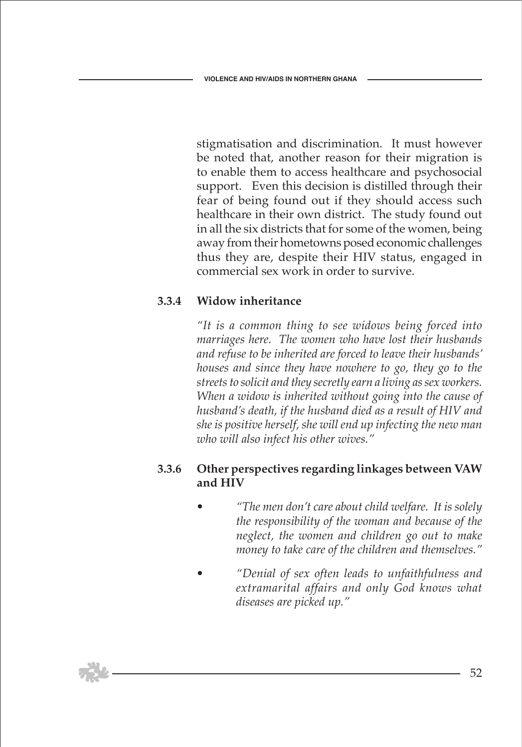stigmatisation and discrimination. It must however be noted that, another reason for their migration is to enable them to access healthcare and psychosocial support. Even this decision is distilled through their fear of being found out if they should access such healthcare in their own district. The study found out in all the six districts that for some of the women, being away from their hometowns posed economic challenges thus they are, despite their HIV status, engaged in commercial sex work in order to survive.

### 3.3.4 Widow inheritance

*"It is a common thing to see widows being forced into marriages here. The women who have lost their husbands and refuse to be inherited are forced to leave their husbands' houses and since they have nowhere to go, they go to the streets to solicit and they secretly earn a living as sex workers. When a widow is inherited without going into the cause of husband's death, if the husband died as a result of HIV and she is positive herself, she will end up infecting the new man who will also infect his other wives."*

### 3.3.6 Other perspectives regarding linkages between VAW and HIV

- *"The men don't care about child welfare. It is solely the responsibility of the woman and because of the neglect, the women and children go out to make money to take care of the children and themselves."*
- *"Denial of sex often leads to unfaithfulness and extramarital affairs and only God knows what diseases are picked up."*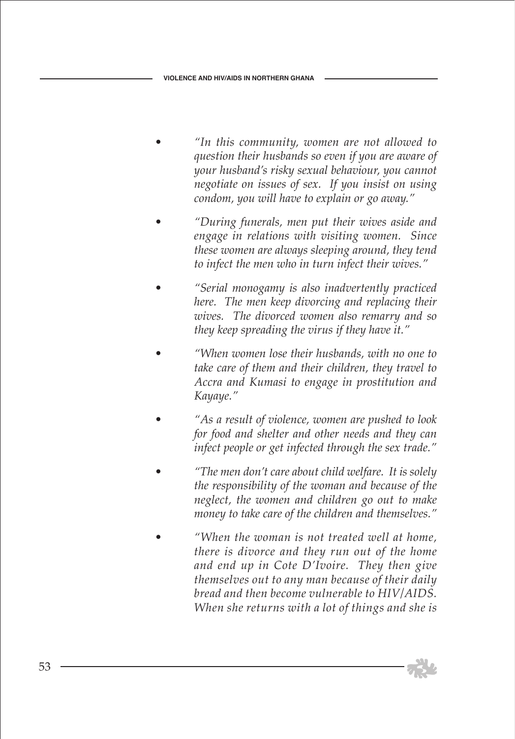- *"In this community, women are not allowed to question their husbands so even if you are aware of your husband's risky sexual behaviour, you cannot negotiate on issues of sex. If you insist on using condom, you will have to explain or go away."*

- *"During funerals, men put their wives aside and engage in relations with visiting women. Since these women are always sleeping around, they tend to infect the men who in turn infect their wives."*

- *"Serial monogamy is also inadvertently practiced here. The men keep divorcing and replacing their wives. The divorced women also remarry and so they keep spreading the virus if they have it."*

- *"When women lose their husbands, with no one to take care of them and their children, they travel to Accra and Kumasi to engage in prostitution and Kayaye."*

- *"As a result of violence, women are pushed to look for food and shelter and other needs and they can infect people or get infected through the sex trade."*

- *"The men don't care about child welfare. It is solely the responsibility of the woman and because of the neglect, the women and children go out to make money to take care of the children and themselves."*

- *"When the woman is not treated well at home, there is divorce and they run out of the home and end up in Cote D'Ivoire. They then give themselves out to any man because of their daily bread and then become vulnerable to HIV/AIDS. When she returns with a lot of things and she is*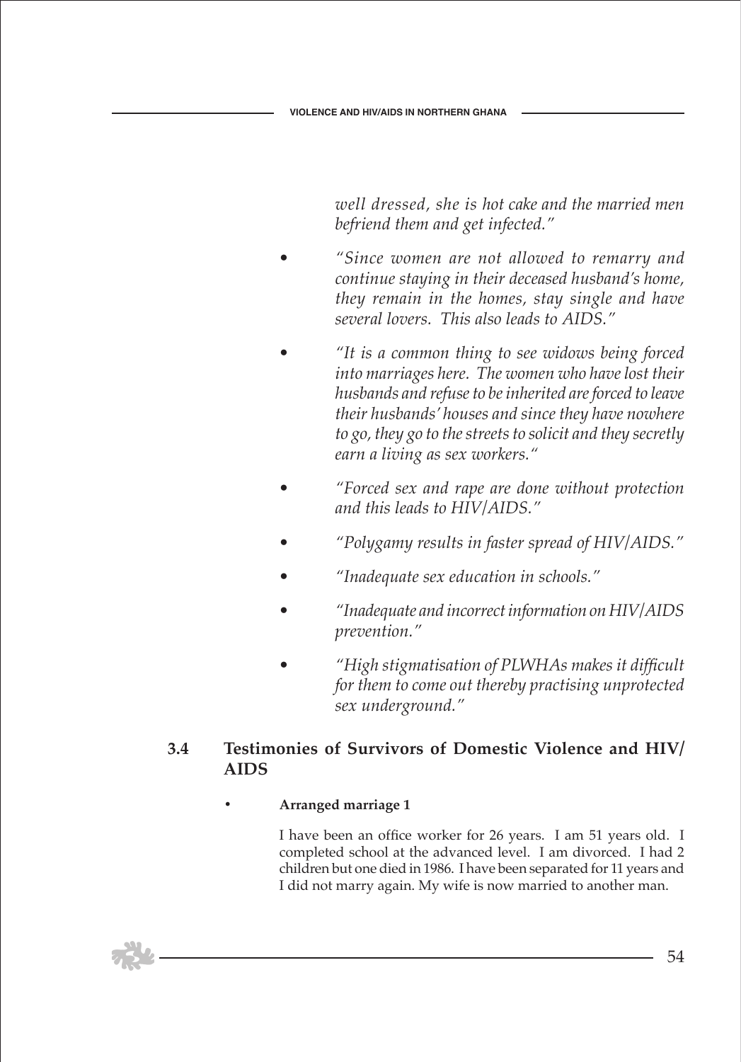*well dressed, she is hot cake and the married men befriend them and get infected."*

- *"Since women are not allowed to remarry and continue staying in their deceased husband's home, they remain in the homes, stay single and have several lovers. This also leads to AIDS."*
- *"It is a common thing to see widows being forced into marriages here. The women who have lost their husbands and refuse to be inherited are forced to leave their husbands' houses and since they have nowhere to go, they go to the streets to solicit and they secretly earn a living as sex workers."*
- *"Forced sex and rape are done without protection and this leads to HIV/AIDS."*
- *"Polygamy results in faster spread of HIV/AIDS."*
- *"Inadequate sex education in schools."*
- *"Inadequate and incorrect information on HIV/AIDS prevention."*
- *"High stigmatisation of PLWHAs makes it difficult for them to come out thereby practising unprotected sex underground."*

### 3.4 Testimonies of Survivors of Domestic Violence and HIV/AIDS

- **Arranged marriage 1**

  I have been an office worker for 26 years. I am 51 years old. I completed school at the advanced level. I am divorced. I had 2 children but one died in 1986. I have been separated for 11 years and I did not marry again. My wife is now married to another man.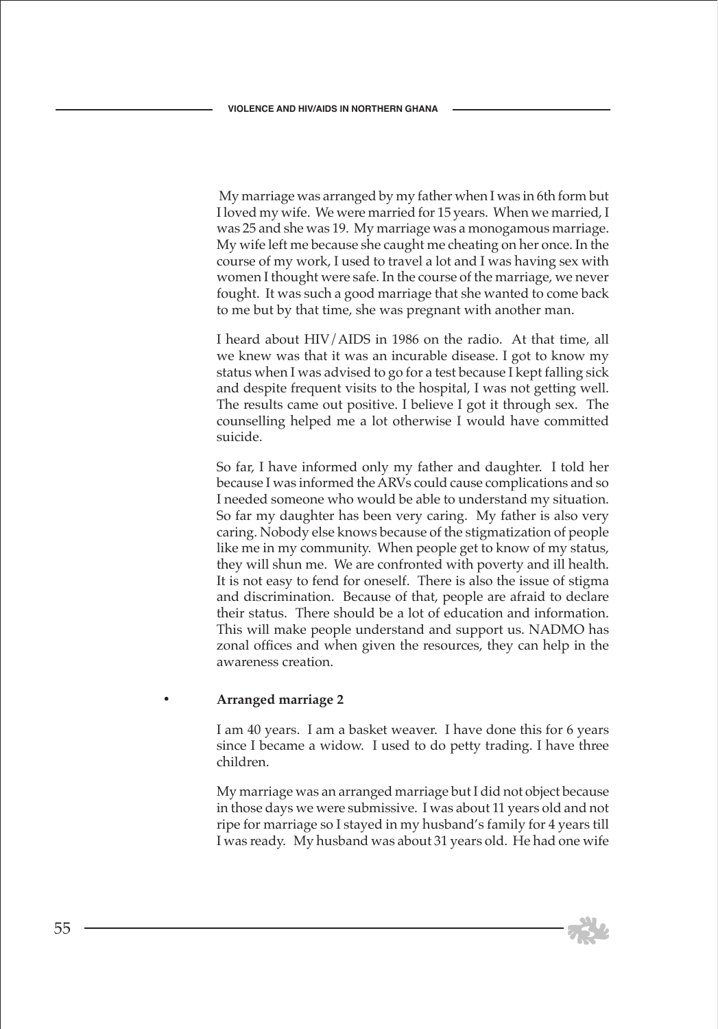My marriage was arranged by my father when I was in 6th form but I loved my wife. We were married for 15 years. When we married, I was 25 and she was 19. My marriage was a monogamous marriage. My wife left me because she caught me cheating on her once. In the course of my work, I used to travel a lot and I was having sex with women I thought were safe. In the course of the marriage, we never fought. It was such a good marriage that she wanted to come back to me but by that time, she was pregnant with another man.

I heard about HIV/AIDS in 1986 on the radio. At that time, all we knew was that it was an incurable disease. I got to know my status when I was advised to go for a test because I kept falling sick and despite frequent visits to the hospital, I was not getting well. The results came out positive. I believe I got it through sex. The counselling helped me a lot otherwise I would have committed suicide.

So far, I have informed only my father and daughter. I told her because I was informed the ARVs could cause complications and so I needed someone who would be able to understand my situation. So far my daughter has been very caring. My father is also very caring. Nobody else knows because of the stigmatization of people like me in my community. When people get to know of my status, they will shun me. We are confronted with poverty and ill health. It is not easy to fend for oneself. There is also the issue of stigma and discrimination. Because of that, people are afraid to declare their status. There should be a lot of education and information. This will make people understand and support us. NADMO has zonal offices and when given the resources, they can help in the awareness creation.

- **Arranged marriage 2**

I am 40 years. I am a basket weaver. I have done this for 6 years since I became a widow. I used to do petty trading. I have three children.

My marriage was an arranged marriage but I did not object because in those days we were submissive. I was about 11 years old and not ripe for marriage so I stayed in my husband's family for 4 years till I was ready. My husband was about 31 years old. He had one wife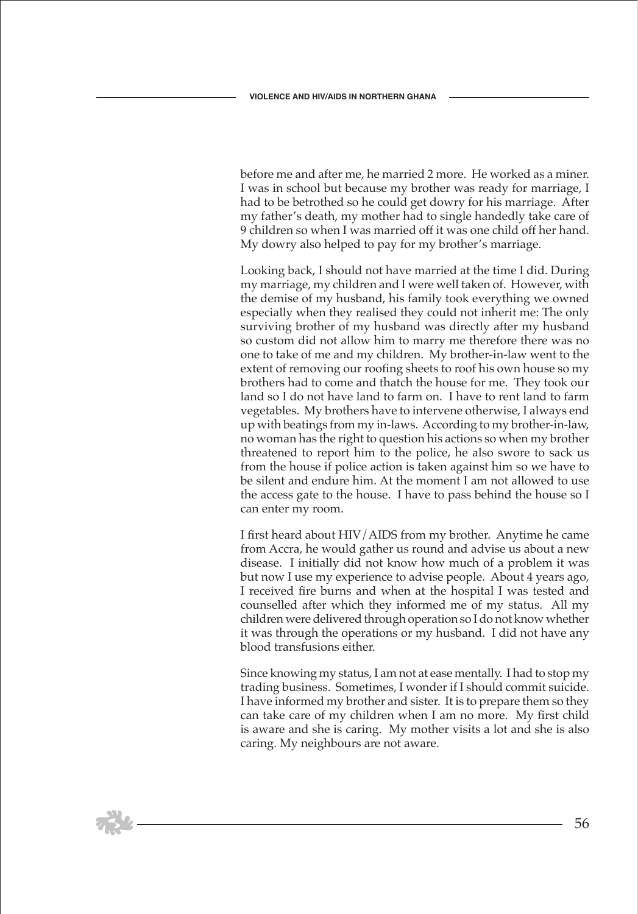before me and after me, he married 2 more. He worked as a miner. I was in school but because my brother was ready for marriage, I had to be betrothed so he could get dowry for his marriage. After my father's death, my mother had to single handedly take care of 9 children so when I was married off it was one child off her hand. My dowry also helped to pay for my brother's marriage.

Looking back, I should not have married at the time I did. During my marriage, my children and I were well taken of. However, with the demise of my husband, his family took everything we owned especially when they realised they could not inherit me: The only surviving brother of my husband was directly after my husband so custom did not allow him to marry me therefore there was no one to take of me and my children. My brother-in-law went to the extent of removing our roofing sheets to roof his own house so my brothers had to come and thatch the house for me. They took our land so I do not have land to farm on. I have to rent land to farm vegetables. My brothers have to intervene otherwise, I always end up with beatings from my in-laws. According to my brother-in-law, no woman has the right to question his actions so when my brother threatened to report him to the police, he also swore to sack us from the house if police action is taken against him so we have to be silent and endure him. At the moment I am not allowed to use the access gate to the house. I have to pass behind the house so I can enter my room.

I first heard about HIV/AIDS from my brother. Anytime he came from Accra, he would gather us round and advise us about a new disease. I initially did not know how much of a problem it was but now I use my experience to advise people. About 4 years ago, I received fire burns and when at the hospital I was tested and counselled after which they informed me of my status. All my children were delivered through operation so I do not know whether it was through the operations or my husband. I did not have any blood transfusions either.

Since knowing my status, I am not at ease mentally. I had to stop my trading business. Sometimes, I wonder if I should commit suicide. I have informed my brother and sister. It is to prepare them so they can take care of my children when I am no more. My first child is aware and she is caring. My mother visits a lot and she is also caring. My neighbours are not aware.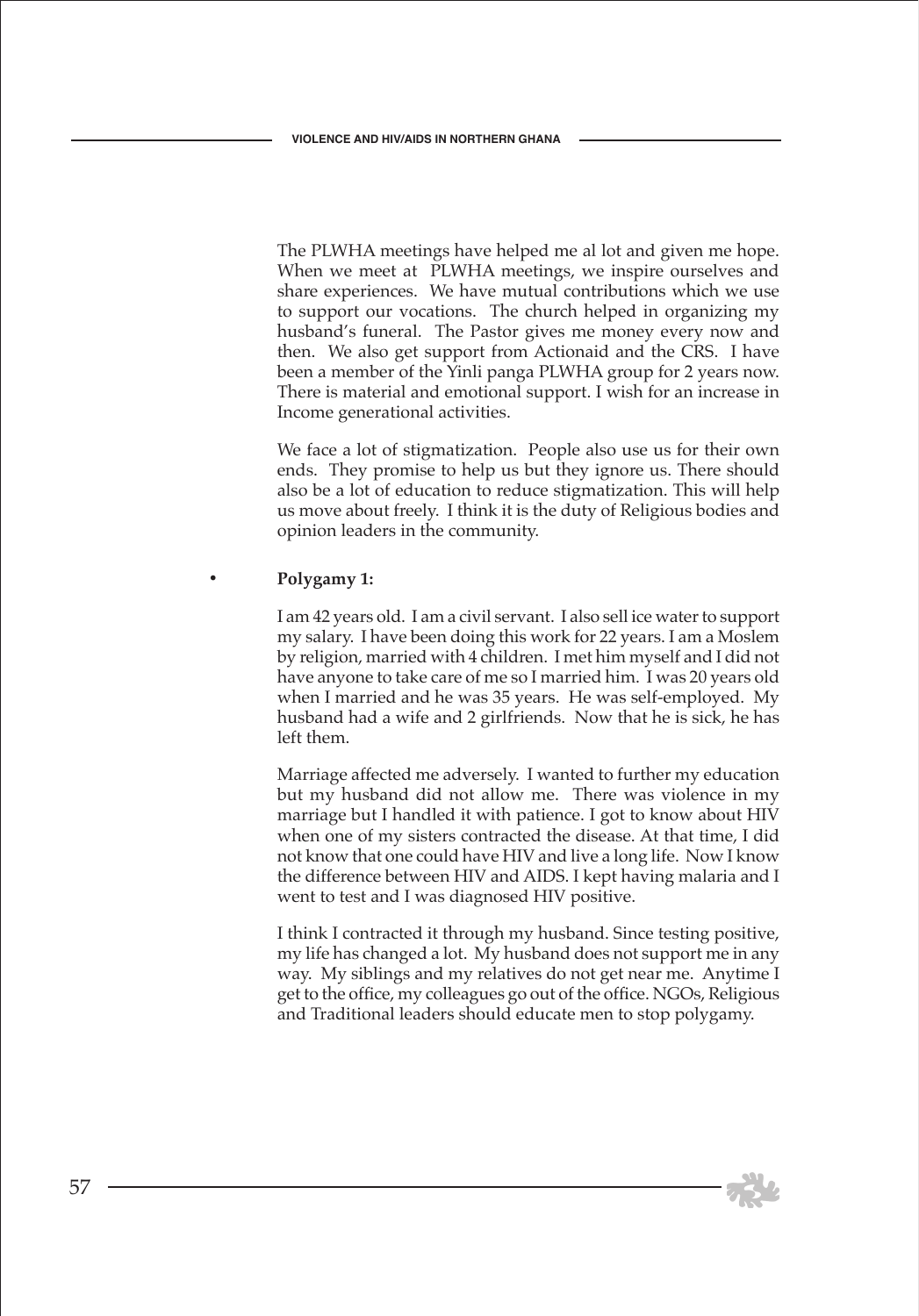The PLWHA meetings have helped me al lot and given me hope. When we meet at PLWHA meetings, we inspire ourselves and share experiences. We have mutual contributions which we use to support our vocations. The church helped in organizing my husband's funeral. The Pastor gives me money every now and then. We also get support from Actionaid and the CRS. I have been a member of the Yinli panga PLWHA group for 2 years now. There is material and emotional support. I wish for an increase in Income generational activities.

We face a lot of stigmatization. People also use us for their own ends. They promise to help us but they ignore us. There should also be a lot of education to reduce stigmatization. This will help us move about freely. I think it is the duty of Religious bodies and opinion leaders in the community.

- **Polygamy 1:**

I am 42 years old. I am a civil servant. I also sell ice water to support my salary. I have been doing this work for 22 years. I am a Moslem by religion, married with 4 children. I met him myself and I did not have anyone to take care of me so I married him. I was 20 years old when I married and he was 35 years. He was self-employed. My husband had a wife and 2 girlfriends. Now that he is sick, he has left them.

Marriage affected me adversely. I wanted to further my education but my husband did not allow me. There was violence in my marriage but I handled it with patience. I got to know about HIV when one of my sisters contracted the disease. At that time, I did not know that one could have HIV and live a long life. Now I know the difference between HIV and AIDS. I kept having malaria and I went to test and I was diagnosed HIV positive.

I think I contracted it through my husband. Since testing positive, my life has changed a lot. My husband does not support me in any way. My siblings and my relatives do not get near me. Anytime I get to the office, my colleagues go out of the office. NGOs, Religious and Traditional leaders should educate men to stop polygamy.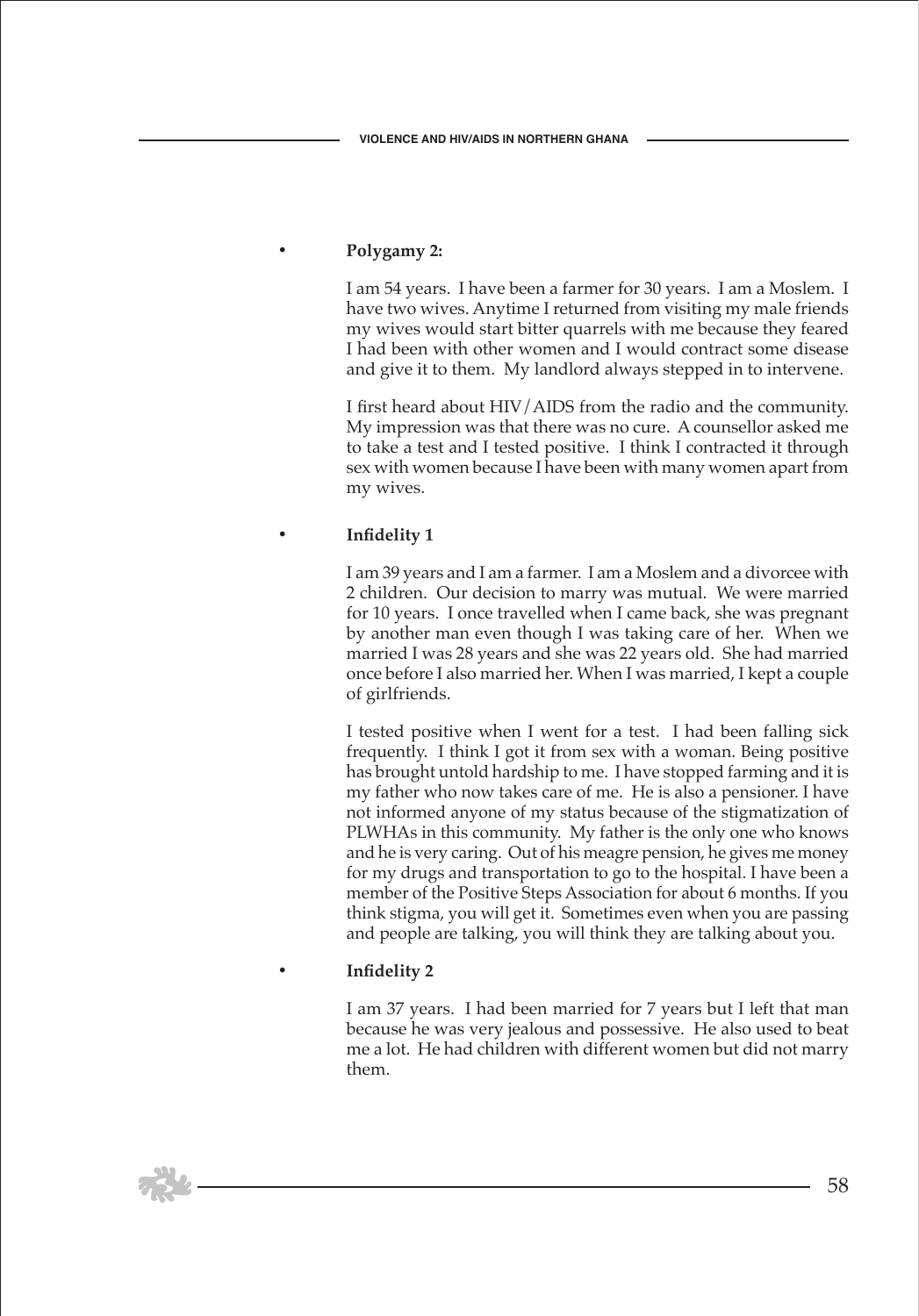- **Polygamy 2:**

  I am 54 years. I have been a farmer for 30 years. I am a Moslem. I have two wives. Anytime I returned from visiting my male friends my wives would start bitter quarrels with me because they feared I had been with other women and I would contract some disease and give it to them. My landlord always stepped in to intervene.

  I first heard about HIV/AIDS from the radio and the community. My impression was that there was no cure. A counsellor asked me to take a test and I tested positive. I think I contracted it through sex with women because I have been with many women apart from my wives.

- **Infidelity 1**

  I am 39 years and I am a farmer. I am a Moslem and a divorcee with 2 children. Our decision to marry was mutual. We were married for 10 years. I once travelled when I came back, she was pregnant by another man even though I was taking care of her. When we married I was 28 years and she was 22 years old. She had married once before I also married her. When I was married, I kept a couple of girlfriends.

  I tested positive when I went for a test. I had been falling sick frequently. I think I got it from sex with a woman. Being positive has brought untold hardship to me. I have stopped farming and it is my father who now takes care of me. He is also a pensioner. I have not informed anyone of my status because of the stigmatization of PLWHAs in this community. My father is the only one who knows and he is very caring. Out of his meagre pension, he gives me money for my drugs and transportation to go to the hospital. I have been a member of the Positive Steps Association for about 6 months. If you think stigma, you will get it. Sometimes even when you are passing and people are talking, you will think they are talking about you.

- **Infidelity 2**

  I am 37 years. I had been married for 7 years but I left that man because he was very jealous and possessive. He also used to beat me a lot. He had children with different women but did not marry them.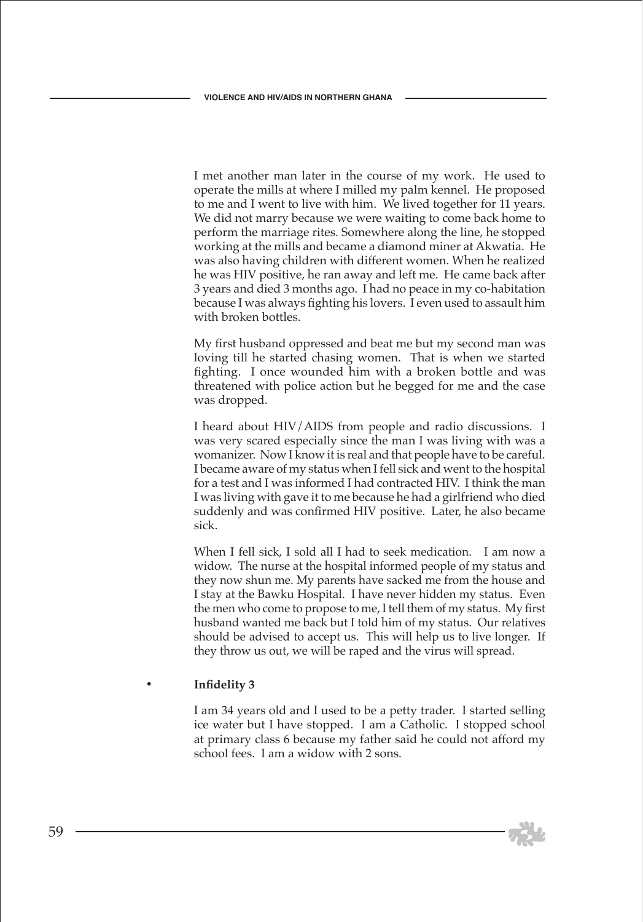I met another man later in the course of my work. He used to operate the mills at where I milled my palm kennel. He proposed to me and I went to live with him. We lived together for 11 years. We did not marry because we were waiting to come back home to perform the marriage rites. Somewhere along the line, he stopped working at the mills and became a diamond miner at Akwatia. He was also having children with different women. When he realized he was HIV positive, he ran away and left me. He came back after 3 years and died 3 months ago. I had no peace in my co-habitation because I was always fighting his lovers. I even used to assault him with broken bottles.

My first husband oppressed and beat me but my second man was loving till he started chasing women. That is when we started fighting. I once wounded him with a broken bottle and was threatened with police action but he begged for me and the case was dropped.

I heard about HIV/AIDS from people and radio discussions. I was very scared especially since the man I was living with was a womanizer. Now I know it is real and that people have to be careful. I became aware of my status when I fell sick and went to the hospital for a test and I was informed I had contracted HIV. I think the man I was living with gave it to me because he had a girlfriend who died suddenly and was confirmed HIV positive. Later, he also became sick.

When I fell sick, I sold all I had to seek medication. I am now a widow. The nurse at the hospital informed people of my status and they now shun me. My parents have sacked me from the house and I stay at the Bawku Hospital. I have never hidden my status. Even the men who come to propose to me, I tell them of my status. My first husband wanted me back but I told him of my status. Our relatives should be advised to accept us. This will help us to live longer. If they throw us out, we will be raped and the virus will spread.

- **Infidelity 3**

I am 34 years old and I used to be a petty trader. I started selling ice water but I have stopped. I am a Catholic. I stopped school at primary class 6 because my father said he could not afford my school fees. I am a widow with 2 sons.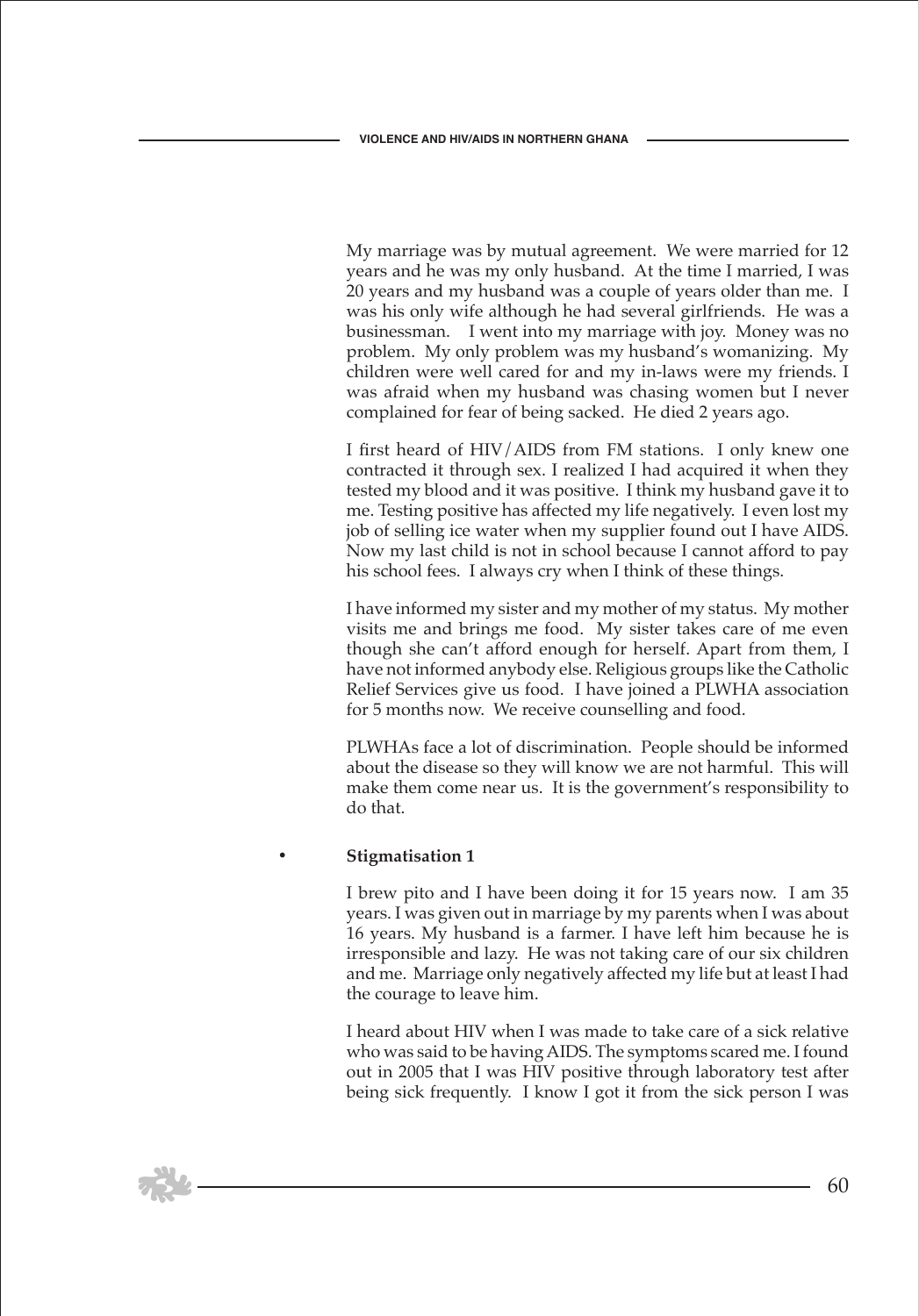My marriage was by mutual agreement. We were married for 12 years and he was my only husband. At the time I married, I was 20 years and my husband was a couple of years older than me. I was his only wife although he had several girlfriends. He was a businessman. I went into my marriage with joy. Money was no problem. My only problem was my husband's womanizing. My children were well cared for and my in-laws were my friends. I was afraid when my husband was chasing women but I never complained for fear of being sacked. He died 2 years ago.

I first heard of HIV/AIDS from FM stations. I only knew one contracted it through sex. I realized I had acquired it when they tested my blood and it was positive. I think my husband gave it to me. Testing positive has affected my life negatively. I even lost my job of selling ice water when my supplier found out I have AIDS. Now my last child is not in school because I cannot afford to pay his school fees. I always cry when I think of these things.

I have informed my sister and my mother of my status. My mother visits me and brings me food. My sister takes care of me even though she can't afford enough for herself. Apart from them, I have not informed anybody else. Religious groups like the Catholic Relief Services give us food. I have joined a PLWHA association for 5 months now. We receive counselling and food.

PLWHAs face a lot of discrimination. People should be informed about the disease so they will know we are not harmful. This will make them come near us. It is the government's responsibility to do that.

- **Stigmatisation 1**

I brew pito and I have been doing it for 15 years now. I am 35 years. I was given out in marriage by my parents when I was about 16 years. My husband is a farmer. I have left him because he is irresponsible and lazy. He was not taking care of our six children and me. Marriage only negatively affected my life but at least I had the courage to leave him.

I heard about HIV when I was made to take care of a sick relative who was said to be having AIDS. The symptoms scared me. I found out in 2005 that I was HIV positive through laboratory test after being sick frequently. I know I got it from the sick person I was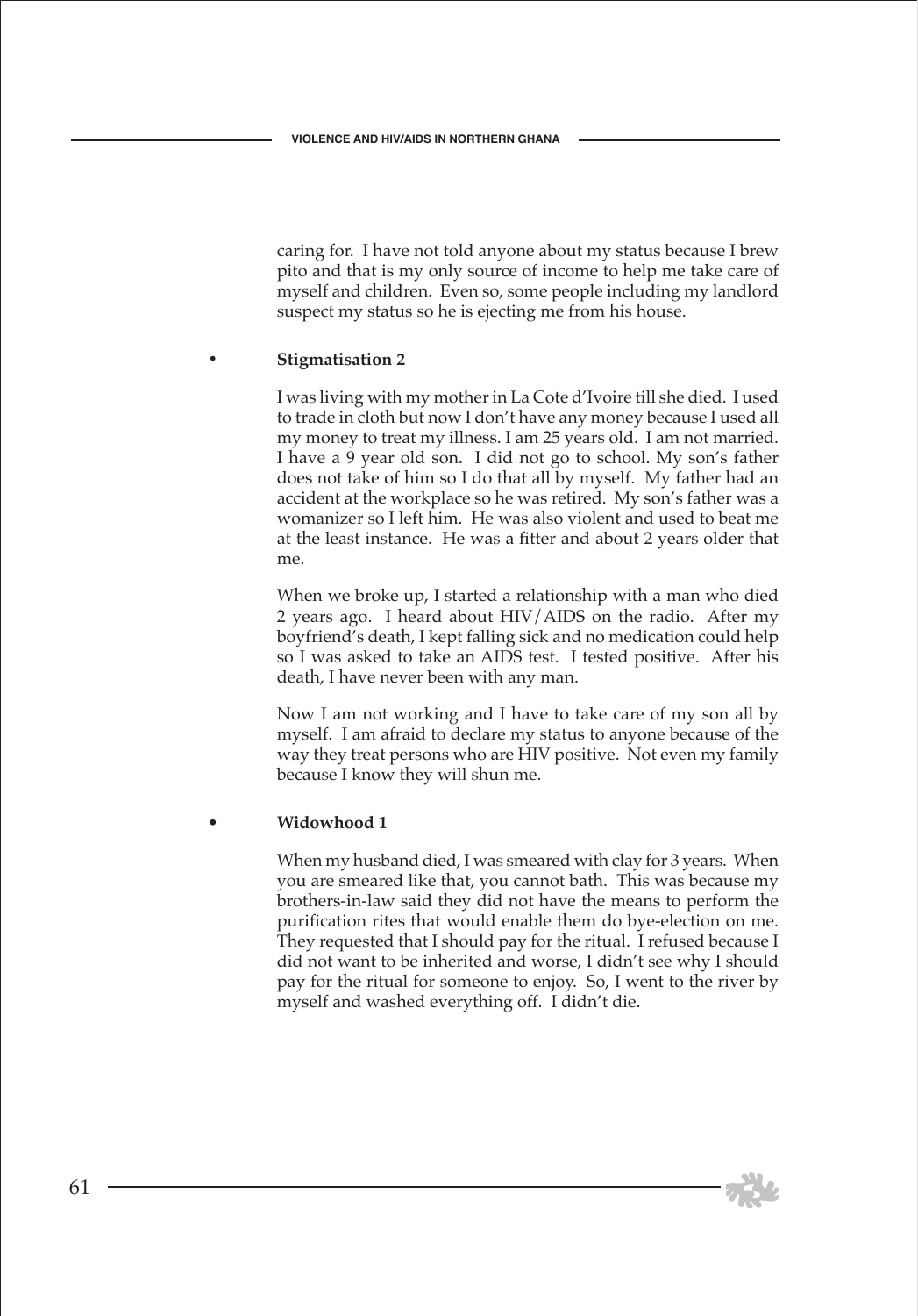caring for. I have not told anyone about my status because I brew pito and that is my only source of income to help me take care of myself and children. Even so, some people including my landlord suspect my status so he is ejecting me from his house.

- **Stigmatisation 2**

I was living with my mother in La Cote d'Ivoire till she died. I used to trade in cloth but now I don't have any money because I used all my money to treat my illness. I am 25 years old. I am not married. I have a 9 year old son. I did not go to school. My son's father does not take of him so I do that all by myself. My father had an accident at the workplace so he was retired. My son's father was a womanizer so I left him. He was also violent and used to beat me at the least instance. He was a fitter and about 2 years older that me.

When we broke up, I started a relationship with a man who died 2 years ago. I heard about HIV/AIDS on the radio. After my boyfriend's death, I kept falling sick and no medication could help so I was asked to take an AIDS test. I tested positive. After his death, I have never been with any man.

Now I am not working and I have to take care of my son all by myself. I am afraid to declare my status to anyone because of the way they treat persons who are HIV positive. Not even my family because I know they will shun me.

- **Widowhood 1**

When my husband died, I was smeared with clay for 3 years. When you are smeared like that, you cannot bath. This was because my brothers-in-law said they did not have the means to perform the purification rites that would enable them do bye-election on me. They requested that I should pay for the ritual. I refused because I did not want to be inherited and worse, I didn't see why I should pay for the ritual for someone to enjoy. So, I went to the river by myself and washed everything off. I didn't die.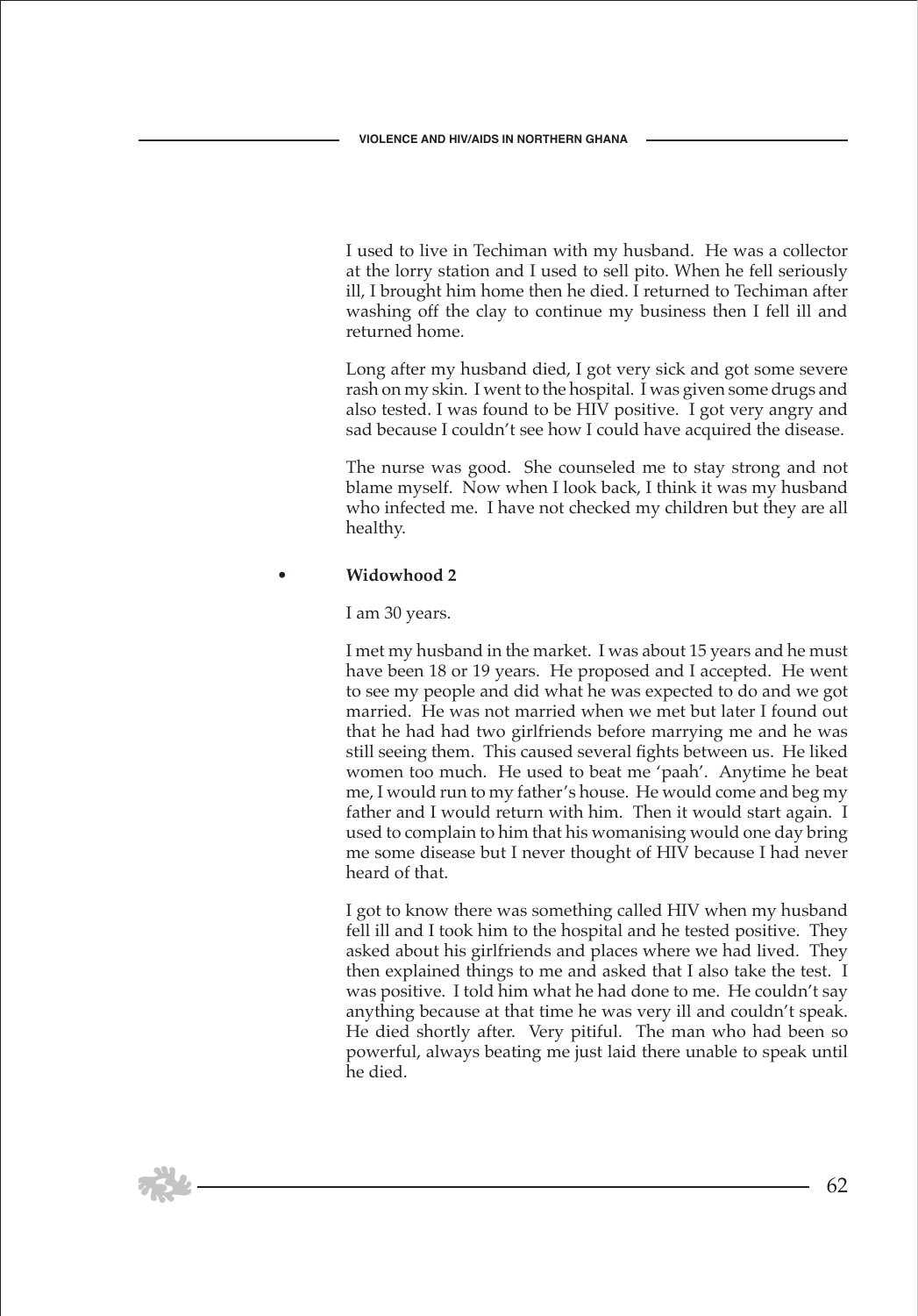I used to live in Techiman with my husband. He was a collector at the lorry station and I used to sell pito. When he fell seriously ill, I brought him home then he died. I returned to Techiman after washing off the clay to continue my business then I fell ill and returned home.

Long after my husband died, I got very sick and got some severe rash on my skin. I went to the hospital. I was given some drugs and also tested. I was found to be HIV positive. I got very angry and sad because I couldn't see how I could have acquired the disease.

The nurse was good. She counseled me to stay strong and not blame myself. Now when I look back, I think it was my husband who infected me. I have not checked my children but they are all healthy.

- **Widowhood 2**

I am 30 years.

I met my husband in the market. I was about 15 years and he must have been 18 or 19 years. He proposed and I accepted. He went to see my people and did what he was expected to do and we got married. He was not married when we met but later I found out that he had had two girlfriends before marrying me and he was still seeing them. This caused several fights between us. He liked women too much. He used to beat me 'paah'. Anytime he beat me, I would run to my father's house. He would come and beg my father and I would return with him. Then it would start again. I used to complain to him that his womanising would one day bring me some disease but I never thought of HIV because I had never heard of that.

I got to know there was something called HIV when my husband fell ill and I took him to the hospital and he tested positive. They asked about his girlfriends and places where we had lived. They then explained things to me and asked that I also take the test. I was positive. I told him what he had done to me. He couldn't say anything because at that time he was very ill and couldn't speak. He died shortly after. Very pitiful. The man who had been so powerful, always beating me just laid there unable to speak until he died.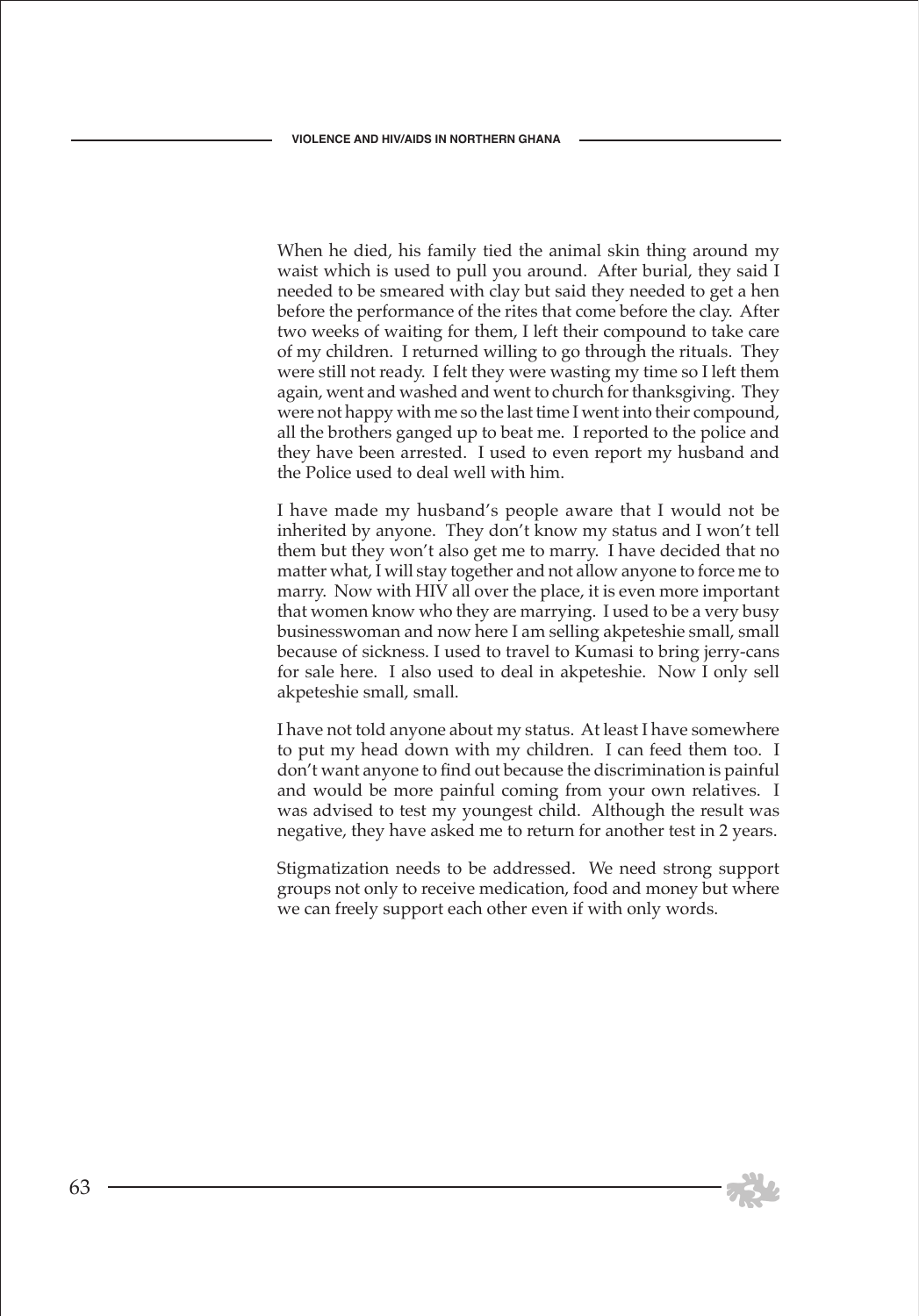When he died, his family tied the animal skin thing around my waist which is used to pull you around. After burial, they said I needed to be smeared with clay but said they needed to get a hen before the performance of the rites that come before the clay. After two weeks of waiting for them, I left their compound to take care of my children. I returned willing to go through the rituals. They were still not ready. I felt they were wasting my time so I left them again, went and washed and went to church for thanksgiving. They were not happy with me so the last time I went into their compound, all the brothers ganged up to beat me. I reported to the police and they have been arrested. I used to even report my husband and the Police used to deal well with him.

I have made my husband's people aware that I would not be inherited by anyone. They don't know my status and I won't tell them but they won't also get me to marry. I have decided that no matter what, I will stay together and not allow anyone to force me to marry. Now with HIV all over the place, it is even more important that women know who they are marrying. I used to be a very busy businesswoman and now here I am selling akpeteshie small, small because of sickness. I used to travel to Kumasi to bring jerry-cans for sale here. I also used to deal in akpeteshie. Now I only sell akpeteshie small, small.

I have not told anyone about my status. At least I have somewhere to put my head down with my children. I can feed them too. I don't want anyone to find out because the discrimination is painful and would be more painful coming from your own relatives. I was advised to test my youngest child. Although the result was negative, they have asked me to return for another test in 2 years.

Stigmatization needs to be addressed. We need strong support groups not only to receive medication, food and money but where we can freely support each other even if with only words.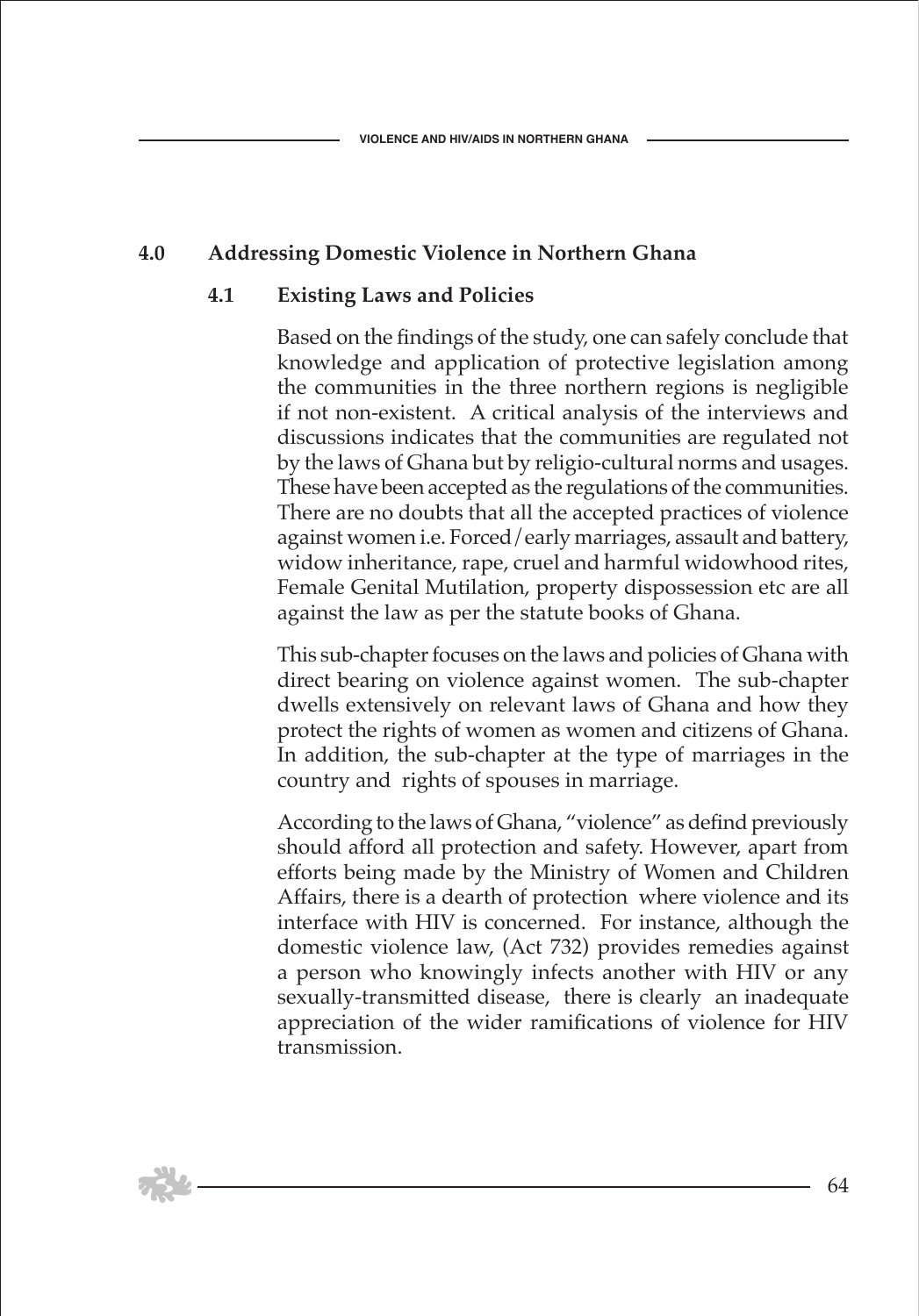## 4.0 Addressing Domestic Violence in Northern Ghana

### 4.1 Existing Laws and Policies

Based on the findings of the study, one can safely conclude that knowledge and application of protective legislation among the communities in the three northern regions is negligible if not non-existent. A critical analysis of the interviews and discussions indicates that the communities are regulated not by the laws of Ghana but by religio-cultural norms and usages. These have been accepted as the regulations of the communities. There are no doubts that all the accepted practices of violence against women i.e. Forced/early marriages, assault and battery, widow inheritance, rape, cruel and harmful widowhood rites, Female Genital Mutilation, property dispossession etc are all against the law as per the statute books of Ghana.

This sub-chapter focuses on the laws and policies of Ghana with direct bearing on violence against women. The sub-chapter dwells extensively on relevant laws of Ghana and how they protect the rights of women as women and citizens of Ghana. In addition, the sub-chapter at the type of marriages in the country and rights of spouses in marriage.

According to the laws of Ghana, "violence" as defind previously should afford all protection and safety. However, apart from efforts being made by the Ministry of Women and Children Affairs, there is a dearth of protection where violence and its interface with HIV is concerned. For instance, although the domestic violence law, (Act 732) provides remedies against a person who knowingly infects another with HIV or any sexually-transmitted disease, there is clearly an inadequate appreciation of the wider ramifications of violence for HIV transmission.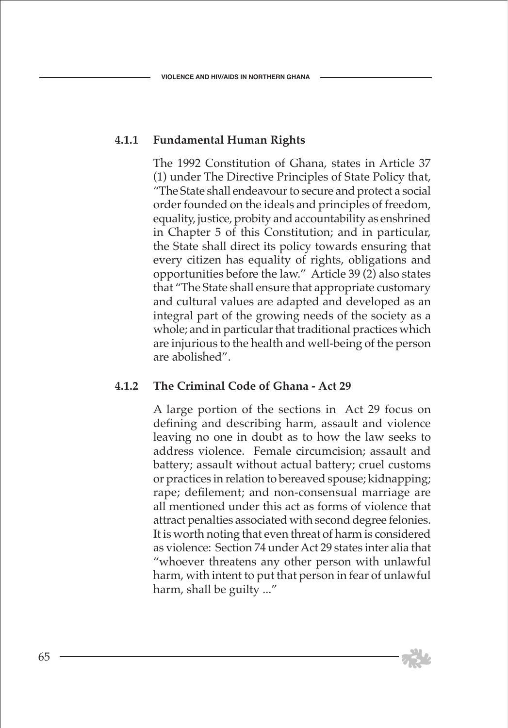### 4.1.1 Fundamental Human Rights

The 1992 Constitution of Ghana, states in Article 37 (1) under The Directive Principles of State Policy that, "The State shall endeavour to secure and protect a social order founded on the ideals and principles of freedom, equality, justice, probity and accountability as enshrined in Chapter 5 of this Constitution; and in particular, the State shall direct its policy towards ensuring that every citizen has equality of rights, obligations and opportunities before the law." Article 39 (2) also states that "The State shall ensure that appropriate customary and cultural values are adapted and developed as an integral part of the growing needs of the society as a whole; and in particular that traditional practices which are injurious to the health and well-being of the person are abolished".

### 4.1.2 The Criminal Code of Ghana - Act 29

A large portion of the sections in Act 29 focus on defining and describing harm, assault and violence leaving no one in doubt as to how the law seeks to address violence. Female circumcision; assault and battery; assault without actual battery; cruel customs or practices in relation to bereaved spouse; kidnapping; rape; defilement; and non-consensual marriage are all mentioned under this act as forms of violence that attract penalties associated with second degree felonies. It is worth noting that even threat of harm is considered as violence: Section 74 under Act 29 states inter alia that "whoever threatens any other person with unlawful harm, with intent to put that person in fear of unlawful harm, shall be guilty ..."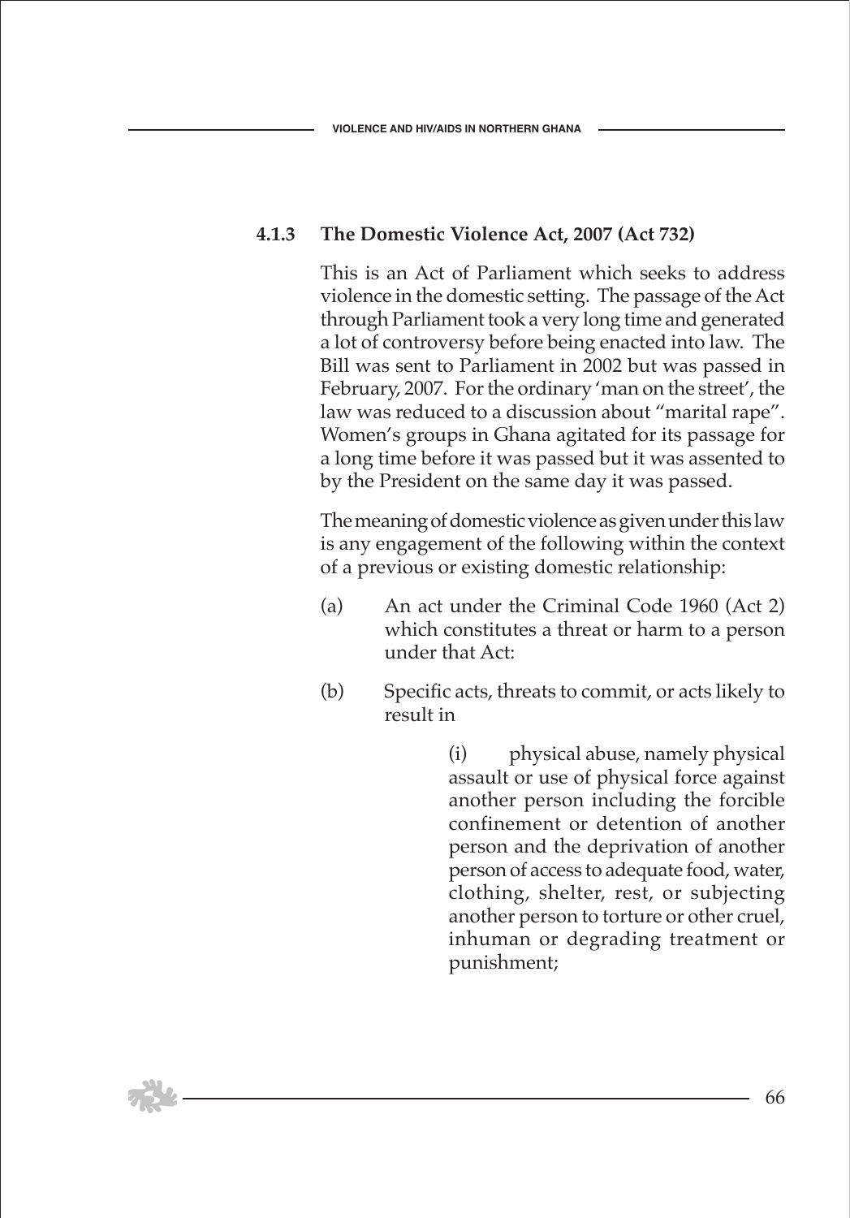### 4.1.3 The Domestic Violence Act, 2007 (Act 732)

This is an Act of Parliament which seeks to address violence in the domestic setting. The passage of the Act through Parliament took a very long time and generated a lot of controversy before being enacted into law. The Bill was sent to Parliament in 2002 but was passed in February, 2007. For the ordinary 'man on the street', the law was reduced to a discussion about "marital rape". Women's groups in Ghana agitated for its passage for a long time before it was passed but it was assented to by the President on the same day it was passed.

The meaning of domestic violence as given under this law is any engagement of the following within the context of a previous or existing domestic relationship:

(a) An act under the Criminal Code 1960 (Act 2) which constitutes a threat or harm to a person under that Act:

(b) Specific acts, threats to commit, or acts likely to result in

(i) physical abuse, namely physical assault or use of physical force against another person including the forcible confinement or detention of another person and the deprivation of another person of access to adequate food, water, clothing, shelter, rest, or subjecting another person to torture or other cruel, inhuman or degrading treatment or punishment;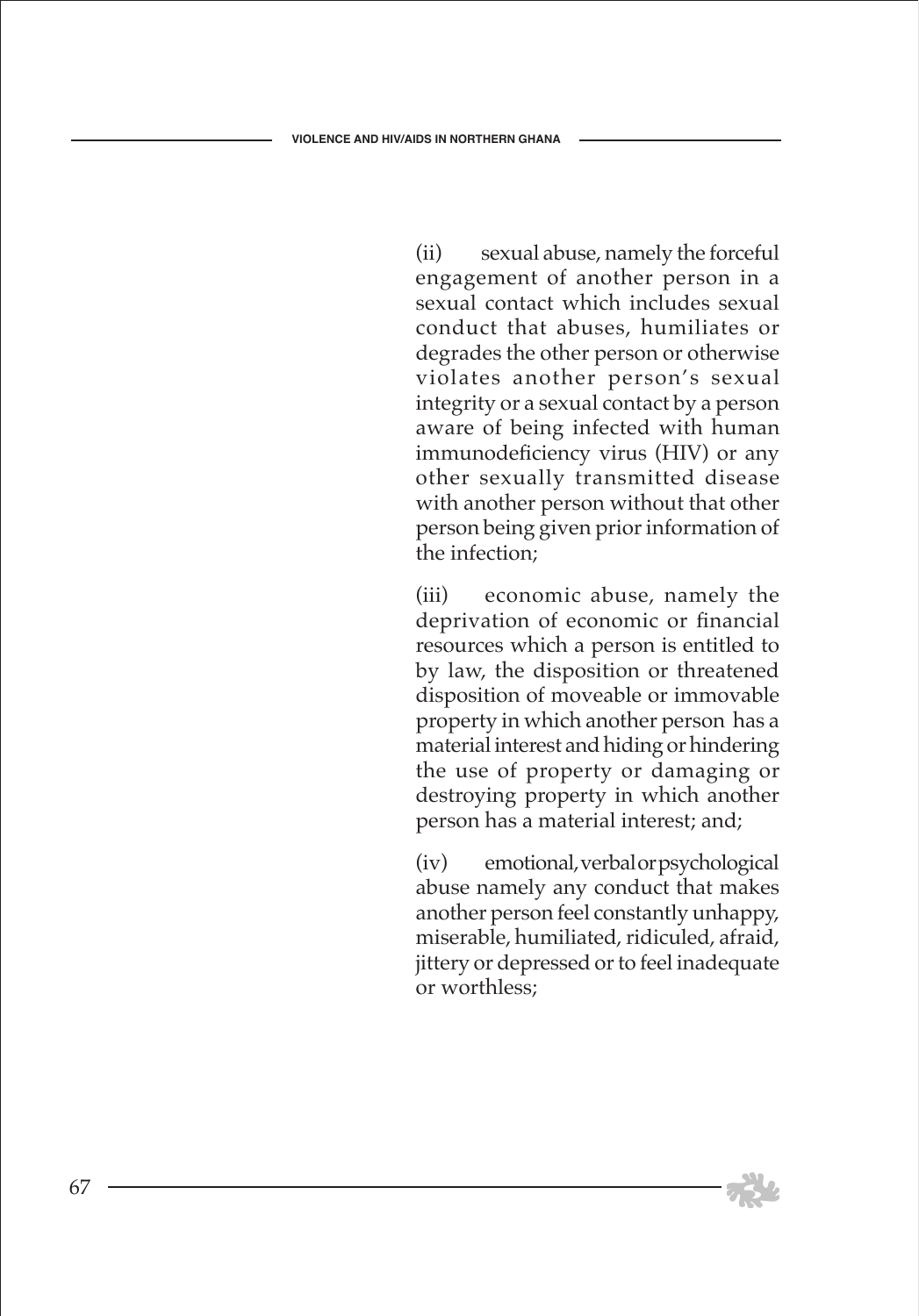(ii) sexual abuse, namely the forceful engagement of another person in a sexual contact which includes sexual conduct that abuses, humiliates or degrades the other person or otherwise violates another person's sexual integrity or a sexual contact by a person aware of being infected with human immunodeficiency virus (HIV) or any other sexually transmitted disease with another person without that other person being given prior information of the infection;

(iii) economic abuse, namely the deprivation of economic or financial resources which a person is entitled to by law, the disposition or threatened disposition of moveable or immovable property in which another person has a material interest and hiding or hindering the use of property or damaging or destroying property in which another person has a material interest; and;

(iv) emotional, verbal or psychological abuse namely any conduct that makes another person feel constantly unhappy, miserable, humiliated, ridiculed, afraid, jittery or depressed or to feel inadequate or worthless;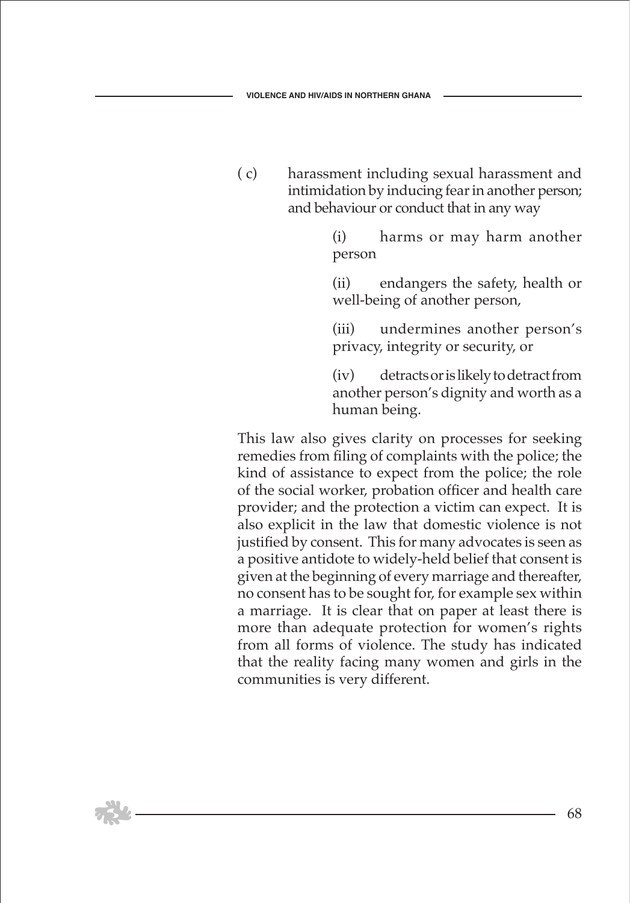( c) harassment including sexual harassment and intimidation by inducing fear in another person; and behaviour or conduct that in any way

(i) harms or may harm another person

(ii) endangers the safety, health or well-being of another person,

(iii) undermines another person's privacy, integrity or security, or

(iv) detracts or is likely to detract from another person's dignity and worth as a human being.

This law also gives clarity on processes for seeking remedies from filing of complaints with the police; the kind of assistance to expect from the police; the role of the social worker, probation officer and health care provider; and the protection a victim can expect. It is also explicit in the law that domestic violence is not justified by consent. This for many advocates is seen as a positive antidote to widely-held belief that consent is given at the beginning of every marriage and thereafter, no consent has to be sought for, for example sex within a marriage. It is clear that on paper at least there is more than adequate protection for women's rights from all forms of violence. The study has indicated that the reality facing many women and girls in the communities is very different.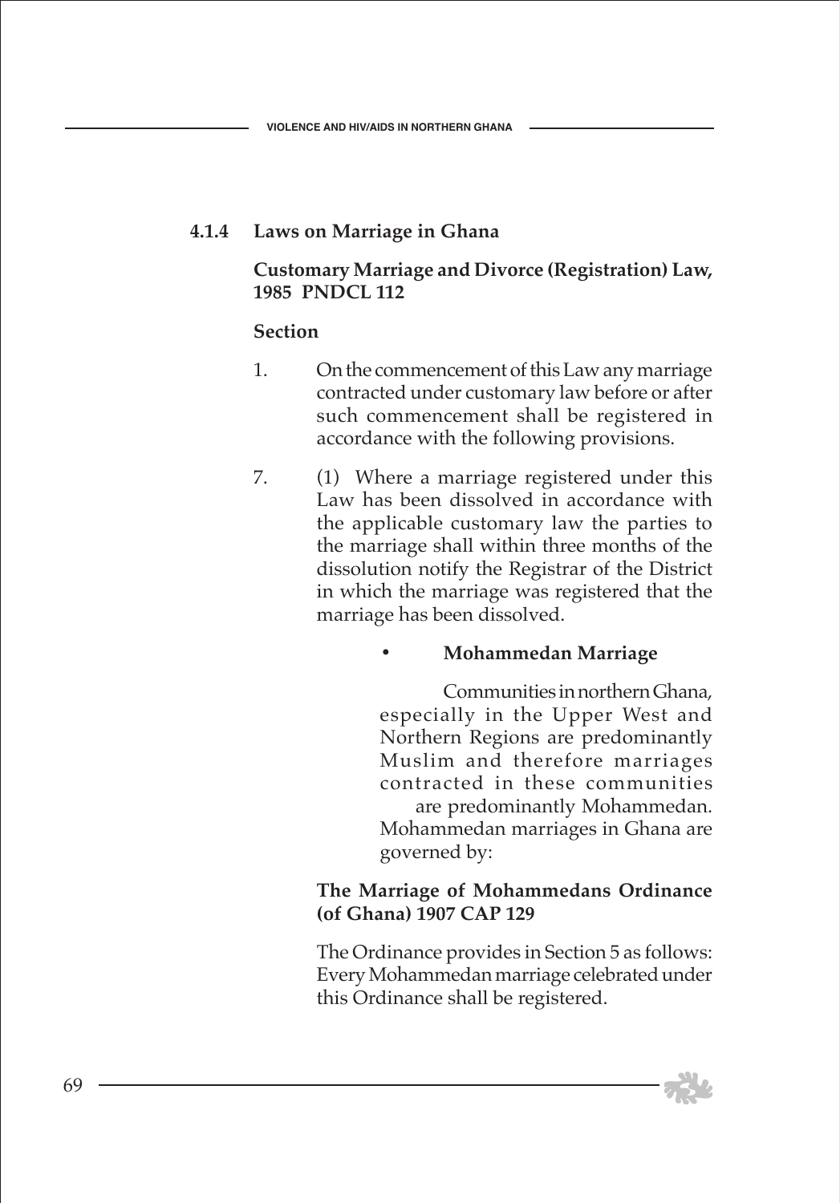### 4.1.4 Laws on Marriage in Ghana

**Customary Marriage and Divorce (Registration) Law, 1985 PNDCL 112**

**Section**

1. On the commencement of this Law any marriage contracted under customary law before or after such commencement shall be registered in accordance with the following provisions.

7. (1) Where a marriage registered under this Law has been dissolved in accordance with the applicable customary law the parties to the marriage shall within three months of the dissolution notify the Registrar of the District in which the marriage was registered that the marriage has been dissolved.

- **Mohammedan Marriage**

  Communities in northern Ghana, especially in the Upper West and Northern Regions are predominantly Muslim and therefore marriages contracted in these communities are predominantly Mohammedan. Mohammedan marriages in Ghana are governed by:

**The Marriage of Mohammedans Ordinance (of Ghana) 1907 CAP 129**

The Ordinance provides in Section 5 as follows: Every Mohammedan marriage celebrated under this Ordinance shall be registered.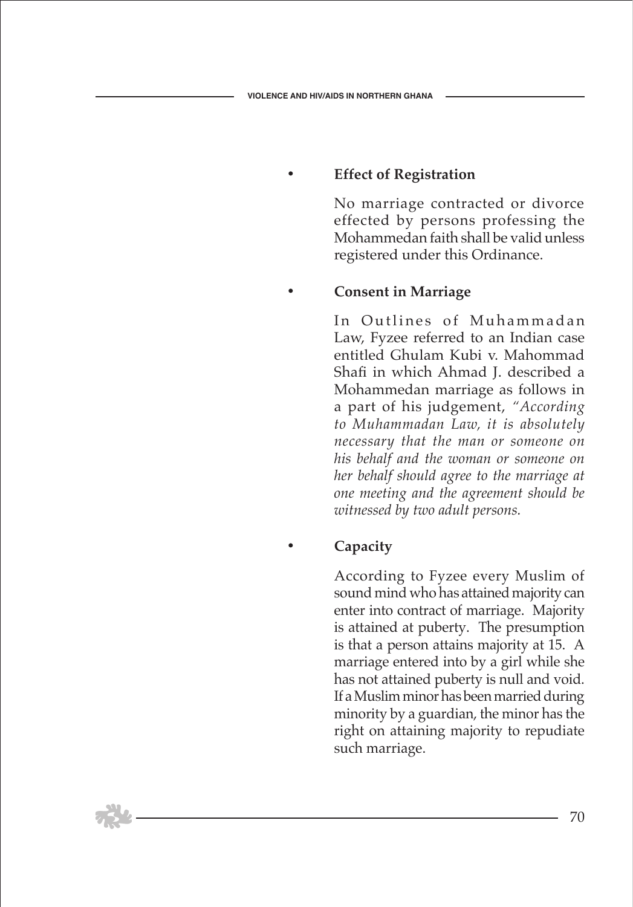- **Effect of Registration**

  No marriage contracted or divorce effected by persons professing the Mohammedan faith shall be valid unless registered under this Ordinance.

- **Consent in Marriage**

  In Outlines of Muhammadan Law, Fyzee referred to an Indian case entitled Ghulam Kubi v. Mahommad Shafi in which Ahmad J. described a Mohammedan marriage as follows in a part of his judgement, *"According to Muhammadan Law, it is absolutely necessary that the man or someone on his behalf and the woman or someone on her behalf should agree to the marriage at one meeting and the agreement should be witnessed by two adult persons.*

- **Capacity**

  According to Fyzee every Muslim of sound mind who has attained majority can enter into contract of marriage. Majority is attained at puberty. The presumption is that a person attains majority at 15. A marriage entered into by a girl while she has not attained puberty is null and void. If a Muslim minor has been married during minority by a guardian, the minor has the right on attaining majority to repudiate such marriage.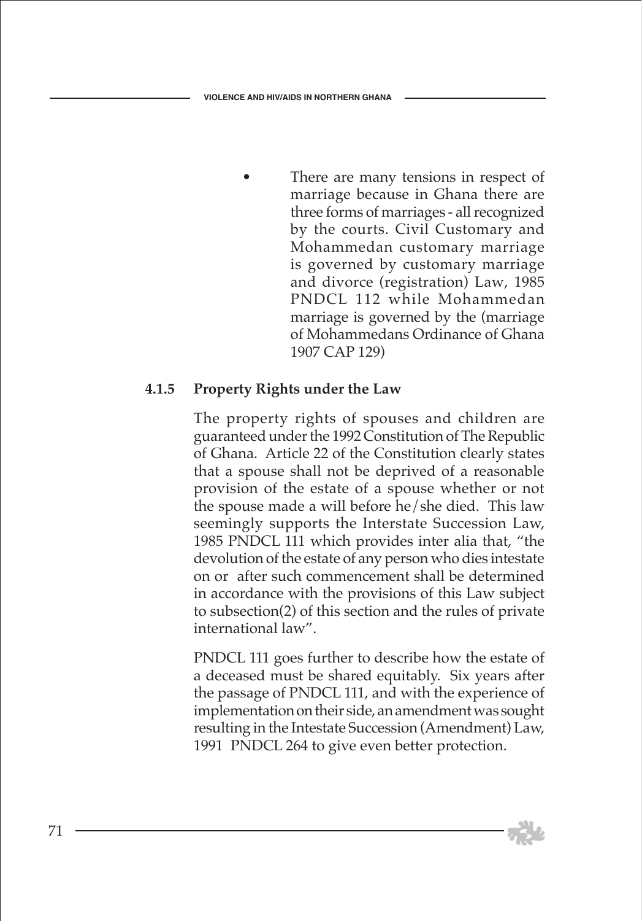- There are many tensions in respect of marriage because in Ghana there are three forms of marriages - all recognized by the courts. Civil Customary and Mohammedan customary marriage is governed by customary marriage and divorce (registration) Law, 1985 PNDCL 112 while Mohammedan marriage is governed by the (marriage of Mohammedans Ordinance of Ghana 1907 CAP 129)

### 4.1.5 Property Rights under the Law

The property rights of spouses and children are guaranteed under the 1992 Constitution of The Republic of Ghana. Article 22 of the Constitution clearly states that a spouse shall not be deprived of a reasonable provision of the estate of a spouse whether or not the spouse made a will before he/she died. This law seemingly supports the Interstate Succession Law, 1985 PNDCL 111 which provides inter alia that, "the devolution of the estate of any person who dies intestate on or after such commencement shall be determined in accordance with the provisions of this Law subject to subsection(2) of this section and the rules of private international law".

PNDCL 111 goes further to describe how the estate of a deceased must be shared equitably. Six years after the passage of PNDCL 111, and with the experience of implementation on their side, an amendment was sought resulting in the Intestate Succession (Amendment) Law, 1991 PNDCL 264 to give even better protection.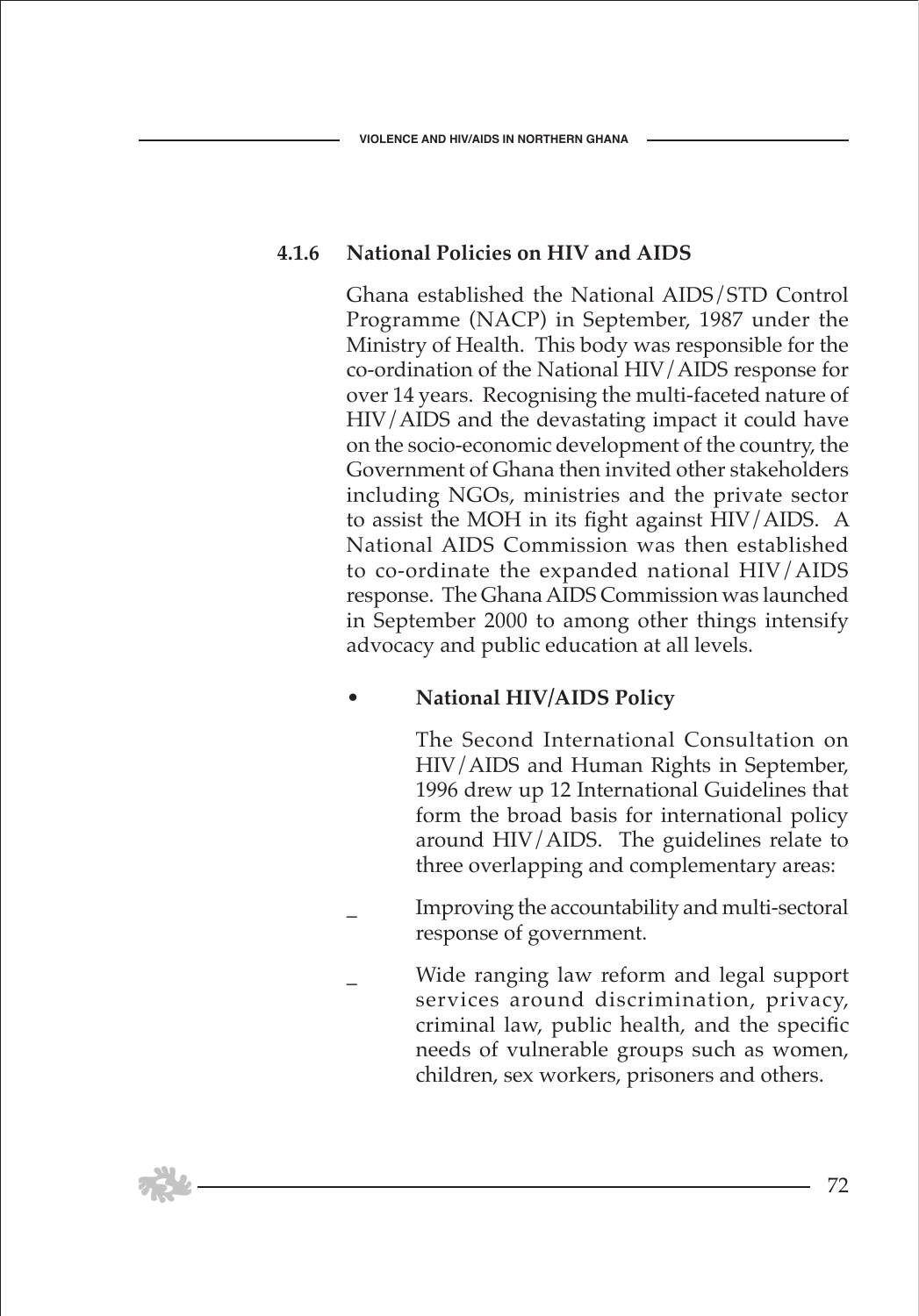### 4.1.6 National Policies on HIV and AIDS

Ghana established the National AIDS/STD Control Programme (NACP) in September, 1987 under the Ministry of Health. This body was responsible for the co-ordination of the National HIV/AIDS response for over 14 years. Recognising the multi-faceted nature of HIV/AIDS and the devastating impact it could have on the socio-economic development of the country, the Government of Ghana then invited other stakeholders including NGOs, ministries and the private sector to assist the MOH in its fight against HIV/AIDS. A National AIDS Commission was then established to co-ordinate the expanded national HIV/AIDS response. The Ghana AIDS Commission was launched in September 2000 to among other things intensify advocacy and public education at all levels.

- **National HIV/AIDS Policy**

  The Second International Consultation on HIV/AIDS and Human Rights in September, 1996 drew up 12 International Guidelines that form the broad basis for international policy around HIV/AIDS. The guidelines relate to three overlapping and complementary areas:

  - Improving the accountability and multi-sectoral response of government.
  - Wide ranging law reform and legal support services around discrimination, privacy, criminal law, public health, and the specific needs of vulnerable groups such as women, children, sex workers, prisoners and others.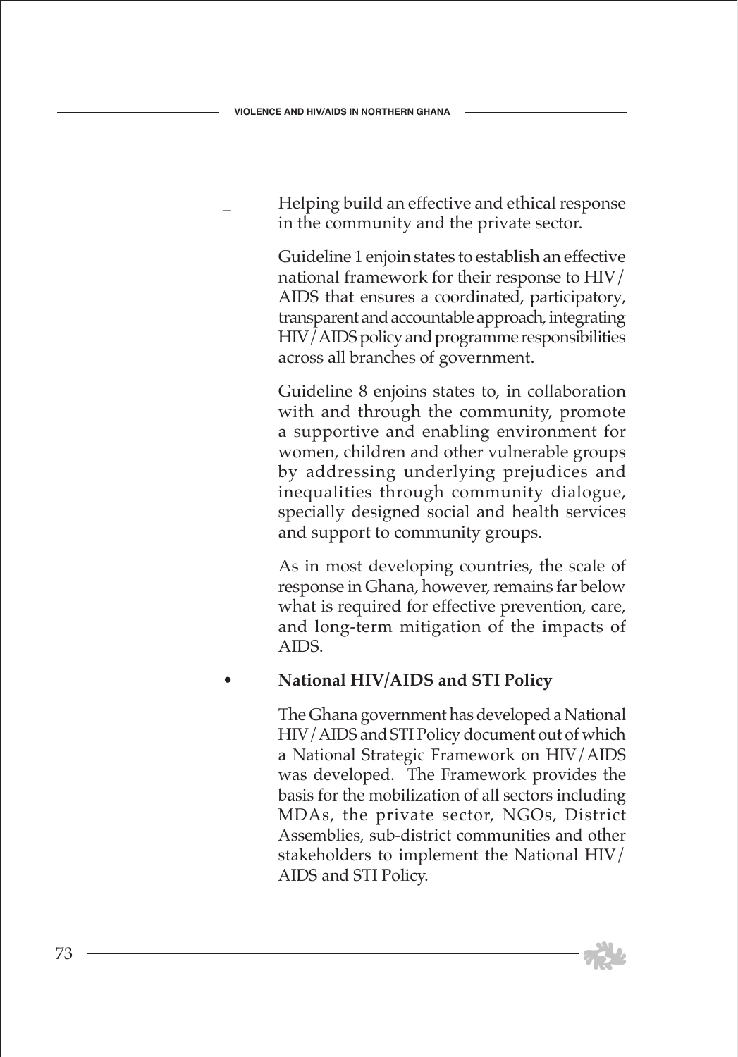- Helping build an effective and ethical response in the community and the private sector.

Guideline 1 enjoin states to establish an effective national framework for their response to HIV/AIDS that ensures a coordinated, participatory, transparent and accountable approach, integrating HIV/AIDS policy and programme responsibilities across all branches of government.

Guideline 8 enjoins states to, in collaboration with and through the community, promote a supportive and enabling environment for women, children and other vulnerable groups by addressing underlying prejudices and inequalities through community dialogue, specially designed social and health services and support to community groups.

As in most developing countries, the scale of response in Ghana, however, remains far below what is required for effective prevention, care, and long-term mitigation of the impacts of AIDS.

- **National HIV/AIDS and STI Policy**

The Ghana government has developed a National HIV/AIDS and STI Policy document out of which a National Strategic Framework on HIV/AIDS was developed. The Framework provides the basis for the mobilization of all sectors including MDAs, the private sector, NGOs, District Assemblies, sub-district communities and other stakeholders to implement the National HIV/AIDS and STI Policy.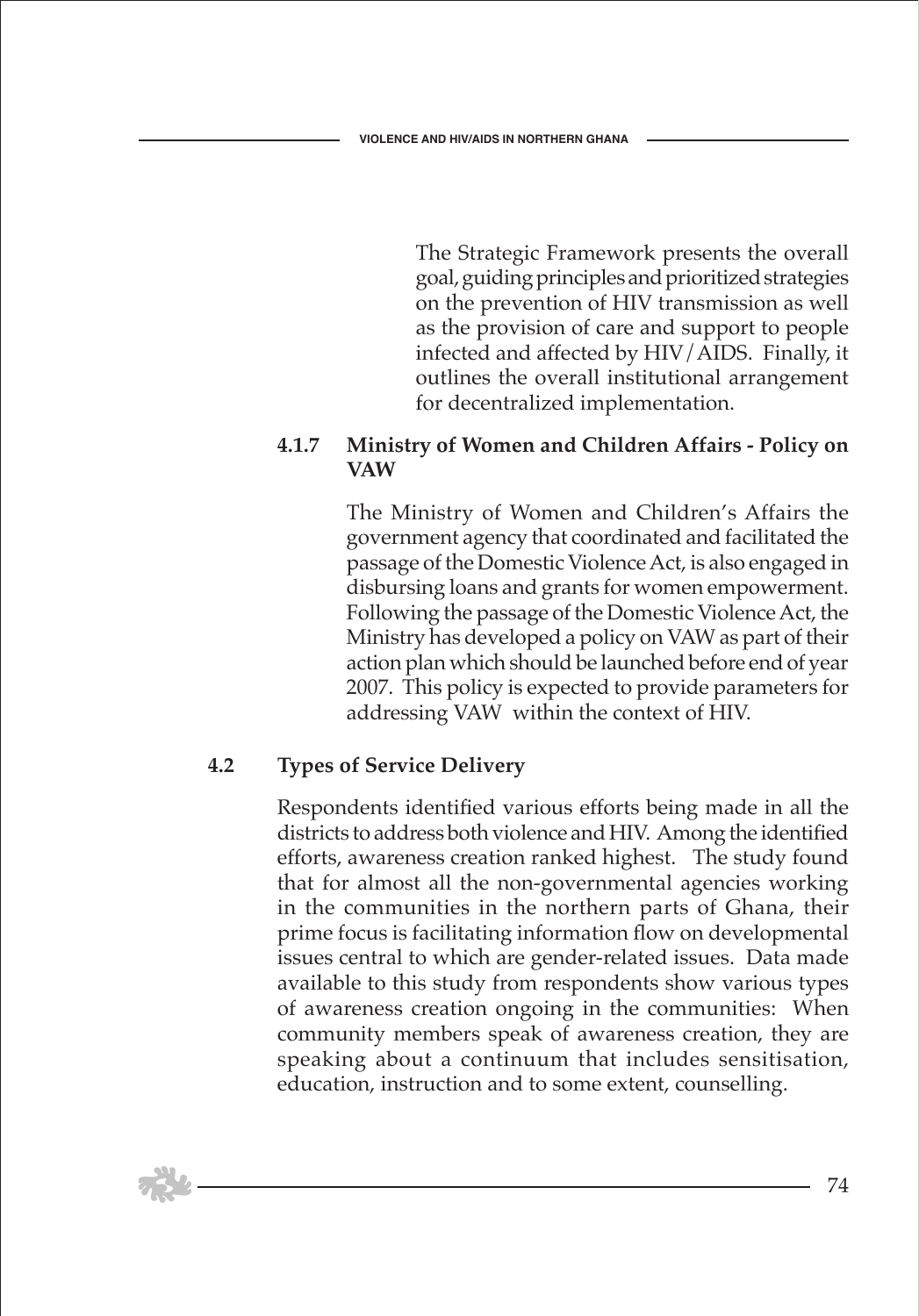The Strategic Framework presents the overall goal, guiding principles and prioritized strategies on the prevention of HIV transmission as well as the provision of care and support to people infected and affected by HIV/AIDS. Finally, it outlines the overall institutional arrangement for decentralized implementation.

#### 4.1.7 Ministry of Women and Children Affairs - Policy on VAW

The Ministry of Women and Children's Affairs the government agency that coordinated and facilitated the passage of the Domestic Violence Act, is also engaged in disbursing loans and grants for women empowerment. Following the passage of the Domestic Violence Act, the Ministry has developed a policy on VAW as part of their action plan which should be launched before end of year 2007. This policy is expected to provide parameters for addressing VAW within the context of HIV.

### 4.2 Types of Service Delivery

Respondents identified various efforts being made in all the districts to address both violence and HIV. Among the identified efforts, awareness creation ranked highest. The study found that for almost all the non-governmental agencies working in the communities in the northern parts of Ghana, their prime focus is facilitating information flow on developmental issues central to which are gender-related issues. Data made available to this study from respondents show various types of awareness creation ongoing in the communities: When community members speak of awareness creation, they are speaking about a continuum that includes sensitisation, education, instruction and to some extent, counselling.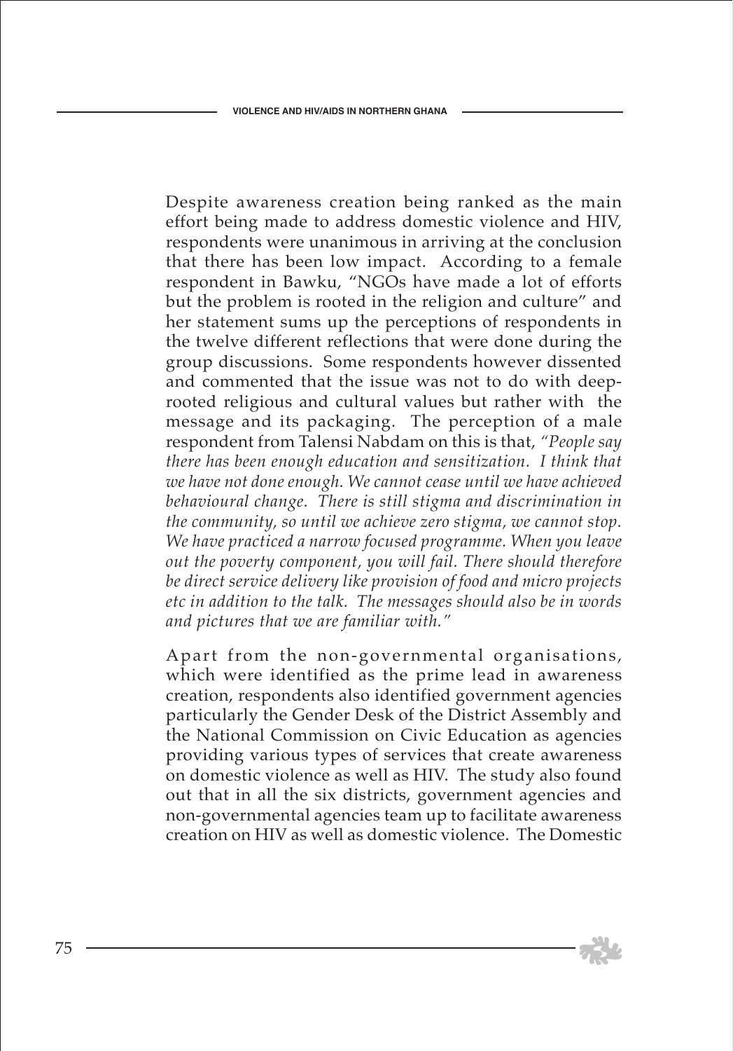Despite awareness creation being ranked as the main effort being made to address domestic violence and HIV, respondents were unanimous in arriving at the conclusion that there has been low impact. According to a female respondent in Bawku, "NGOs have made a lot of efforts but the problem is rooted in the religion and culture" and her statement sums up the perceptions of respondents in the twelve different reflections that were done during the group discussions. Some respondents however dissented and commented that the issue was not to do with deep-rooted religious and cultural values but rather with the message and its packaging. The perception of a male respondent from Talensi Nabdam on this is that, *"People say there has been enough education and sensitization. I think that we have not done enough. We cannot cease until we have achieved behavioural change. There is still stigma and discrimination in the community, so until we achieve zero stigma, we cannot stop. We have practiced a narrow focused programme. When you leave out the poverty component, you will fail. There should therefore be direct service delivery like provision of food and micro projects etc in addition to the talk. The messages should also be in words and pictures that we are familiar with."*

Apart from the non-governmental organisations, which were identified as the prime lead in awareness creation, respondents also identified government agencies particularly the Gender Desk of the District Assembly and the National Commission on Civic Education as agencies providing various types of services that create awareness on domestic violence as well as HIV. The study also found out that in all the six districts, government agencies and non-governmental agencies team up to facilitate awareness creation on HIV as well as domestic violence. The Domestic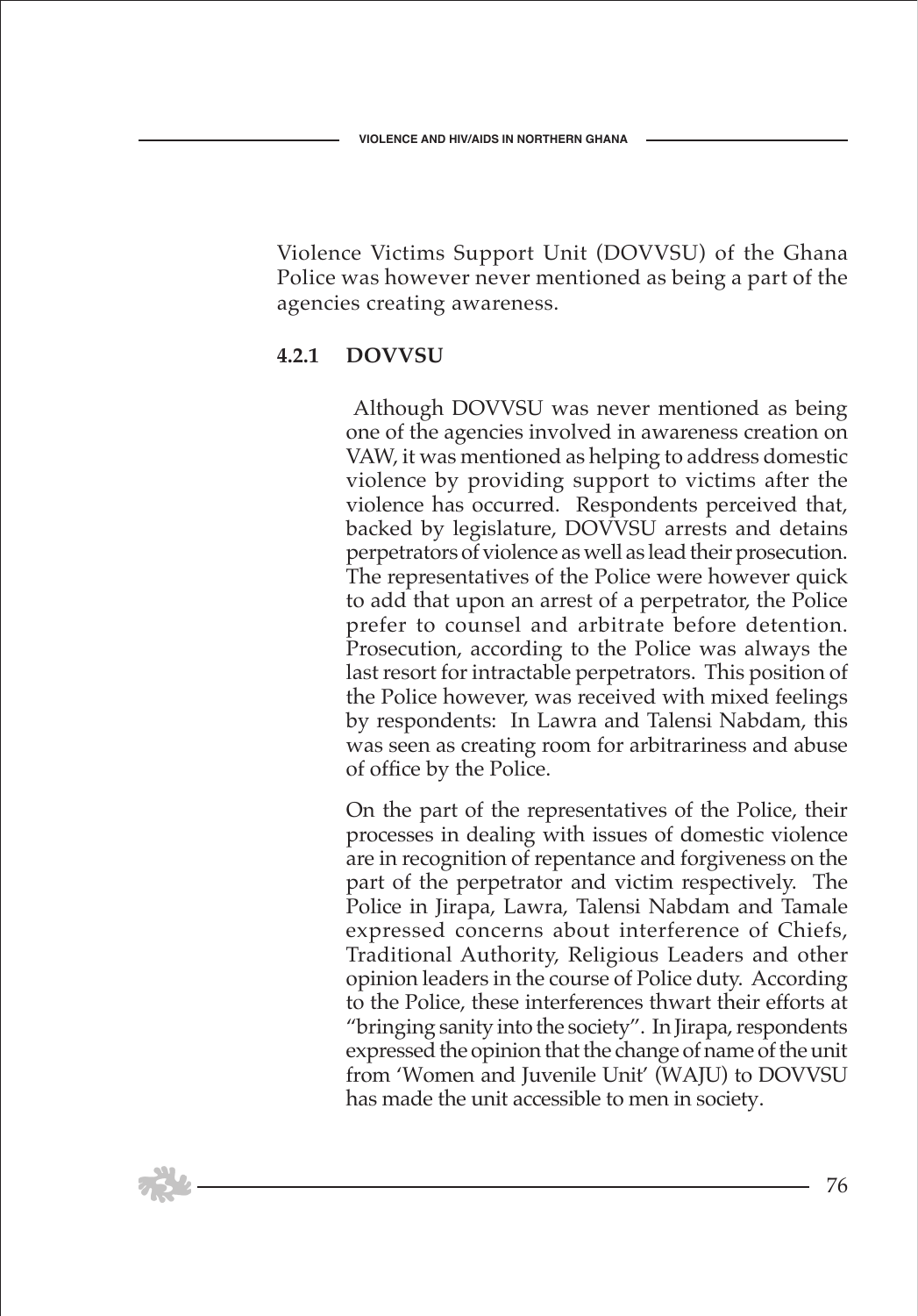Violence Victims Support Unit (DOVVSU) of the Ghana Police was however never mentioned as being a part of the agencies creating awareness.

### 4.2.1 DOVVSU

Although DOVVSU was never mentioned as being one of the agencies involved in awareness creation on VAW, it was mentioned as helping to address domestic violence by providing support to victims after the violence has occurred. Respondents perceived that, backed by legislature, DOVVSU arrests and detains perpetrators of violence as well as lead their prosecution. The representatives of the Police were however quick to add that upon an arrest of a perpetrator, the Police prefer to counsel and arbitrate before detention. Prosecution, according to the Police was always the last resort for intractable perpetrators. This position of the Police however, was received with mixed feelings by respondents: In Lawra and Talensi Nabdam, this was seen as creating room for arbitrariness and abuse of office by the Police.

On the part of the representatives of the Police, their processes in dealing with issues of domestic violence are in recognition of repentance and forgiveness on the part of the perpetrator and victim respectively. The Police in Jirapa, Lawra, Talensi Nabdam and Tamale expressed concerns about interference of Chiefs, Traditional Authority, Religious Leaders and other opinion leaders in the course of Police duty. According to the Police, these interferences thwart their efforts at "bringing sanity into the society". In Jirapa, respondents expressed the opinion that the change of name of the unit from 'Women and Juvenile Unit' (WAJU) to DOVVSU has made the unit accessible to men in society.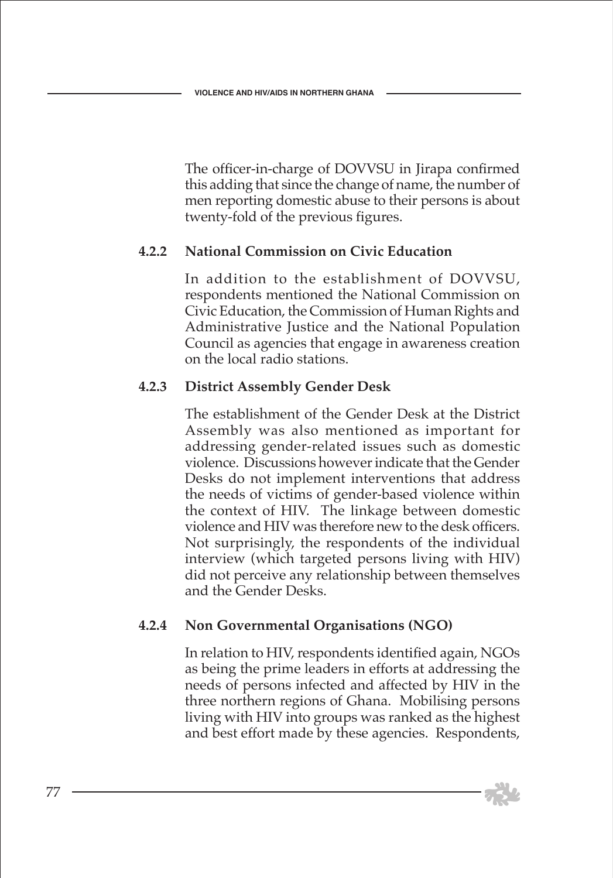The officer-in-charge of DOVVSU in Jirapa confirmed this adding that since the change of name, the number of men reporting domestic abuse to their persons is about twenty-fold of the previous figures.

#### 4.2.2 National Commission on Civic Education

In addition to the establishment of DOVVSU, respondents mentioned the National Commission on Civic Education, the Commission of Human Rights and Administrative Justice and the National Population Council as agencies that engage in awareness creation on the local radio stations.

#### 4.2.3 District Assembly Gender Desk

The establishment of the Gender Desk at the District Assembly was also mentioned as important for addressing gender-related issues such as domestic violence. Discussions however indicate that the Gender Desks do not implement interventions that address the needs of victims of gender-based violence within the context of HIV. The linkage between domestic violence and HIV was therefore new to the desk officers. Not surprisingly, the respondents of the individual interview (which targeted persons living with HIV) did not perceive any relationship between themselves and the Gender Desks.

#### 4.2.4 Non Governmental Organisations (NGO)

In relation to HIV, respondents identified again, NGOs as being the prime leaders in efforts at addressing the needs of persons infected and affected by HIV in the three northern regions of Ghana. Mobilising persons living with HIV into groups was ranked as the highest and best effort made by these agencies. Respondents,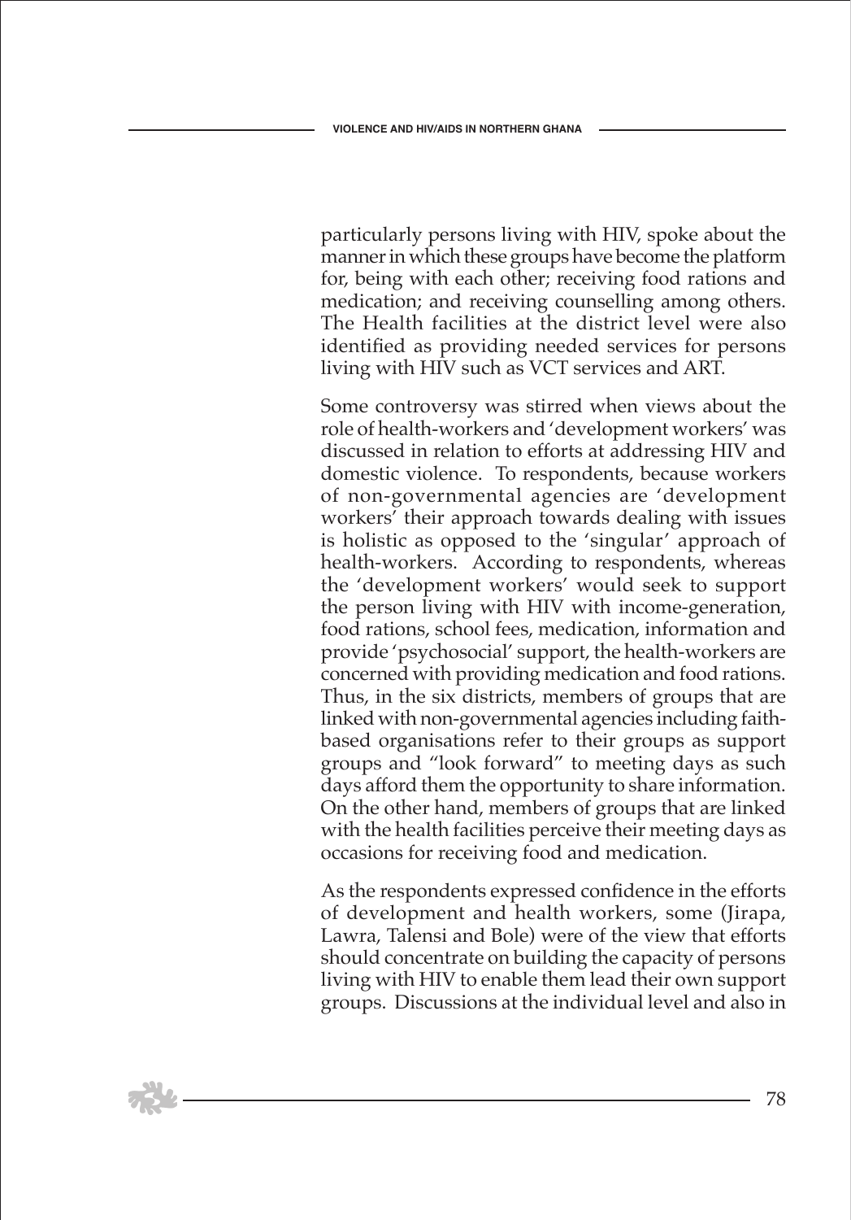particularly persons living with HIV, spoke about the manner in which these groups have become the platform for, being with each other; receiving food rations and medication; and receiving counselling among others. The Health facilities at the district level were also identified as providing needed services for persons living with HIV such as VCT services and ART.

Some controversy was stirred when views about the role of health-workers and 'development workers' was discussed in relation to efforts at addressing HIV and domestic violence. To respondents, because workers of non-governmental agencies are 'development workers' their approach towards dealing with issues is holistic as opposed to the 'singular' approach of health-workers. According to respondents, whereas the 'development workers' would seek to support the person living with HIV with income-generation, food rations, school fees, medication, information and provide 'psychosocial' support, the health-workers are concerned with providing medication and food rations. Thus, in the six districts, members of groups that are linked with non-governmental agencies including faith-based organisations refer to their groups as support groups and "look forward" to meeting days as such days afford them the opportunity to share information. On the other hand, members of groups that are linked with the health facilities perceive their meeting days as occasions for receiving food and medication.

As the respondents expressed confidence in the efforts of development and health workers, some (Jirapa, Lawra, Talensi and Bole) were of the view that efforts should concentrate on building the capacity of persons living with HIV to enable them lead their own support groups. Discussions at the individual level and also in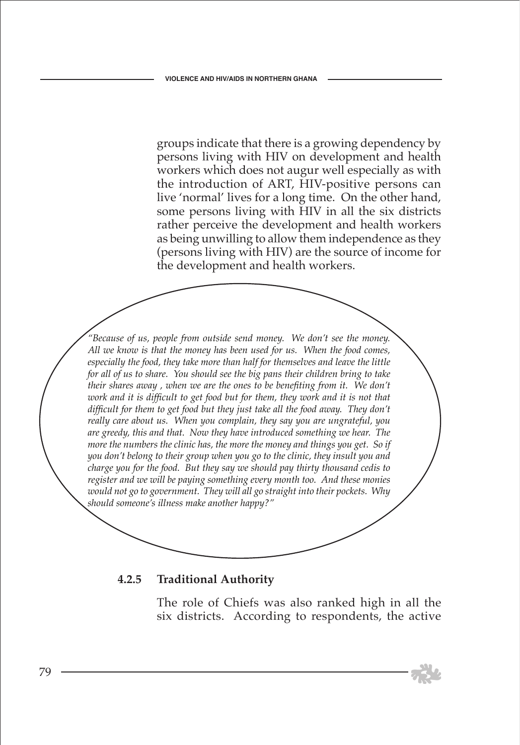groups indicate that there is a growing dependency by persons living with HIV on development and health workers which does not augur well especially as with the introduction of ART, HIV-positive persons can live 'normal' lives for a long time. On the other hand, some persons living with HIV in all the six districts rather perceive the development and health workers as being unwilling to allow them independence as they (persons living with HIV) are the source of income for the development and health workers.

*"Because of us, people from outside send money. We don't see the money. All we know is that the money has been used for us. When the food comes, especially the food, they take more than half for themselves and leave the little for all of us to share. You should see the big pans their children bring to take their shares away , when we are the ones to be benefiting from it. We don't work and it is difficult to get food but for them, they work and it is not that difficult for them to get food but they just take all the food away. They don't really care about us. When you complain, they say you are ungrateful, you are greedy, this and that. Now they have introduced something we hear. The more the numbers the clinic has, the more the money and things you get. So if you don't belong to their group when you go to the clinic, they insult you and charge you for the food. But they say we should pay thirty thousand cedis to register and we will be paying something every month too. And these monies would not go to government. They will all go straight into their pockets. Why should someone's illness make another happy?"*

### 4.2.5 Traditional Authority

The role of Chiefs was also ranked high in all the six districts. According to respondents, the active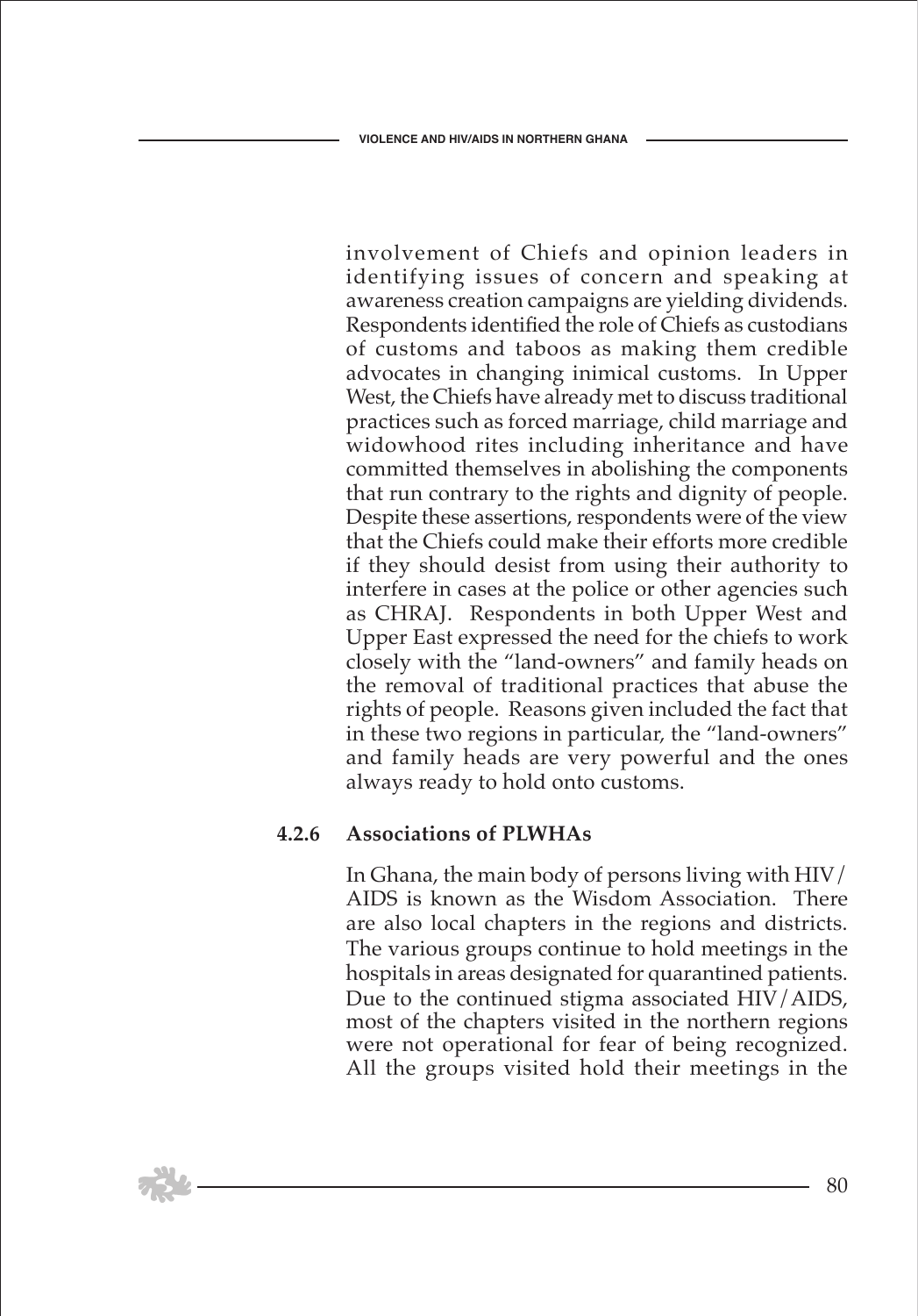involvement of Chiefs and opinion leaders in identifying issues of concern and speaking at awareness creation campaigns are yielding dividends. Respondents identified the role of Chiefs as custodians of customs and taboos as making them credible advocates in changing inimical customs. In Upper West, the Chiefs have already met to discuss traditional practices such as forced marriage, child marriage and widowhood rites including inheritance and have committed themselves in abolishing the components that run contrary to the rights and dignity of people. Despite these assertions, respondents were of the view that the Chiefs could make their efforts more credible if they should desist from using their authority to interfere in cases at the police or other agencies such as CHRAJ. Respondents in both Upper West and Upper East expressed the need for the chiefs to work closely with the "land-owners" and family heads on the removal of traditional practices that abuse the rights of people. Reasons given included the fact that in these two regions in particular, the "land-owners" and family heads are very powerful and the ones always ready to hold onto customs.

### 4.2.6 Associations of PLWHAs

In Ghana, the main body of persons living with HIV/ AIDS is known as the Wisdom Association. There are also local chapters in the regions and districts. The various groups continue to hold meetings in the hospitals in areas designated for quarantined patients. Due to the continued stigma associated HIV/AIDS, most of the chapters visited in the northern regions were not operational for fear of being recognized. All the groups visited hold their meetings in the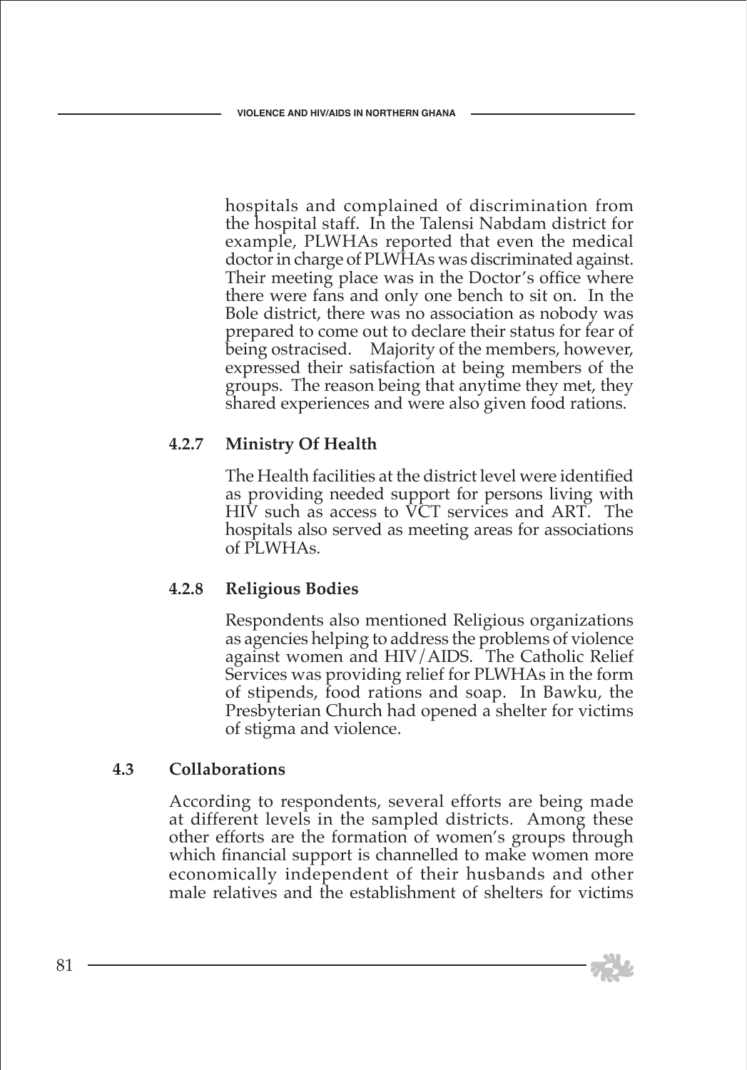hospitals and complained of discrimination from the hospital staff. In the Talensi Nabdam district for example, PLWHAs reported that even the medical doctor in charge of PLWHAs was discriminated against. Their meeting place was in the Doctor's office where there were fans and only one bench to sit on. In the Bole district, there was no association as nobody was prepared to come out to declare their status for fear of being ostracised. Majority of the members, however, expressed their satisfaction at being members of the groups. The reason being that anytime they met, they shared experiences and were also given food rations.

### 4.2.7 Ministry Of Health

The Health facilities at the district level were identified as providing needed support for persons living with HIV such as access to VCT services and ART. The hospitals also served as meeting areas for associations of PLWHAs.

### 4.2.8 Religious Bodies

Respondents also mentioned Religious organizations as agencies helping to address the problems of violence against women and HIV/AIDS. The Catholic Relief Services was providing relief for PLWHAs in the form of stipends, food rations and soap. In Bawku, the Presbyterian Church had opened a shelter for victims of stigma and violence.

## 4.3 Collaborations

According to respondents, several efforts are being made at different levels in the sampled districts. Among these other efforts are the formation of women's groups through which financial support is channelled to make women more economically independent of their husbands and other male relatives and the establishment of shelters for victims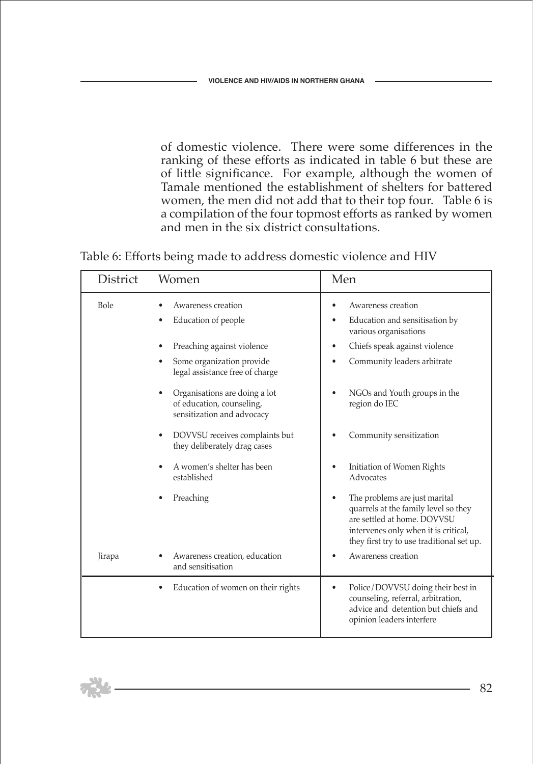of domestic violence. There were some differences in the ranking of these efforts as indicated in table 6 but these are of little significance. For example, although the women of Tamale mentioned the establishment of shelters for battered women, the men did not add that to their top four. Table 6 is a compilation of the four topmost efforts as ranked by women and men in the six district consultations.

Table 6: Efforts being made to address domestic violence and HIV

| District | Women | Men |
|---|---|---|
| Bole | • Awareness creation | • Awareness creation |
| | • Education of people | • Education and sensitisation by various organisations |
| | • Preaching against violence | • Chiefs speak against violence |
| | • Some organization provide legal assistance free of charge | • Community leaders arbitrate |
| | • Organisations are doing a lot of education, counseling, sensitization and advocacy | • NGOs and Youth groups in the region do IEC |
| | • DOVVSU receives complaints but they deliberately drag cases | • Community sensitization |
| | • A women's shelter has been established | • Initiation of Women Rights Advocates |
| | • Preaching | • The problems are just marital quarrels at the family level so they are settled at home. DOVVSU intervenes only when it is critical, they first try to use traditional set up. |
| Jirapa | • Awareness creation, education and sensitisation | • Awareness creation |
| | • Education of women on their rights | • Police/DOVVSU doing their best in counseling, referral, arbitration, advice and detention but chiefs and opinion leaders interfere |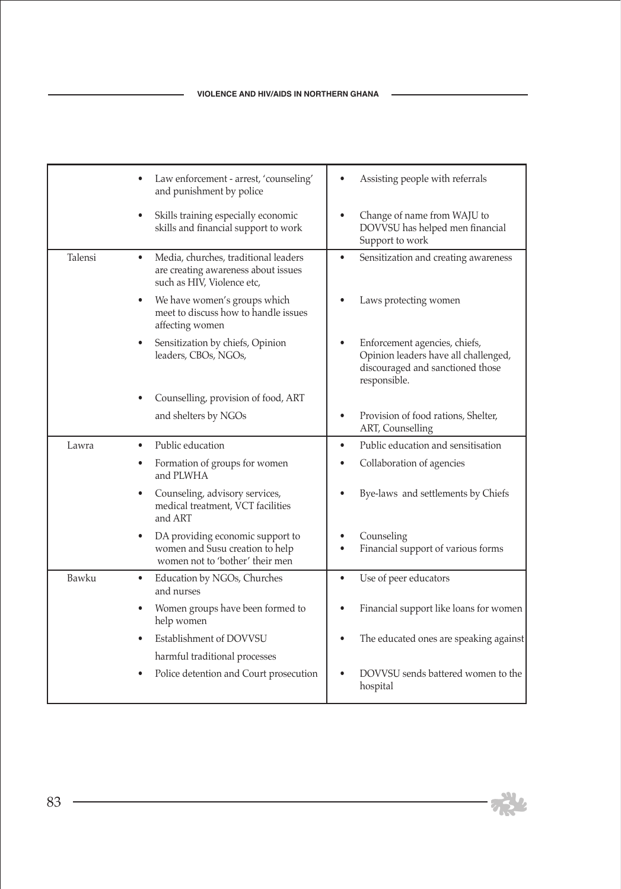| | | |
|---|---|---|
| | • Law enforcement - arrest, 'counseling' and punishment by police<br>• Skills training especially economic skills and financial support to work | • Assisting people with referrals<br>• Change of name from WAJU to DOVVSU has helped men financial Support to work |
| Talensi | • Media, churches, traditional leaders are creating awareness about issues such as HIV, Violence etc,<br>• We have women's groups which meet to discuss how to handle issues affecting women<br>• Sensitization by chiefs, Opinion leaders, CBOs, NGOs,<br>• Counselling, provision of food, ART and shelters by NGOs | • Sensitization and creating awareness<br>• Laws protecting women<br>• Enforcement agencies, chiefs, Opinion leaders have all challenged, discouraged and sanctioned those responsible.<br>• Provision of food rations, Shelter, ART, Counselling |
| Lawra | • Public education<br>• Formation of groups for women and PLWHA<br>• Counseling, advisory services, medical treatment, VCT facilities and ART<br>• DA providing economic support to women and Susu creation to help women not to 'bother' their men | • Public education and sensitisation<br>• Collaboration of agencies<br>• Bye-laws and settlements by Chiefs<br>• Counseling<br>• Financial support of various forms |
| Bawku | • Education by NGOs, Churches and nurses<br>• Women groups have been formed to help women<br>• Establishment of DOVVSU harmful traditional processes<br>• Police detention and Court prosecution | • Use of peer educators<br>• Financial support like loans for women<br>• The educated ones are speaking against<br>• DOVVSU sends battered women to the hospital |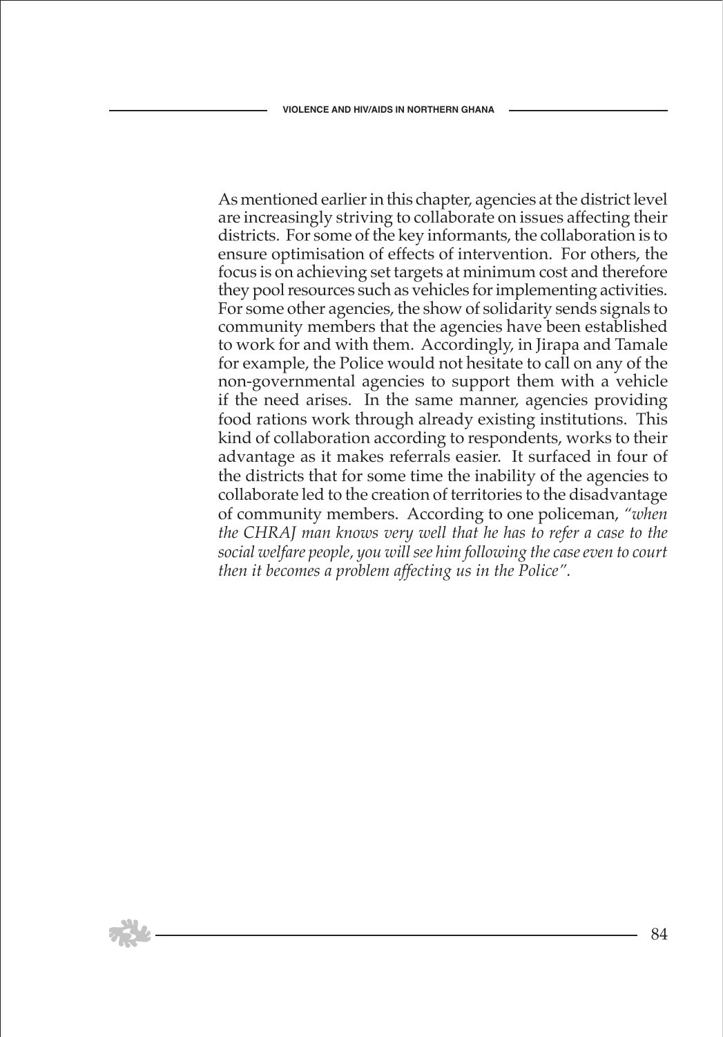As mentioned earlier in this chapter, agencies at the district level are increasingly striving to collaborate on issues affecting their districts. For some of the key informants, the collaboration is to ensure optimisation of effects of intervention. For others, the focus is on achieving set targets at minimum cost and therefore they pool resources such as vehicles for implementing activities. For some other agencies, the show of solidarity sends signals to community members that the agencies have been established to work for and with them. Accordingly, in Jirapa and Tamale for example, the Police would not hesitate to call on any of the non-governmental agencies to support them with a vehicle if the need arises. In the same manner, agencies providing food rations work through already existing institutions. This kind of collaboration according to respondents, works to their advantage as it makes referrals easier. It surfaced in four of the districts that for some time the inability of the agencies to collaborate led to the creation of territories to the disadvantage of community members. According to one policeman, *"when the CHRAJ man knows very well that he has to refer a case to the social welfare people, you will see him following the case even to court then it becomes a problem affecting us in the Police".*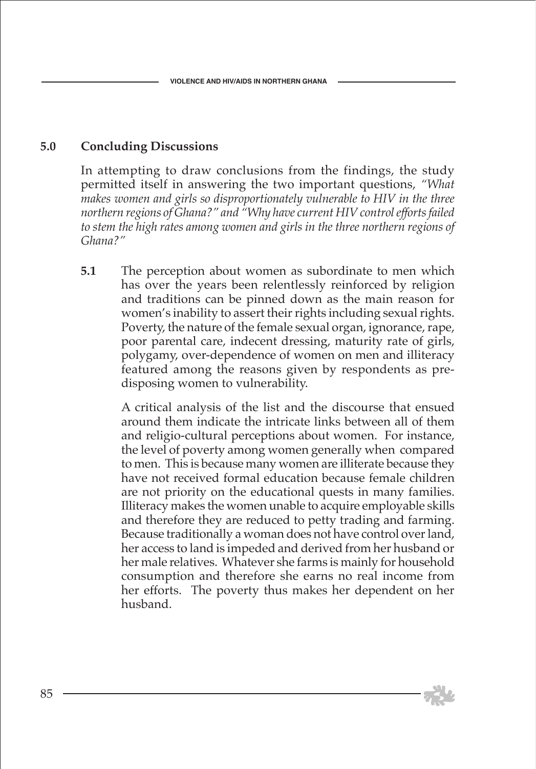## 5.0 Concluding Discussions

In attempting to draw conclusions from the findings, the study permitted itself in answering the two important questions, *"What makes women and girls so disproportionately vulnerable to HIV in the three northern regions of Ghana?" and "Why have current HIV control efforts failed to stem the high rates among women and girls in the three northern regions of Ghana?"*

**5.1** The perception about women as subordinate to men which has over the years been relentlessly reinforced by religion and traditions can be pinned down as the main reason for women's inability to assert their rights including sexual rights. Poverty, the nature of the female sexual organ, ignorance, rape, poor parental care, indecent dressing, maturity rate of girls, polygamy, over-dependence of women on men and illiteracy featured among the reasons given by respondents as pre-disposing women to vulnerability.

A critical analysis of the list and the discourse that ensued around them indicate the intricate links between all of them and religio-cultural perceptions about women. For instance, the level of poverty among women generally when compared to men. This is because many women are illiterate because they have not received formal education because female children are not priority on the educational quests in many families. Illiteracy makes the women unable to acquire employable skills and therefore they are reduced to petty trading and farming. Because traditionally a woman does not have control over land, her access to land is impeded and derived from her husband or her male relatives. Whatever she farms is mainly for household consumption and therefore she earns no real income from her efforts. The poverty thus makes her dependent on her husband.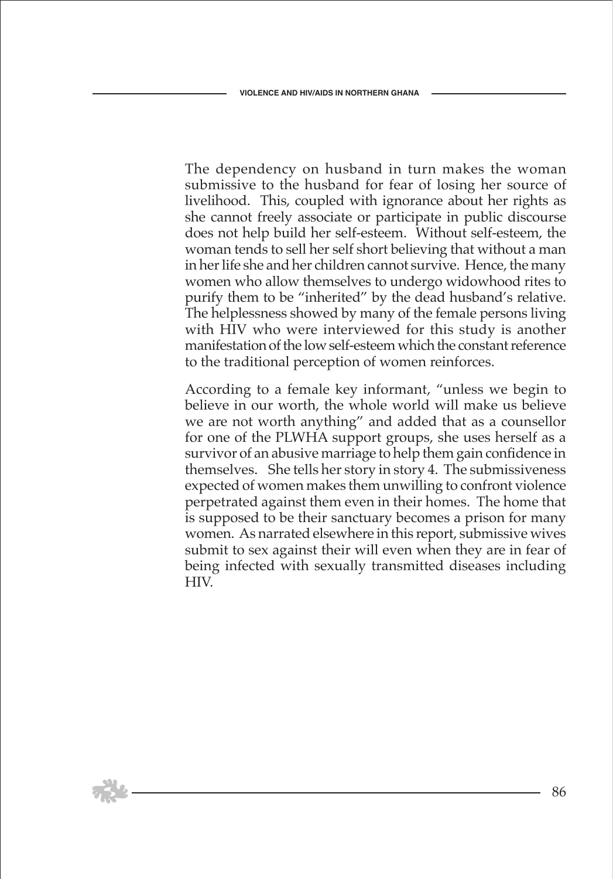The dependency on husband in turn makes the woman submissive to the husband for fear of losing her source of livelihood. This, coupled with ignorance about her rights as she cannot freely associate or participate in public discourse does not help build her self-esteem. Without self-esteem, the woman tends to sell her self short believing that without a man in her life she and her children cannot survive. Hence, the many women who allow themselves to undergo widowhood rites to purify them to be "inherited" by the dead husband's relative. The helplessness showed by many of the female persons living with HIV who were interviewed for this study is another manifestation of the low self-esteem which the constant reference to the traditional perception of women reinforces.

According to a female key informant, "unless we begin to believe in our worth, the whole world will make us believe we are not worth anything" and added that as a counsellor for one of the PLWHA support groups, she uses herself as a survivor of an abusive marriage to help them gain confidence in themselves. She tells her story in story 4. The submissiveness expected of women makes them unwilling to confront violence perpetrated against them even in their homes. The home that is supposed to be their sanctuary becomes a prison for many women. As narrated elsewhere in this report, submissive wives submit to sex against their will even when they are in fear of being infected with sexually transmitted diseases including HIV.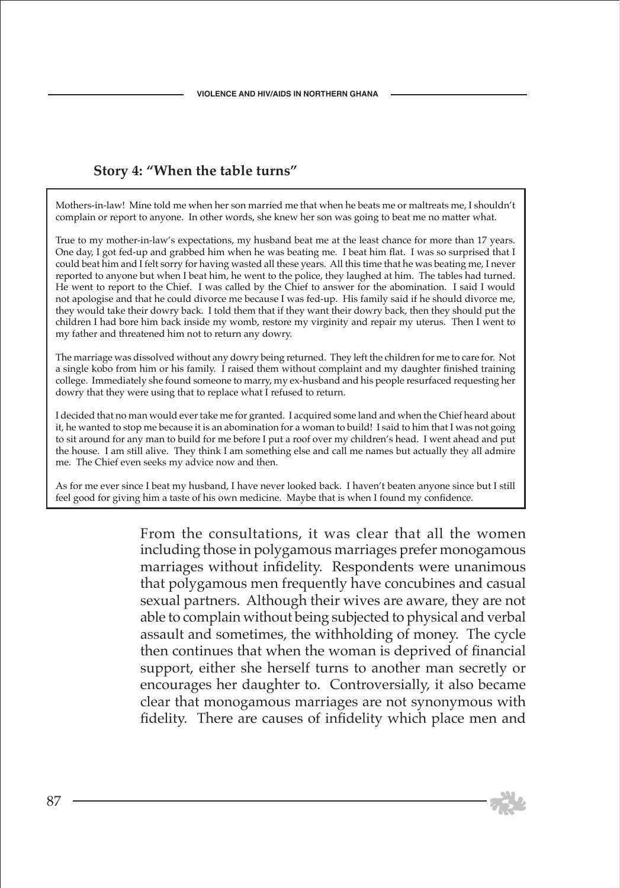### Story 4: "When the table turns"

> Mothers-in-law! Mine told me when her son married me that when he beats me or maltreats me, I shouldn't complain or report to anyone. In other words, she knew her son was going to beat me no matter what.
>
> True to my mother-in-law's expectations, my husband beat me at the least chance for more than 17 years. One day, I got fed-up and grabbed him when he was beating me. I beat him flat. I was so surprised that I could beat him and I felt sorry for having wasted all these years. All this time that he was beating me, I never reported to anyone but when I beat him, he went to the police, they laughed at him. The tables had turned. He went to report to the Chief. I was called by the Chief to answer for the abomination. I said I would not apologise and that he could divorce me because I was fed-up. His family said if he should divorce me, they would take their dowry back. I told them that if they want their dowry back, then they should put the children I had bore him back inside my womb, restore my virginity and repair my uterus. Then I went to my father and threatened him not to return any dowry.
>
> The marriage was dissolved without any dowry being returned. They left the children for me to care for. Not a single kobo from him or his family. I raised them without complaint and my daughter finished training college. Immediately she found someone to marry, my ex-husband and his people resurfaced requesting her dowry that they were using that to replace what I refused to return.
>
> I decided that no man would ever take me for granted. I acquired some land and when the Chief heard about it, he wanted to stop me because it is an abomination for a woman to build! I said to him that I was not going to sit around for any man to build for me before I put a roof over my children's head. I went ahead and put the house. I am still alive. They think I am something else and call me names but actually they all admire me. The Chief even seeks my advice now and then.
>
> As for me ever since I beat my husband, I have never looked back. I haven't beaten anyone since but I still feel good for giving him a taste of his own medicine. Maybe that is when I found my confidence.

From the consultations, it was clear that all the women including those in polygamous marriages prefer monogamous marriages without infidelity. Respondents were unanimous that polygamous men frequently have concubines and casual sexual partners. Although their wives are aware, they are not able to complain without being subjected to physical and verbal assault and sometimes, the withholding of money. The cycle then continues that when the woman is deprived of financial support, either she herself turns to another man secretly or encourages her daughter to. Controversially, it also became clear that monogamous marriages are not synonymous with fidelity. There are causes of infidelity which place men and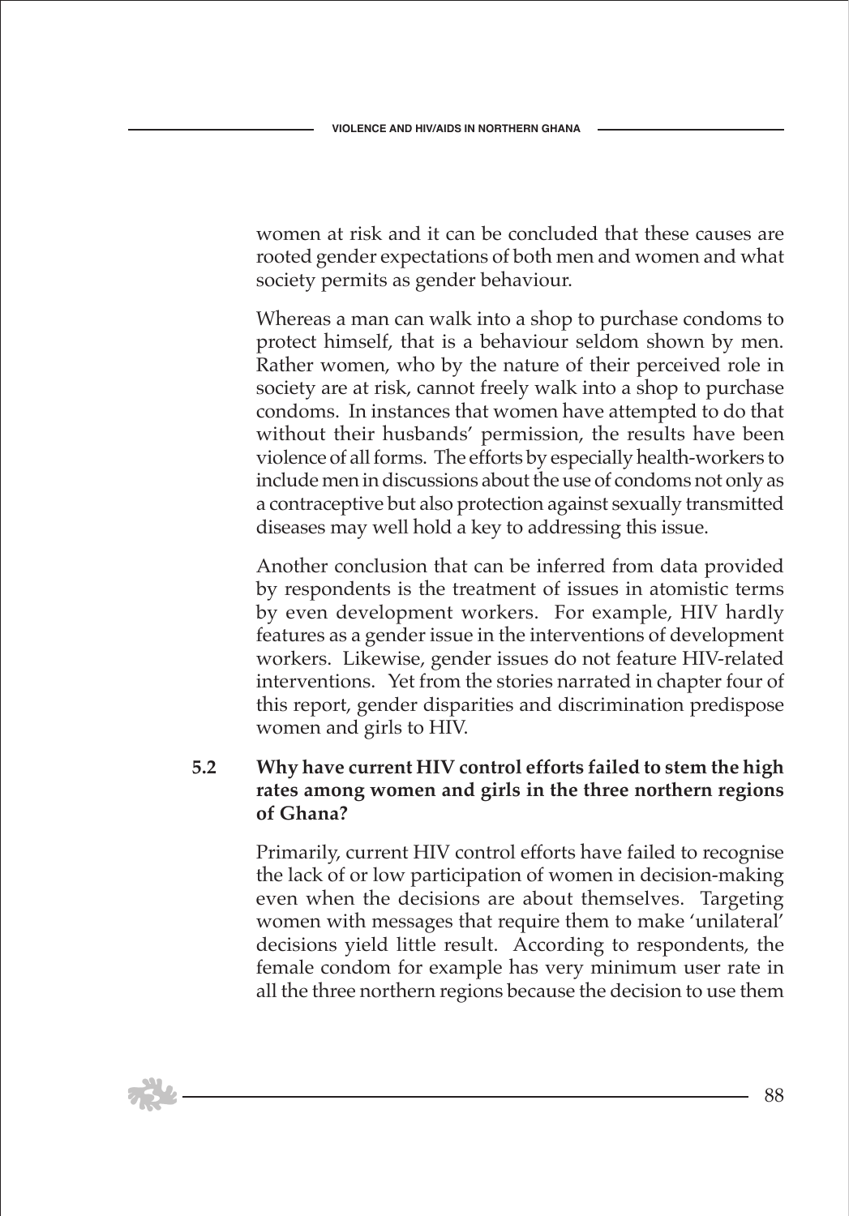women at risk and it can be concluded that these causes are rooted gender expectations of both men and women and what society permits as gender behaviour.

Whereas a man can walk into a shop to purchase condoms to protect himself, that is a behaviour seldom shown by men. Rather women, who by the nature of their perceived role in society are at risk, cannot freely walk into a shop to purchase condoms. In instances that women have attempted to do that without their husbands' permission, the results have been violence of all forms. The efforts by especially health-workers to include men in discussions about the use of condoms not only as a contraceptive but also protection against sexually transmitted diseases may well hold a key to addressing this issue.

Another conclusion that can be inferred from data provided by respondents is the treatment of issues in atomistic terms by even development workers. For example, HIV hardly features as a gender issue in the interventions of development workers. Likewise, gender issues do not feature HIV-related interventions. Yet from the stories narrated in chapter four of this report, gender disparities and discrimination predispose women and girls to HIV.

### 5.2 Why have current HIV control efforts failed to stem the high rates among women and girls in the three northern regions of Ghana?

Primarily, current HIV control efforts have failed to recognise the lack of or low participation of women in decision-making even when the decisions are about themselves. Targeting women with messages that require them to make 'unilateral' decisions yield little result. According to respondents, the female condom for example has very minimum user rate in all the three northern regions because the decision to use them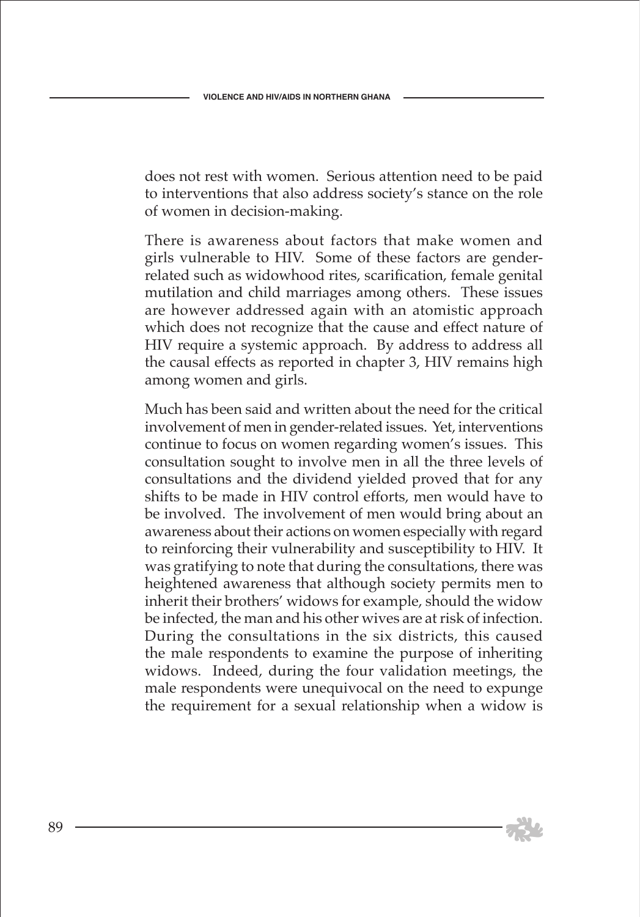does not rest with women. Serious attention need to be paid to interventions that also address society's stance on the role of women in decision-making.

There is awareness about factors that make women and girls vulnerable to HIV. Some of these factors are gender-related such as widowhood rites, scarification, female genital mutilation and child marriages among others. These issues are however addressed again with an atomistic approach which does not recognize that the cause and effect nature of HIV require a systemic approach. By address to address all the causal effects as reported in chapter 3, HIV remains high among women and girls.

Much has been said and written about the need for the critical involvement of men in gender-related issues. Yet, interventions continue to focus on women regarding women's issues. This consultation sought to involve men in all the three levels of consultations and the dividend yielded proved that for any shifts to be made in HIV control efforts, men would have to be involved. The involvement of men would bring about an awareness about their actions on women especially with regard to reinforcing their vulnerability and susceptibility to HIV. It was gratifying to note that during the consultations, there was heightened awareness that although society permits men to inherit their brothers' widows for example, should the widow be infected, the man and his other wives are at risk of infection. During the consultations in the six districts, this caused the male respondents to examine the purpose of inheriting widows. Indeed, during the four validation meetings, the male respondents were unequivocal on the need to expunge the requirement for a sexual relationship when a widow is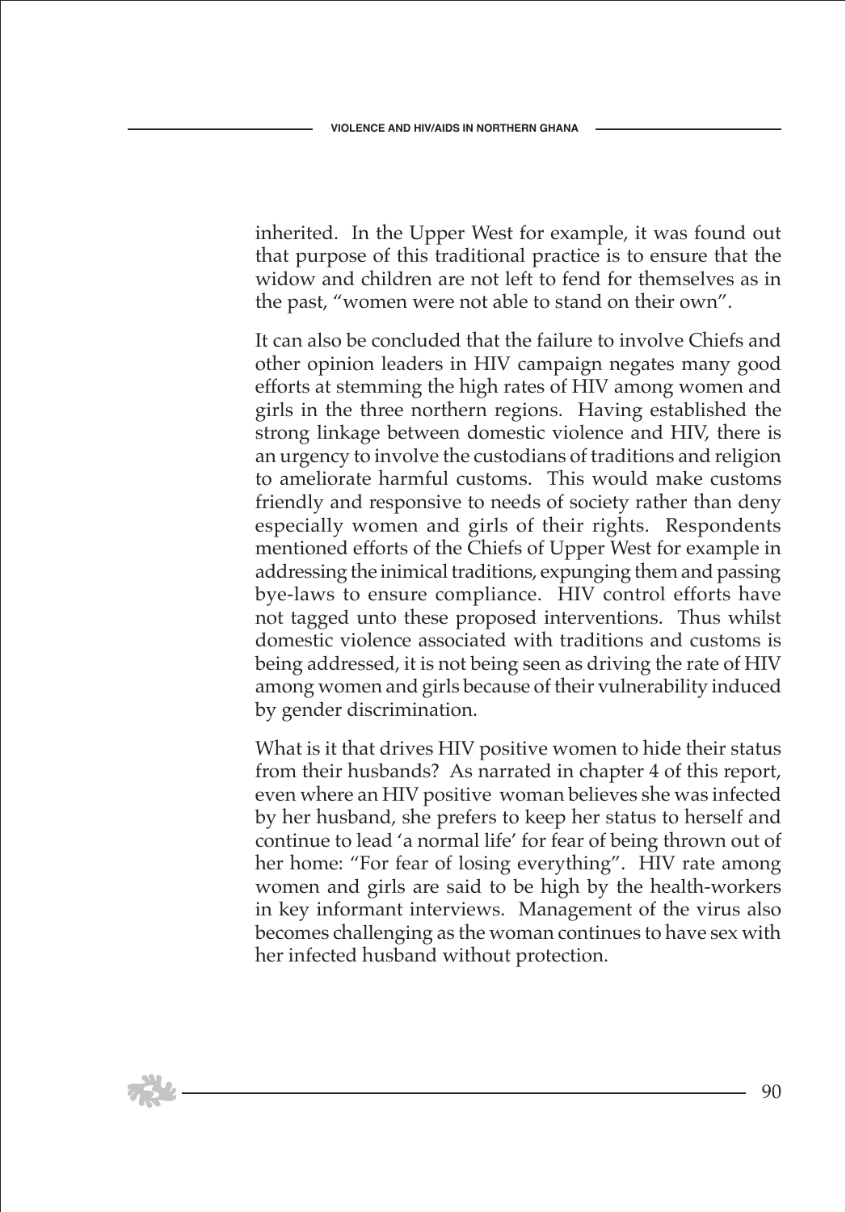inherited. In the Upper West for example, it was found out that purpose of this traditional practice is to ensure that the widow and children are not left to fend for themselves as in the past, "women were not able to stand on their own".

It can also be concluded that the failure to involve Chiefs and other opinion leaders in HIV campaign negates many good efforts at stemming the high rates of HIV among women and girls in the three northern regions. Having established the strong linkage between domestic violence and HIV, there is an urgency to involve the custodians of traditions and religion to ameliorate harmful customs. This would make customs friendly and responsive to needs of society rather than deny especially women and girls of their rights. Respondents mentioned efforts of the Chiefs of Upper West for example in addressing the inimical traditions, expunging them and passing bye-laws to ensure compliance. HIV control efforts have not tagged unto these proposed interventions. Thus whilst domestic violence associated with traditions and customs is being addressed, it is not being seen as driving the rate of HIV among women and girls because of their vulnerability induced by gender discrimination.

What is it that drives HIV positive women to hide their status from their husbands? As narrated in chapter 4 of this report, even where an HIV positive woman believes she was infected by her husband, she prefers to keep her status to herself and continue to lead 'a normal life' for fear of being thrown out of her home: "For fear of losing everything". HIV rate among women and girls are said to be high by the health-workers in key informant interviews. Management of the virus also becomes challenging as the woman continues to have sex with her infected husband without protection.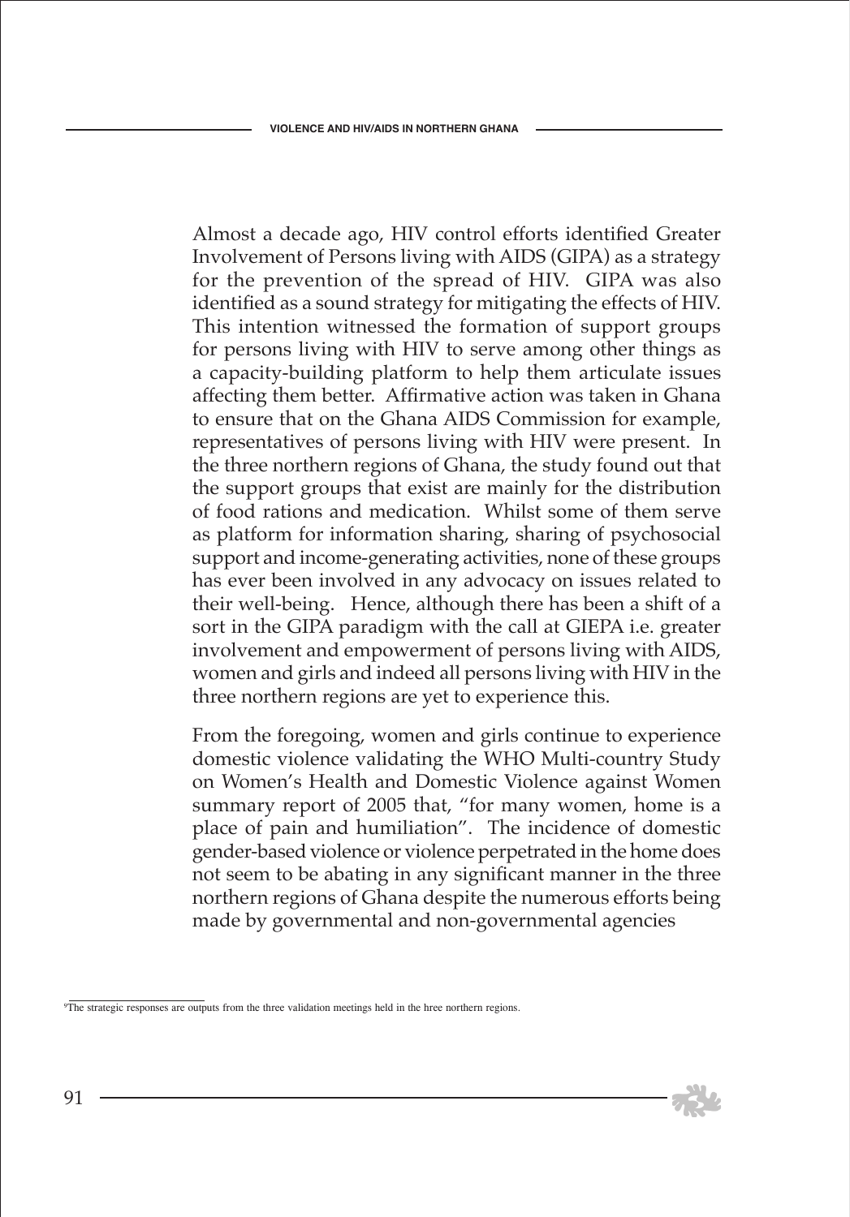Almost a decade ago, HIV control efforts identified Greater Involvement of Persons living with AIDS (GIPA) as a strategy for the prevention of the spread of HIV. GIPA was also identified as a sound strategy for mitigating the effects of HIV. This intention witnessed the formation of support groups for persons living with HIV to serve among other things as a capacity-building platform to help them articulate issues affecting them better. Affirmative action was taken in Ghana to ensure that on the Ghana AIDS Commission for example, representatives of persons living with HIV were present. In the three northern regions of Ghana, the study found out that the support groups that exist are mainly for the distribution of food rations and medication. Whilst some of them serve as platform for information sharing, sharing of psychosocial support and income-generating activities, none of these groups has ever been involved in any advocacy on issues related to their well-being. Hence, although there has been a shift of a sort in the GIPA paradigm with the call at GIEPA i.e. greater involvement and empowerment of persons living with AIDS, women and girls and indeed all persons living with HIV in the three northern regions are yet to experience this.

From the foregoing, women and girls continue to experience domestic violence validating the WHO Multi-country Study on Women's Health and Domestic Violence against Women summary report of 2005 that, "for many women, home is a place of pain and humiliation". The incidence of domestic gender-based violence or violence perpetrated in the home does not seem to be abating in any significant manner in the three northern regions of Ghana despite the numerous efforts being made by governmental and non-governmental agencies

---

[9]The strategic responses are outputs from the three validation meetings held in the hree northern regions.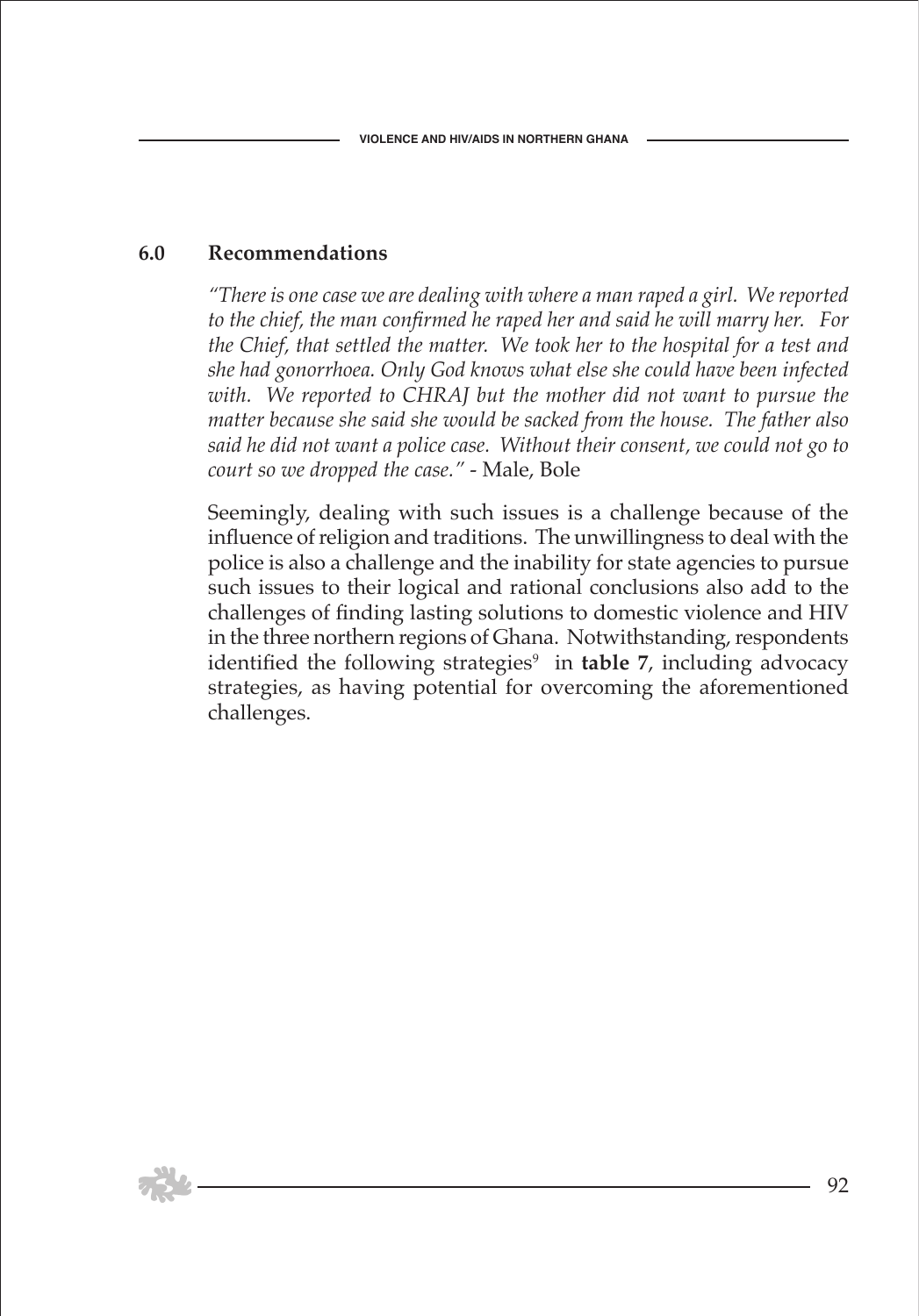## 6.0 Recommendations

*"There is one case we are dealing with where a man raped a girl. We reported to the chief, the man confirmed he raped her and said he will marry her. For the Chief, that settled the matter. We took her to the hospital for a test and she had gonorrhoea. Only God knows what else she could have been infected with. We reported to CHRAJ but the mother did not want to pursue the matter because she said she would be sacked from the house. The father also said he did not want a police case. Without their consent, we could not go to court so we dropped the case."* - Male, Bole

Seemingly, dealing with such issues is a challenge because of the influence of religion and traditions. The unwillingness to deal with the police is also a challenge and the inability for state agencies to pursue such issues to their logical and rational conclusions also add to the challenges of finding lasting solutions to domestic violence and HIV in the three northern regions of Ghana. Notwithstanding, respondents identified the following strategies[9] in **table 7**, including advocacy strategies, as having potential for overcoming the aforementioned challenges.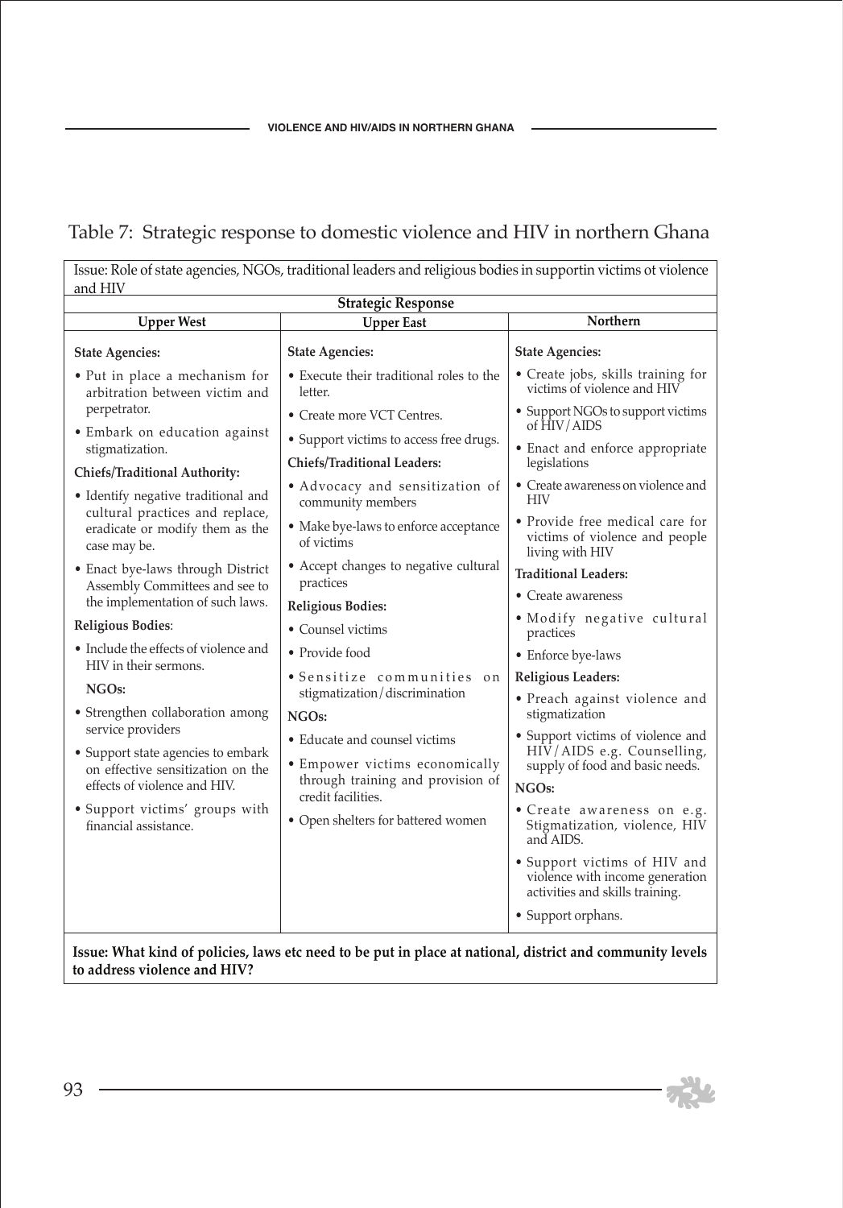## Table 7: Strategic response to domestic violence and HIV in northern Ghana

| Issue: Role of state agencies, NGOs, traditional leaders and religious bodies in supportin victims ot violence and HIV | | |
|---|---|---|
| **Strategic Response** | | |
| **Upper West** | **Upper East** | **Northern** |
| **State Agencies:**<br>• Put in place a mechanism for arbitration between victim and perpetrator.<br>• Embark on education against stigmatization.<br>**Chiefs/Traditional Authority:**<br>• Identify negative traditional and cultural practices and replace, eradicate or modify them as the case may be.<br>• Enact bye-laws through District Assembly Committees and see to the implementation of such laws.<br>**Religious Bodies**:<br>• Include the effects of violence and HIV in their sermons.<br>**NGOs:**<br>• Strengthen collaboration among service providers<br>• Support state agencies to embark on effective sensitization on the effects of violence and HIV.<br>• Support victims' groups with financial assistance. | **State Agencies:**<br>• Execute their traditional roles to the letter.<br>• Create more VCT Centres.<br>• Support victims to access free drugs.<br>**Chiefs/Traditional Leaders:**<br>• Advocacy and sensitization of community members<br>• Make bye-laws to enforce acceptance of victims<br>• Accept changes to negative cultural practices<br>**Religious Bodies:**<br>• Counsel victims<br>• Provide food<br>• Sensitize communities on stigmatization/discrimination<br>**NGOs:**<br>• Educate and counsel victims<br>• Empower victims economically through training and provision of credit facilities.<br>• Open shelters for battered women | **State Agencies:**<br>• Create jobs, skills training for victims of violence and HIV<br>• Support NGOs to support victims of HIV/AIDS<br>• Enact and enforce appropriate legislations<br>• Create awareness on violence and HIV<br>• Provide free medical care for victims of violence and people living with HIV<br>**Traditional Leaders:**<br>• Create awareness<br>• Modify negative cultural practices<br>• Enforce bye-laws<br>**Religious Leaders:**<br>• Preach against violence and stigmatization<br>• Support victims of violence and HIV/AIDS e.g. Counselling, supply of food and basic needs.<br>**NGOs:**<br>• Create awareness on e.g. Stigmatization, violence, HIV and AIDS.<br>• Support victims of HIV and violence with income generation activities and skills training.<br>• Support orphans. |
| **Issue: What kind of policies, laws etc need to be put in place at national, district and community levels to address violence and HIV?** | | |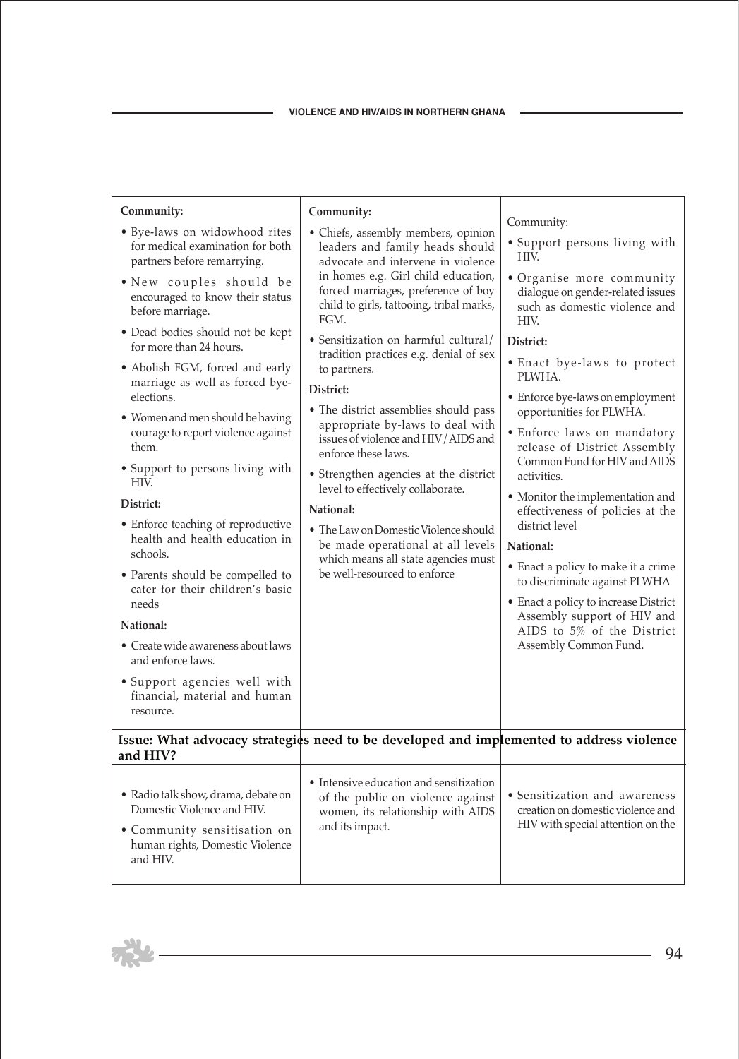| | | |
|---|---|---|
| **Community:**<br>• Bye-laws on widowhood rites for medical examination for both partners before remarrying.<br>• New couples should be encouraged to know their status before marriage.<br>• Dead bodies should not be kept for more than 24 hours.<br>• Abolish FGM, forced and early marriage as well as forced bye-elections.<br>• Women and men should be having courage to report violence against them.<br>• Support to persons living with HIV.<br>**District:**<br>• Enforce teaching of reproductive health and health education in schools.<br>• Parents should be compelled to cater for their children's basic needs<br>**National:**<br>• Create wide awareness about laws and enforce laws.<br>• Support agencies well with financial, material and human resource. | **Community:**<br>• Chiefs, assembly members, opinion leaders and family heads should advocate and intervene in violence in homes e.g. Girl child education, forced marriages, preference of boy child to girls, tattooing, tribal marks, FGM.<br>• Sensitization on harmful cultural/ tradition practices e.g. denial of sex to partners.<br>**District:**<br>• The district assemblies should pass appropriate by-laws to deal with issues of violence and HIV/AIDS and enforce these laws.<br>• Strengthen agencies at the district level to effectively collaborate.<br>**National:**<br>• The Law on Domestic Violence should be made operational at all levels which means all state agencies must be well-resourced to enforce | Community:<br>• Support persons living with HIV.<br>• Organise more community dialogue on gender-related issues such as domestic violence and HIV.<br>**District:**<br>• Enact bye-laws to protect PLWHA.<br>• Enforce bye-laws on employment opportunities for PLWHA.<br>• Enforce laws on mandatory release of District Assembly Common Fund for HIV and AIDS activities.<br>• Monitor the implementation and effectiveness of policies at the district level<br>**National:**<br>• Enact a policy to make it a crime to discriminate against PLWHA<br>• Enact a policy to increase District Assembly support of HIV and AIDS to 5% of the District Assembly Common Fund. |
| **Issue: What advocacy strategies need to be developed and implemented to address violence and HIV?** | | |
| • Radio talk show, drama, debate on Domestic Violence and HIV.<br>• Community sensitisation on human rights, Domestic Violence and HIV. | • Intensive education and sensitization of the public on violence against women, its relationship with AIDS and its impact. | • Sensitization and awareness creation on domestic violence and HIV with special attention on the |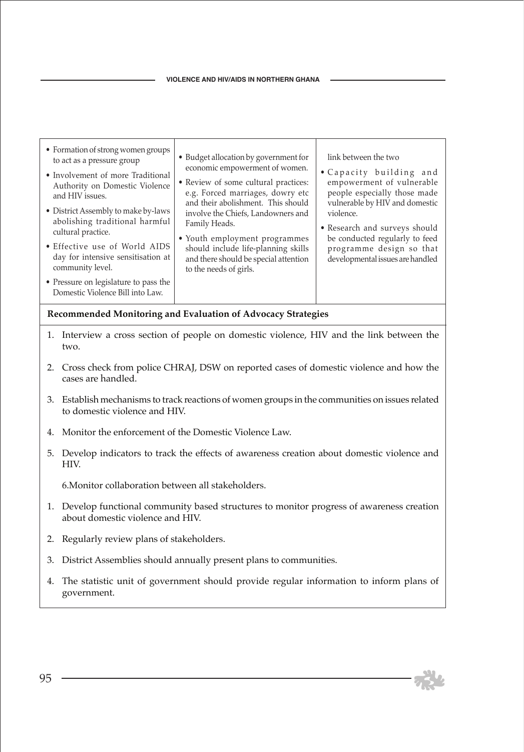| | | |
|---|---|---|
| • Formation of strong women groups to act as a pressure group<br>• Involvement of more Traditional Authority on Domestic Violence and HIV issues.<br>• District Assembly to make by-laws abolishing traditional harmful cultural practice.<br>• Effective use of World AIDS day for intensive sensitisation at community level.<br>• Pressure on legislature to pass the Domestic Violence Bill into Law. | • Budget allocation by government for economic empowerment of women.<br>• Review of some cultural practices: e.g. Forced marriages, dowry etc and their abolishment. This should involve the Chiefs, Landowners and Family Heads.<br>• Youth employment programmes should include life-planning skills and there should be special attention to the needs of girls. | link between the two<br>• Capacity building and empowerment of vulnerable people especially those made vulnerable by HIV and domestic violence.<br>• Research and surveys should be conducted regularly to feed programme design so that developmental issues are handled |

**Recommended Monitoring and Evaluation of Advocacy Strategies**

1. Interview a cross section of people on domestic violence, HIV and the link between the two.
2. Cross check from police CHRAJ, DSW on reported cases of domestic violence and how the cases are handled.
3. Establish mechanisms to track reactions of women groups in the communities on issues related to domestic violence and HIV.
4. Monitor the enforcement of the Domestic Violence Law.
5. Develop indicators to track the effects of awareness creation about domestic violence and HIV.

   6.Monitor collaboration between all stakeholders.

1. Develop functional community based structures to monitor progress of awareness creation about domestic violence and HIV.
2. Regularly review plans of stakeholders.
3. District Assemblies should annually present plans to communities.
4. The statistic unit of government should provide regular information to inform plans of government.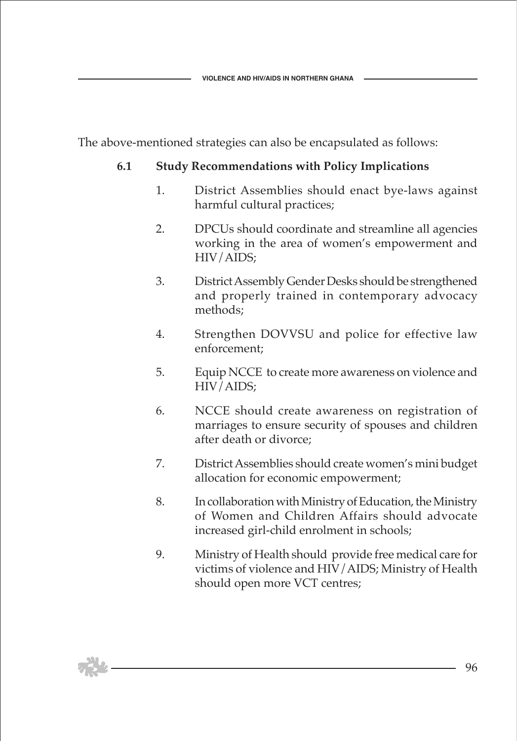The above-mentioned strategies can also be encapsulated as follows:

### 6.1 Study Recommendations with Policy Implications

1. District Assemblies should enact bye-laws against harmful cultural practices;
2. DPCUs should coordinate and streamline all agencies working in the area of women's empowerment and HIV/AIDS;
3. District Assembly Gender Desks should be strengthened and properly trained in contemporary advocacy methods;
4. Strengthen DOVVSU and police for effective law enforcement;
5. Equip NCCE to create more awareness on violence and HIV/AIDS;
6. NCCE should create awareness on registration of marriages to ensure security of spouses and children after death or divorce;
7. District Assemblies should create women's mini budget allocation for economic empowerment;
8. In collaboration with Ministry of Education, the Ministry of Women and Children Affairs should advocate increased girl-child enrolment in schools;
9. Ministry of Health should provide free medical care for victims of violence and HIV/AIDS; Ministry of Health should open more VCT centres;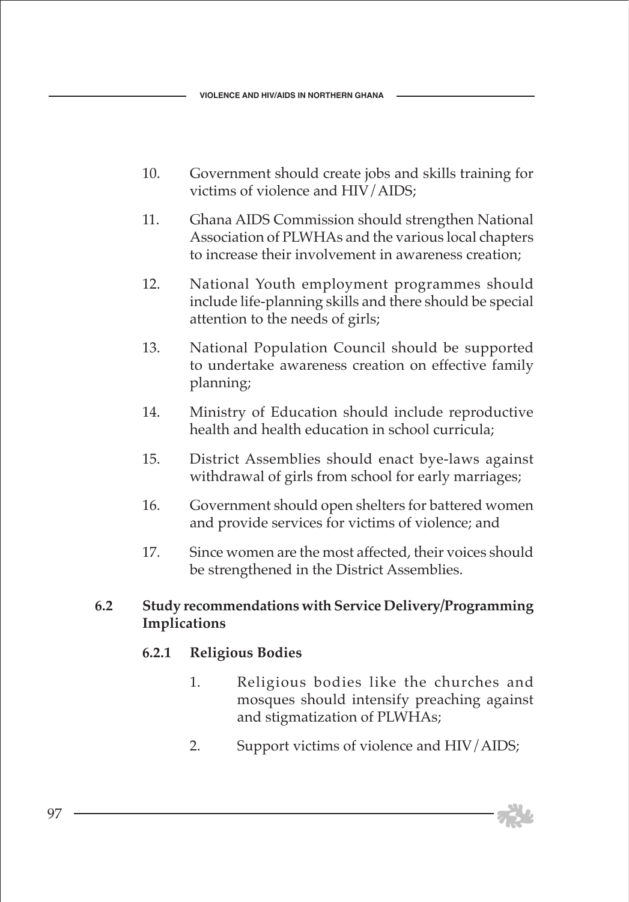10. Government should create jobs and skills training for victims of violence and HIV/AIDS;
11. Ghana AIDS Commission should strengthen National Association of PLWHAs and the various local chapters to increase their involvement in awareness creation;
12. National Youth employment programmes should include life-planning skills and there should be special attention to the needs of girls;
13. National Population Council should be supported to undertake awareness creation on effective family planning;
14. Ministry of Education should include reproductive health and health education in school curricula;
15. District Assemblies should enact bye-laws against withdrawal of girls from school for early marriages;
16. Government should open shelters for battered women and provide services for victims of violence; and
17. Since women are the most affected, their voices should be strengthened in the District Assemblies.

## 6.2 Study recommendations with Service Delivery/Programming Implications

### 6.2.1 Religious Bodies

1. Religious bodies like the churches and mosques should intensify preaching against and stigmatization of PLWHAs;
2. Support victims of violence and HIV/AIDS;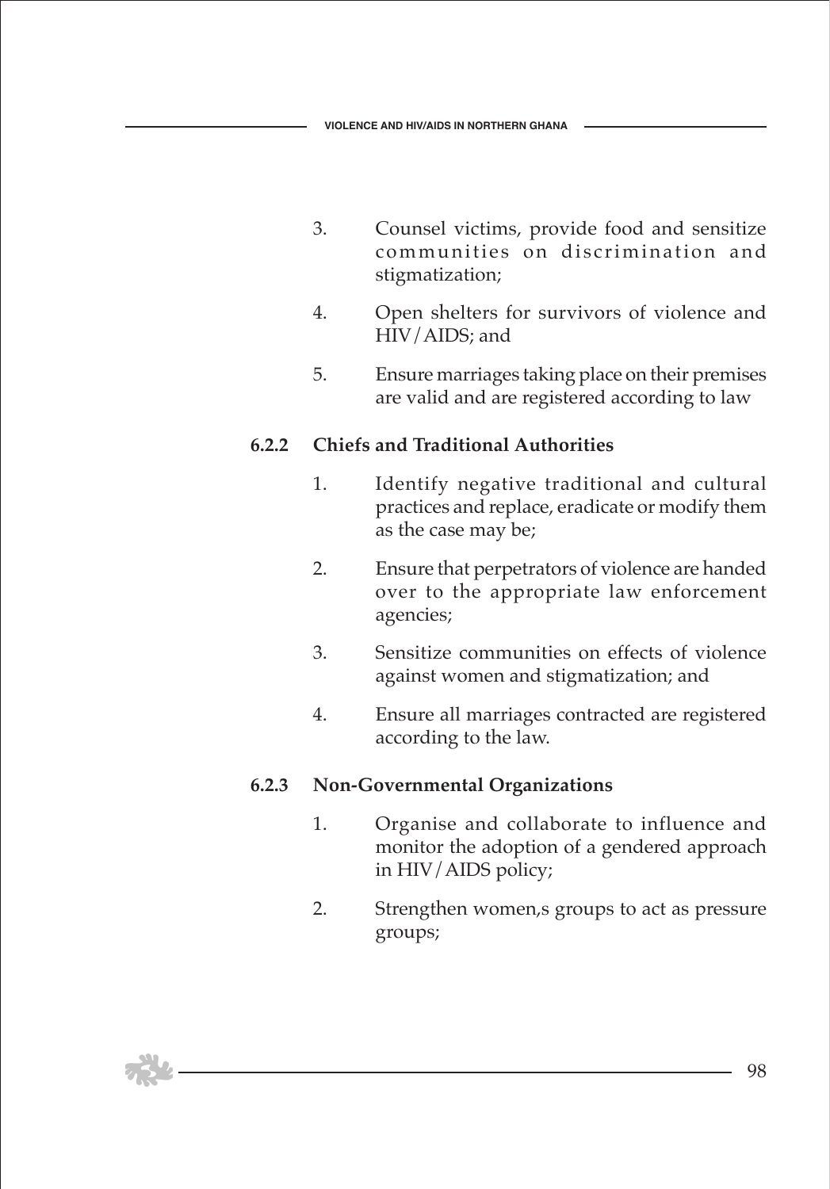3. Counsel victims, provide food and sensitize communities on discrimination and stigmatization;
4. Open shelters for survivors of violence and HIV/AIDS; and
5. Ensure marriages taking place on their premises are valid and are registered according to law

### 6.2.2 Chiefs and Traditional Authorities

1. Identify negative traditional and cultural practices and replace, eradicate or modify them as the case may be;
2. Ensure that perpetrators of violence are handed over to the appropriate law enforcement agencies;
3. Sensitize communities on effects of violence against women and stigmatization; and
4. Ensure all marriages contracted are registered according to the law.

### 6.2.3 Non-Governmental Organizations

1. Organise and collaborate to influence and monitor the adoption of a gendered approach in HIV/AIDS policy;
2. Strengthen women,s groups to act as pressure groups;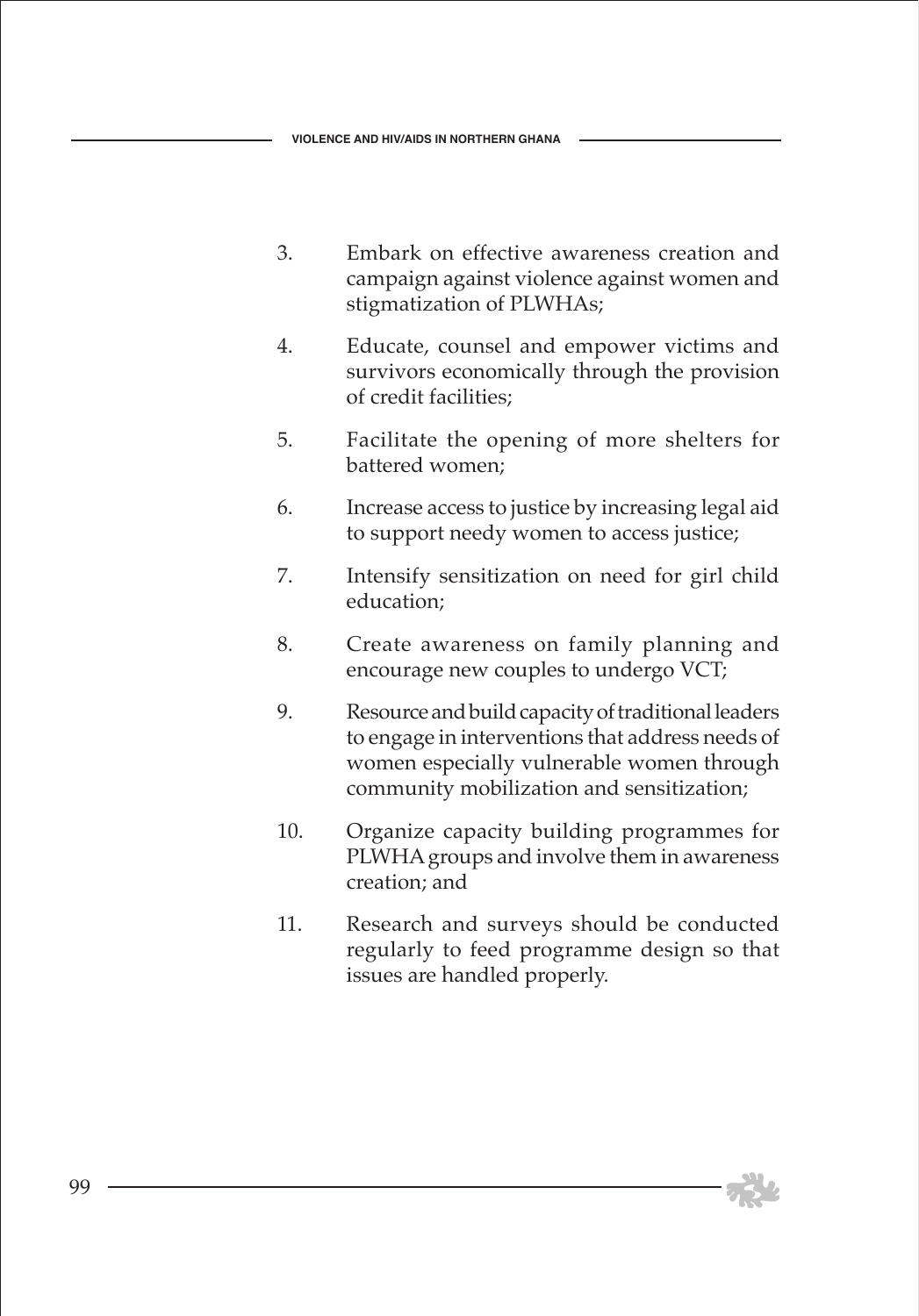3. Embark on effective awareness creation and campaign against violence against women and stigmatization of PLWHAs;

4. Educate, counsel and empower victims and survivors economically through the provision of credit facilities;

5. Facilitate the opening of more shelters for battered women;

6. Increase access to justice by increasing legal aid to support needy women to access justice;

7. Intensify sensitization on need for girl child education;

8. Create awareness on family planning and encourage new couples to undergo VCT;

9. Resource and build capacity of traditional leaders to engage in interventions that address needs of women especially vulnerable women through community mobilization and sensitization;

10. Organize capacity building programmes for PLWHA groups and involve them in awareness creation; and

11. Research and surveys should be conducted regularly to feed programme design so that issues are handled properly.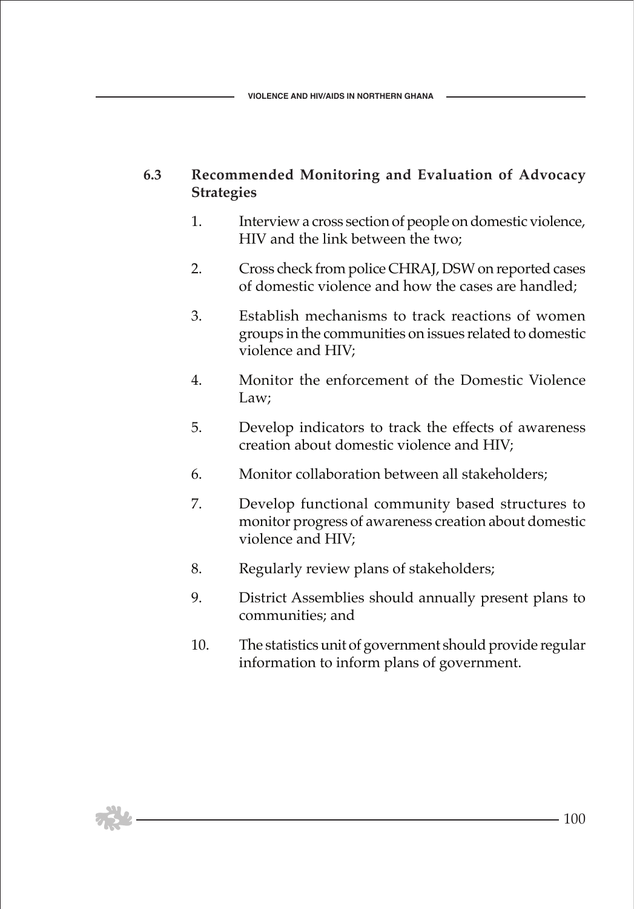### 6.3 Recommended Monitoring and Evaluation of Advocacy Strategies

1. Interview a cross section of people on domestic violence, HIV and the link between the two;
2. Cross check from police CHRAJ, DSW on reported cases of domestic violence and how the cases are handled;
3. Establish mechanisms to track reactions of women groups in the communities on issues related to domestic violence and HIV;
4. Monitor the enforcement of the Domestic Violence Law;
5. Develop indicators to track the effects of awareness creation about domestic violence and HIV;
6. Monitor collaboration between all stakeholders;
7. Develop functional community based structures to monitor progress of awareness creation about domestic violence and HIV;
8. Regularly review plans of stakeholders;
9. District Assemblies should annually present plans to communities; and
10. The statistics unit of government should provide regular information to inform plans of government.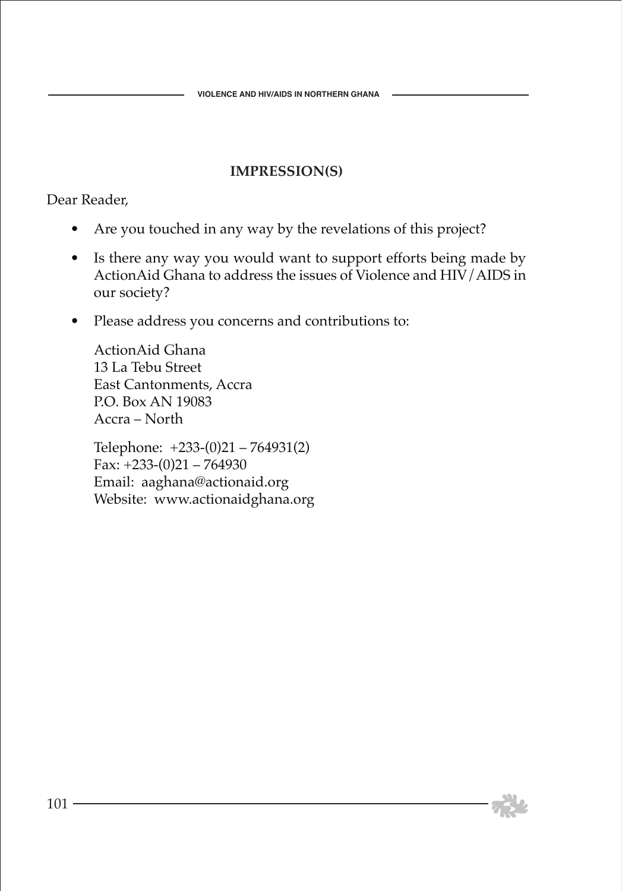## IMPRESSION(S)

Dear Reader,

- Are you touched in any way by the revelations of this project?
- Is there any way you would want to support efforts being made by ActionAid Ghana to address the issues of Violence and HIV/AIDS in our society?
- Please address you concerns and contributions to:

  ActionAid Ghana
  13 La Tebu Street
  East Cantonments, Accra
  P.O. Box AN 19083
  Accra – North

  Telephone: +233-(0)21 – 764931(2)
  Fax: +233-(0)21 – 764930
  Email: aaghana@actionaid.org
  Website: www.actionaidghana.org